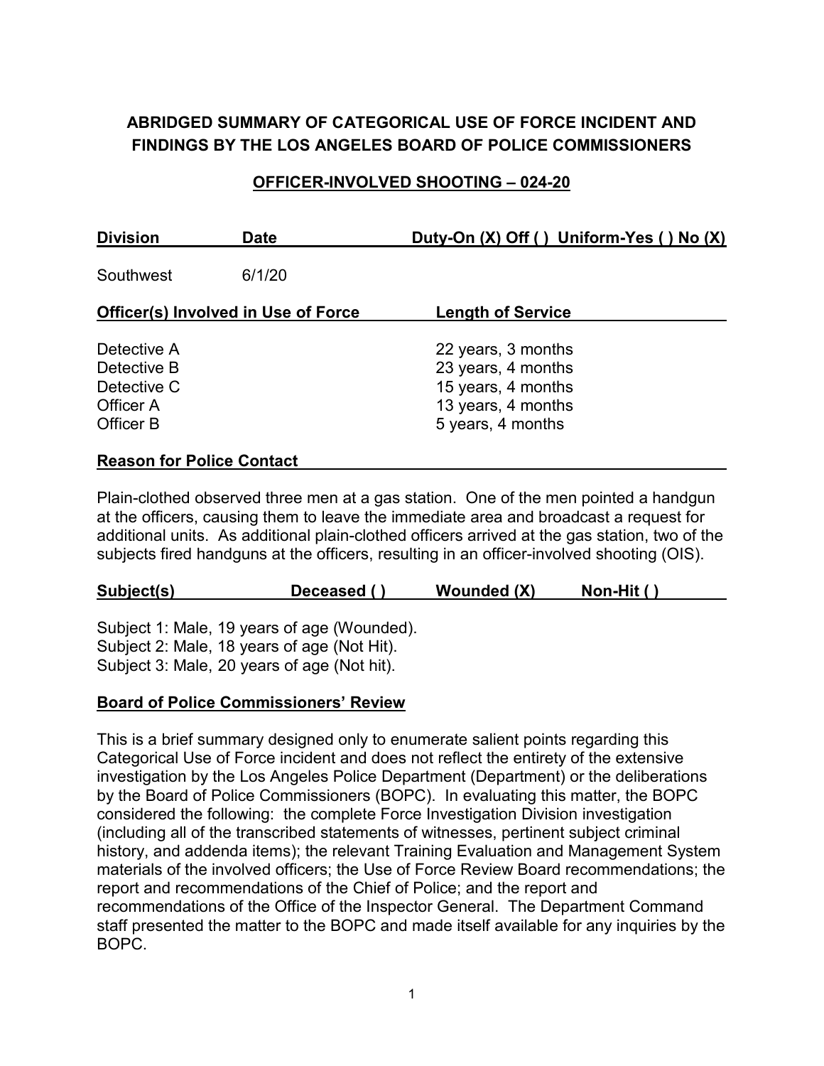# ABRIDGED SUMMARY OF CATEGORICAL USE OF FORCE INCIDENT AND FINDINGS BY THE LOS ANGELES BOARD OF POLICE COMMISSIONERS

## OFFICER-INVOLVED SHOOTING – 024-20

| Division | Date | Duty-On (X) Off ( ) Uniform-Yes ( ) No (X) |
|---|---|---|
| Southwest | 6/1/20 | |

| Officer(s) Involved in Use of Force | Length of Service |
|---|---|
| Detective A | 22 years, 3 months |
| Detective B | 23 years, 4 months |
| Detective C | 15 years, 4 months |
| Officer A | 13 years, 4 months |
| Officer B | 5 years, 4 months |

**Reason for Police Contact**

Plain-clothed observed three men at a gas station. One of the men pointed a handgun at the officers, causing them to leave the immediate area and broadcast a request for additional units. As additional plain-clothed officers arrived at the gas station, two of the subjects fired handguns at the officers, resulting in an officer-involved shooting (OIS).

| Subject(s) | Deceased ( ) | Wounded (X) | Non-Hit ( ) |
|---|---|---|---|

Subject 1: Male, 19 years of age (Wounded).
Subject 2: Male, 18 years of age (Not Hit).
Subject 3: Male, 20 years of age (Not hit).

**Board of Police Commissioners' Review**

This is a brief summary designed only to enumerate salient points regarding this Categorical Use of Force incident and does not reflect the entirety of the extensive investigation by the Los Angeles Police Department (Department) or the deliberations by the Board of Police Commissioners (BOPC). In evaluating this matter, the BOPC considered the following: the complete Force Investigation Division investigation (including all of the transcribed statements of witnesses, pertinent subject criminal history, and addenda items); the relevant Training Evaluation and Management System materials of the involved officers; the Use of Force Review Board recommendations; the report and recommendations of the Chief of Police; and the report and recommendations of the Office of the Inspector General. The Department Command staff presented the matter to the BOPC and made itself available for any inquiries by the BOPC.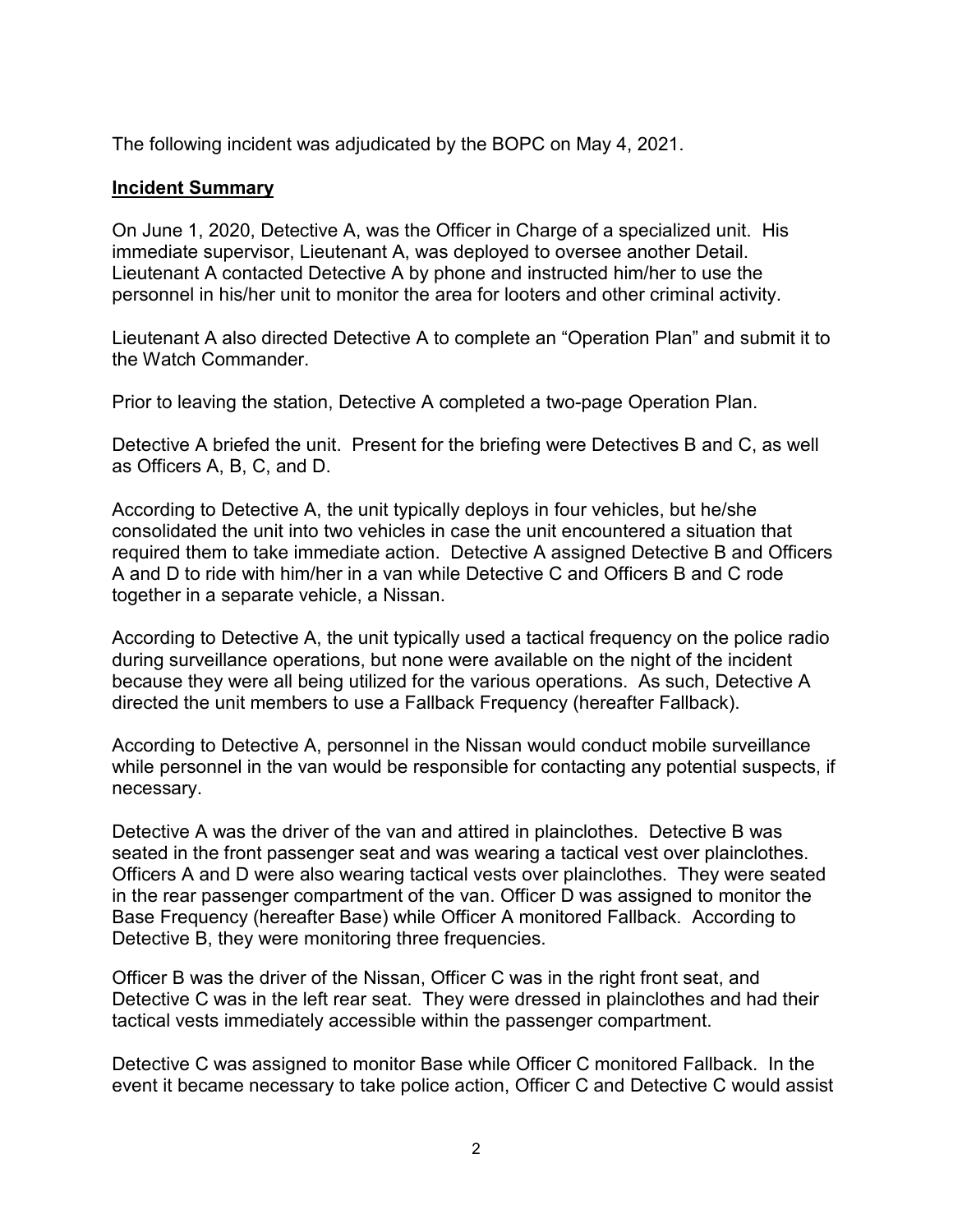The following incident was adjudicated by the BOPC on May 4, 2021.

**Incident Summary**

On June 1, 2020, Detective A, was the Officer in Charge of a specialized unit. His immediate supervisor, Lieutenant A, was deployed to oversee another Detail. Lieutenant A contacted Detective A by phone and instructed him/her to use the personnel in his/her unit to monitor the area for looters and other criminal activity.

Lieutenant A also directed Detective A to complete an "Operation Plan" and submit it to the Watch Commander.

Prior to leaving the station, Detective A completed a two-page Operation Plan.

Detective A briefed the unit. Present for the briefing were Detectives B and C, as well as Officers A, B, C, and D.

According to Detective A, the unit typically deploys in four vehicles, but he/she consolidated the unit into two vehicles in case the unit encountered a situation that required them to take immediate action. Detective A assigned Detective B and Officers A and D to ride with him/her in a van while Detective C and Officers B and C rode together in a separate vehicle, a Nissan.

According to Detective A, the unit typically used a tactical frequency on the police radio during surveillance operations, but none were available on the night of the incident because they were all being utilized for the various operations. As such, Detective A directed the unit members to use a Fallback Frequency (hereafter Fallback).

According to Detective A, personnel in the Nissan would conduct mobile surveillance while personnel in the van would be responsible for contacting any potential suspects, if necessary.

Detective A was the driver of the van and attired in plainclothes. Detective B was seated in the front passenger seat and was wearing a tactical vest over plainclothes. Officers A and D were also wearing tactical vests over plainclothes. They were seated in the rear passenger compartment of the van. Officer D was assigned to monitor the Base Frequency (hereafter Base) while Officer A monitored Fallback. According to Detective B, they were monitoring three frequencies.

Officer B was the driver of the Nissan, Officer C was in the right front seat, and Detective C was in the left rear seat. They were dressed in plainclothes and had their tactical vests immediately accessible within the passenger compartment.

Detective C was assigned to monitor Base while Officer C monitored Fallback. In the event it became necessary to take police action, Officer C and Detective C would assist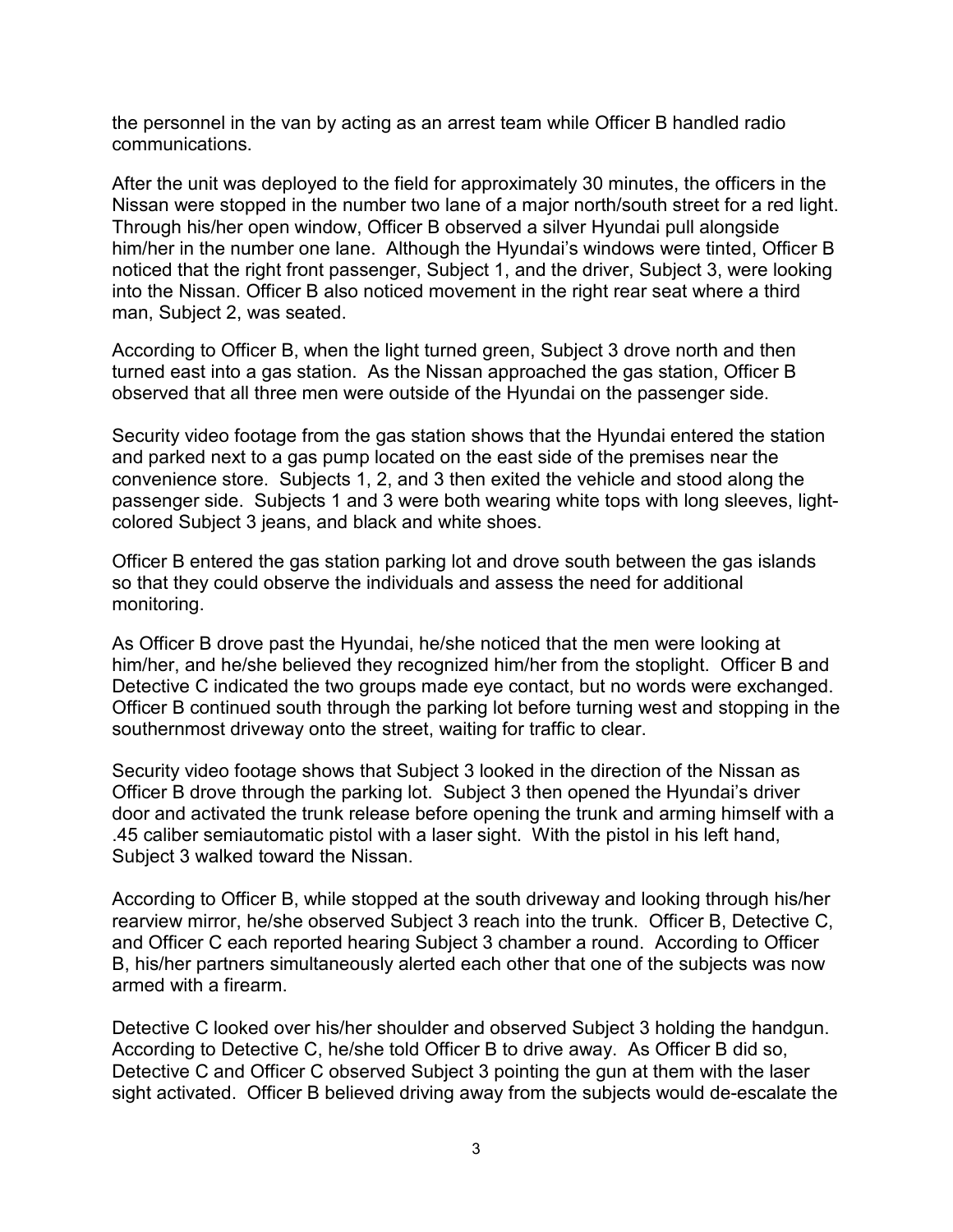the personnel in the van by acting as an arrest team while Officer B handled radio communications.

After the unit was deployed to the field for approximately 30 minutes, the officers in the Nissan were stopped in the number two lane of a major north/south street for a red light. Through his/her open window, Officer B observed a silver Hyundai pull alongside him/her in the number one lane. Although the Hyundai's windows were tinted, Officer B noticed that the right front passenger, Subject 1, and the driver, Subject 3, were looking into the Nissan. Officer B also noticed movement in the right rear seat where a third man, Subject 2, was seated.

According to Officer B, when the light turned green, Subject 3 drove north and then turned east into a gas station. As the Nissan approached the gas station, Officer B observed that all three men were outside of the Hyundai on the passenger side.

Security video footage from the gas station shows that the Hyundai entered the station and parked next to a gas pump located on the east side of the premises near the convenience store. Subjects 1, 2, and 3 then exited the vehicle and stood along the passenger side. Subjects 1 and 3 were both wearing white tops with long sleeves, light-colored Subject 3 jeans, and black and white shoes.

Officer B entered the gas station parking lot and drove south between the gas islands so that they could observe the individuals and assess the need for additional monitoring.

As Officer B drove past the Hyundai, he/she noticed that the men were looking at him/her, and he/she believed they recognized him/her from the stoplight. Officer B and Detective C indicated the two groups made eye contact, but no words were exchanged. Officer B continued south through the parking lot before turning west and stopping in the southernmost driveway onto the street, waiting for traffic to clear.

Security video footage shows that Subject 3 looked in the direction of the Nissan as Officer B drove through the parking lot. Subject 3 then opened the Hyundai's driver door and activated the trunk release before opening the trunk and arming himself with a .45 caliber semiautomatic pistol with a laser sight. With the pistol in his left hand, Subject 3 walked toward the Nissan.

According to Officer B, while stopped at the south driveway and looking through his/her rearview mirror, he/she observed Subject 3 reach into the trunk. Officer B, Detective C, and Officer C each reported hearing Subject 3 chamber a round. According to Officer B, his/her partners simultaneously alerted each other that one of the subjects was now armed with a firearm.

Detective C looked over his/her shoulder and observed Subject 3 holding the handgun. According to Detective C, he/she told Officer B to drive away. As Officer B did so, Detective C and Officer C observed Subject 3 pointing the gun at them with the laser sight activated. Officer B believed driving away from the subjects would de-escalate the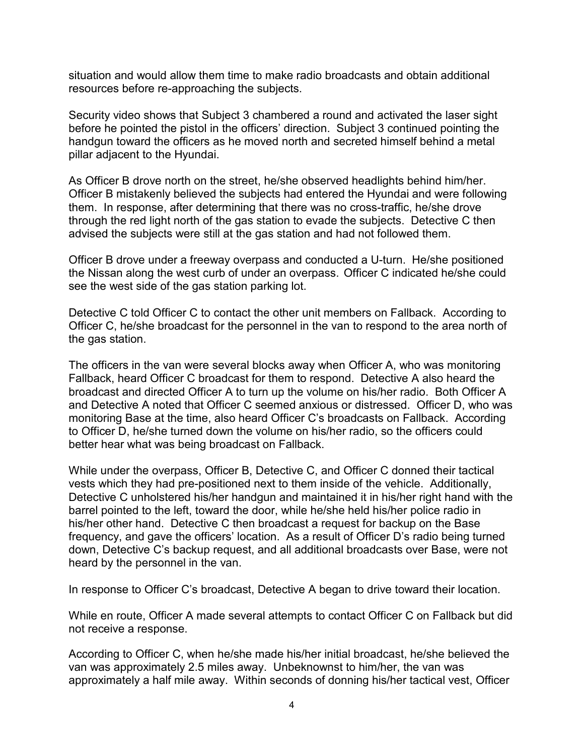situation and would allow them time to make radio broadcasts and obtain additional resources before re-approaching the subjects.

Security video shows that Subject 3 chambered a round and activated the laser sight before he pointed the pistol in the officers' direction. Subject 3 continued pointing the handgun toward the officers as he moved north and secreted himself behind a metal pillar adjacent to the Hyundai.

As Officer B drove north on the street, he/she observed headlights behind him/her. Officer B mistakenly believed the subjects had entered the Hyundai and were following them. In response, after determining that there was no cross-traffic, he/she drove through the red light north of the gas station to evade the subjects. Detective C then advised the subjects were still at the gas station and had not followed them.

Officer B drove under a freeway overpass and conducted a U-turn. He/she positioned the Nissan along the west curb of under an overpass. Officer C indicated he/she could see the west side of the gas station parking lot.

Detective C told Officer C to contact the other unit members on Fallback. According to Officer C, he/she broadcast for the personnel in the van to respond to the area north of the gas station.

The officers in the van were several blocks away when Officer A, who was monitoring Fallback, heard Officer C broadcast for them to respond. Detective A also heard the broadcast and directed Officer A to turn up the volume on his/her radio. Both Officer A and Detective A noted that Officer C seemed anxious or distressed. Officer D, who was monitoring Base at the time, also heard Officer C's broadcasts on Fallback. According to Officer D, he/she turned down the volume on his/her radio, so the officers could better hear what was being broadcast on Fallback.

While under the overpass, Officer B, Detective C, and Officer C donned their tactical vests which they had pre-positioned next to them inside of the vehicle. Additionally, Detective C unholstered his/her handgun and maintained it in his/her right hand with the barrel pointed to the left, toward the door, while he/she held his/her police radio in his/her other hand. Detective C then broadcast a request for backup on the Base frequency, and gave the officers' location. As a result of Officer D's radio being turned down, Detective C's backup request, and all additional broadcasts over Base, were not heard by the personnel in the van.

In response to Officer C's broadcast, Detective A began to drive toward their location.

While en route, Officer A made several attempts to contact Officer C on Fallback but did not receive a response.

According to Officer C, when he/she made his/her initial broadcast, he/she believed the van was approximately 2.5 miles away. Unbeknownst to him/her, the van was approximately a half mile away. Within seconds of donning his/her tactical vest, Officer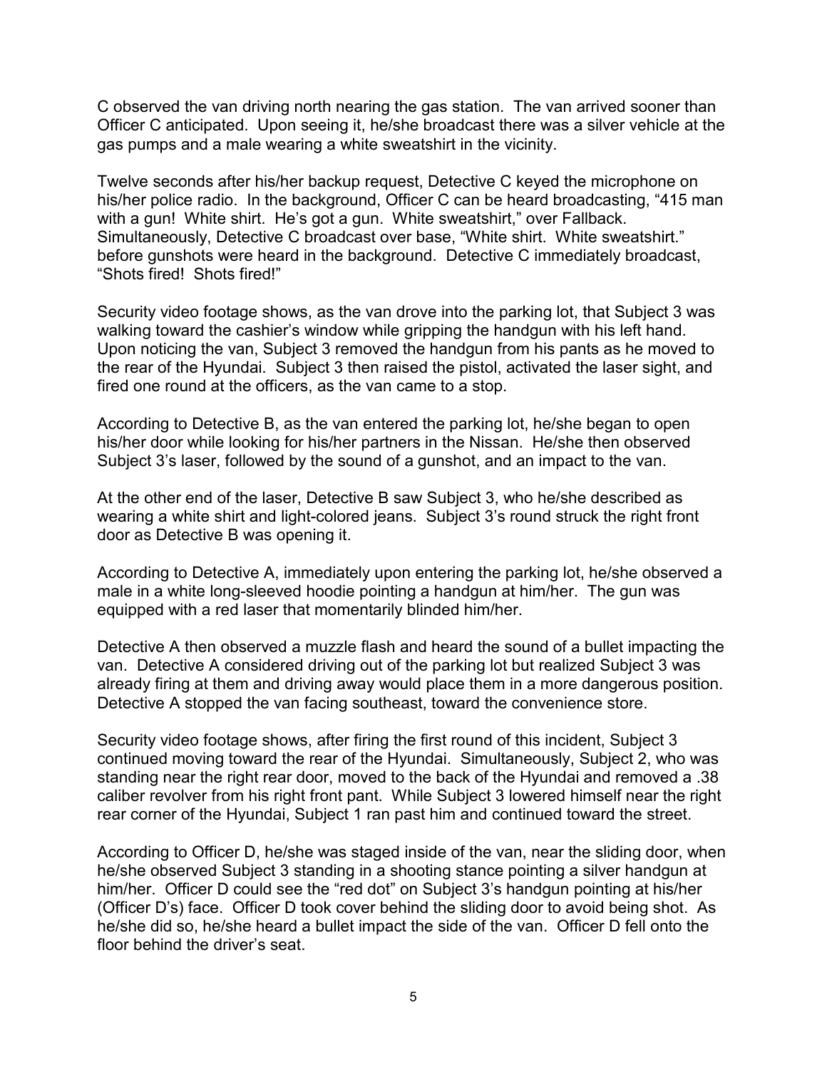C observed the van driving north nearing the gas station. The van arrived sooner than Officer C anticipated. Upon seeing it, he/she broadcast there was a silver vehicle at the gas pumps and a male wearing a white sweatshirt in the vicinity.

Twelve seconds after his/her backup request, Detective C keyed the microphone on his/her police radio. In the background, Officer C can be heard broadcasting, "415 man with a gun! White shirt. He's got a gun. White sweatshirt," over Fallback. Simultaneously, Detective C broadcast over base, "White shirt. White sweatshirt." before gunshots were heard in the background. Detective C immediately broadcast, "Shots fired! Shots fired!"

Security video footage shows, as the van drove into the parking lot, that Subject 3 was walking toward the cashier's window while gripping the handgun with his left hand. Upon noticing the van, Subject 3 removed the handgun from his pants as he moved to the rear of the Hyundai. Subject 3 then raised the pistol, activated the laser sight, and fired one round at the officers, as the van came to a stop.

According to Detective B, as the van entered the parking lot, he/she began to open his/her door while looking for his/her partners in the Nissan. He/she then observed Subject 3's laser, followed by the sound of a gunshot, and an impact to the van.

At the other end of the laser, Detective B saw Subject 3, who he/she described as wearing a white shirt and light-colored jeans. Subject 3's round struck the right front door as Detective B was opening it.

According to Detective A, immediately upon entering the parking lot, he/she observed a male in a white long-sleeved hoodie pointing a handgun at him/her. The gun was equipped with a red laser that momentarily blinded him/her.

Detective A then observed a muzzle flash and heard the sound of a bullet impacting the van. Detective A considered driving out of the parking lot but realized Subject 3 was already firing at them and driving away would place them in a more dangerous position. Detective A stopped the van facing southeast, toward the convenience store.

Security video footage shows, after firing the first round of this incident, Subject 3 continued moving toward the rear of the Hyundai. Simultaneously, Subject 2, who was standing near the right rear door, moved to the back of the Hyundai and removed a .38 caliber revolver from his right front pant. While Subject 3 lowered himself near the right rear corner of the Hyundai, Subject 1 ran past him and continued toward the street.

According to Officer D, he/she was staged inside of the van, near the sliding door, when he/she observed Subject 3 standing in a shooting stance pointing a silver handgun at him/her. Officer D could see the "red dot" on Subject 3's handgun pointing at his/her (Officer D's) face. Officer D took cover behind the sliding door to avoid being shot. As he/she did so, he/she heard a bullet impact the side of the van. Officer D fell onto the floor behind the driver's seat.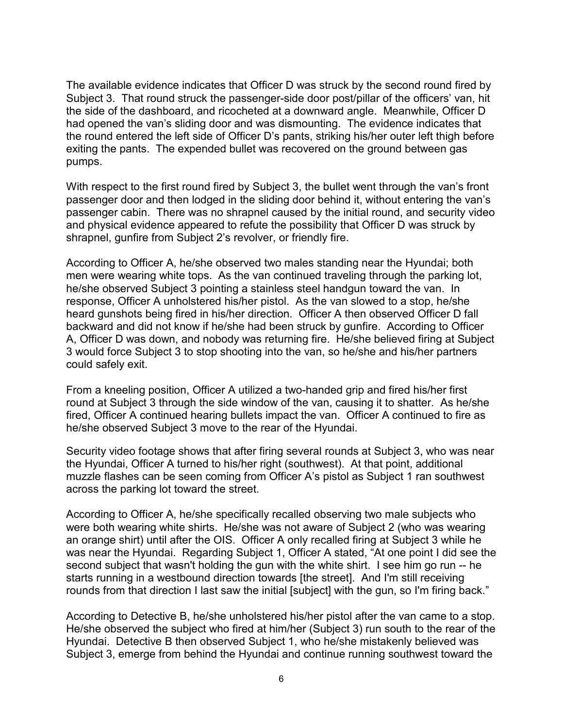The available evidence indicates that Officer D was struck by the second round fired by Subject 3. That round struck the passenger-side door post/pillar of the officers' van, hit the side of the dashboard, and ricocheted at a downward angle. Meanwhile, Officer D had opened the van's sliding door and was dismounting. The evidence indicates that the round entered the left side of Officer D's pants, striking his/her outer left thigh before exiting the pants. The expended bullet was recovered on the ground between gas pumps.

With respect to the first round fired by Subject 3, the bullet went through the van's front passenger door and then lodged in the sliding door behind it, without entering the van's passenger cabin. There was no shrapnel caused by the initial round, and security video and physical evidence appeared to refute the possibility that Officer D was struck by shrapnel, gunfire from Subject 2's revolver, or friendly fire.

According to Officer A, he/she observed two males standing near the Hyundai; both men were wearing white tops. As the van continued traveling through the parking lot, he/she observed Subject 3 pointing a stainless steel handgun toward the van. In response, Officer A unholstered his/her pistol. As the van slowed to a stop, he/she heard gunshots being fired in his/her direction. Officer A then observed Officer D fall backward and did not know if he/she had been struck by gunfire. According to Officer A, Officer D was down, and nobody was returning fire. He/she believed firing at Subject 3 would force Subject 3 to stop shooting into the van, so he/she and his/her partners could safely exit.

From a kneeling position, Officer A utilized a two-handed grip and fired his/her first round at Subject 3 through the side window of the van, causing it to shatter. As he/she fired, Officer A continued hearing bullets impact the van. Officer A continued to fire as he/she observed Subject 3 move to the rear of the Hyundai.

Security video footage shows that after firing several rounds at Subject 3, who was near the Hyundai, Officer A turned to his/her right (southwest). At that point, additional muzzle flashes can be seen coming from Officer A's pistol as Subject 1 ran southwest across the parking lot toward the street.

According to Officer A, he/she specifically recalled observing two male subjects who were both wearing white shirts. He/she was not aware of Subject 2 (who was wearing an orange shirt) until after the OIS. Officer A only recalled firing at Subject 3 while he was near the Hyundai. Regarding Subject 1, Officer A stated, "At one point I did see the second subject that wasn't holding the gun with the white shirt. I see him go run -- he starts running in a westbound direction towards [the street]. And I'm still receiving rounds from that direction I last saw the initial [subject] with the gun, so I'm firing back."

According to Detective B, he/she unholstered his/her pistol after the van came to a stop. He/she observed the subject who fired at him/her (Subject 3) run south to the rear of the Hyundai. Detective B then observed Subject 1, who he/she mistakenly believed was Subject 3, emerge from behind the Hyundai and continue running southwest toward the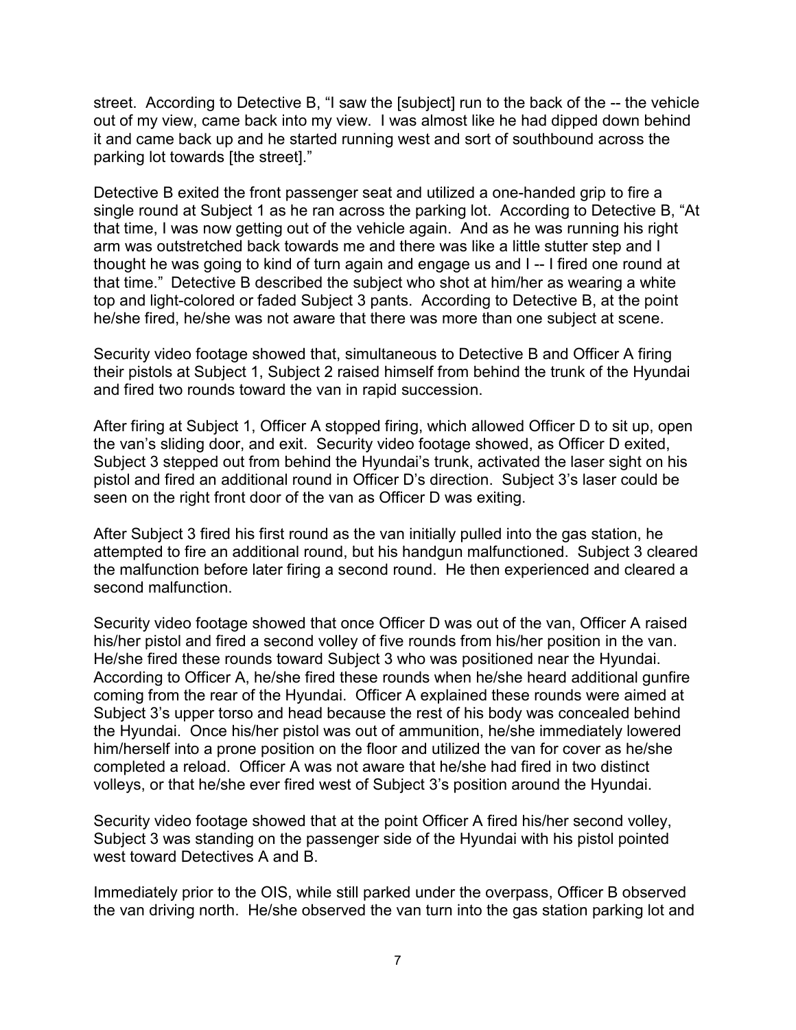street. According to Detective B, "I saw the [subject] run to the back of the -- the vehicle out of my view, came back into my view. I was almost like he had dipped down behind it and came back up and he started running west and sort of southbound across the parking lot towards [the street]."

Detective B exited the front passenger seat and utilized a one-handed grip to fire a single round at Subject 1 as he ran across the parking lot. According to Detective B, "At that time, I was now getting out of the vehicle again. And as he was running his right arm was outstretched back towards me and there was like a little stutter step and I thought he was going to kind of turn again and engage us and I -- I fired one round at that time." Detective B described the subject who shot at him/her as wearing a white top and light-colored or faded Subject 3 pants. According to Detective B, at the point he/she fired, he/she was not aware that there was more than one subject at scene.

Security video footage showed that, simultaneous to Detective B and Officer A firing their pistols at Subject 1, Subject 2 raised himself from behind the trunk of the Hyundai and fired two rounds toward the van in rapid succession.

After firing at Subject 1, Officer A stopped firing, which allowed Officer D to sit up, open the van's sliding door, and exit. Security video footage showed, as Officer D exited, Subject 3 stepped out from behind the Hyundai's trunk, activated the laser sight on his pistol and fired an additional round in Officer D's direction. Subject 3's laser could be seen on the right front door of the van as Officer D was exiting.

After Subject 3 fired his first round as the van initially pulled into the gas station, he attempted to fire an additional round, but his handgun malfunctioned. Subject 3 cleared the malfunction before later firing a second round. He then experienced and cleared a second malfunction.

Security video footage showed that once Officer D was out of the van, Officer A raised his/her pistol and fired a second volley of five rounds from his/her position in the van. He/she fired these rounds toward Subject 3 who was positioned near the Hyundai. According to Officer A, he/she fired these rounds when he/she heard additional gunfire coming from the rear of the Hyundai. Officer A explained these rounds were aimed at Subject 3's upper torso and head because the rest of his body was concealed behind the Hyundai. Once his/her pistol was out of ammunition, he/she immediately lowered him/herself into a prone position on the floor and utilized the van for cover as he/she completed a reload. Officer A was not aware that he/she had fired in two distinct volleys, or that he/she ever fired west of Subject 3's position around the Hyundai.

Security video footage showed that at the point Officer A fired his/her second volley, Subject 3 was standing on the passenger side of the Hyundai with his pistol pointed west toward Detectives A and B.

Immediately prior to the OIS, while still parked under the overpass, Officer B observed the van driving north. He/she observed the van turn into the gas station parking lot and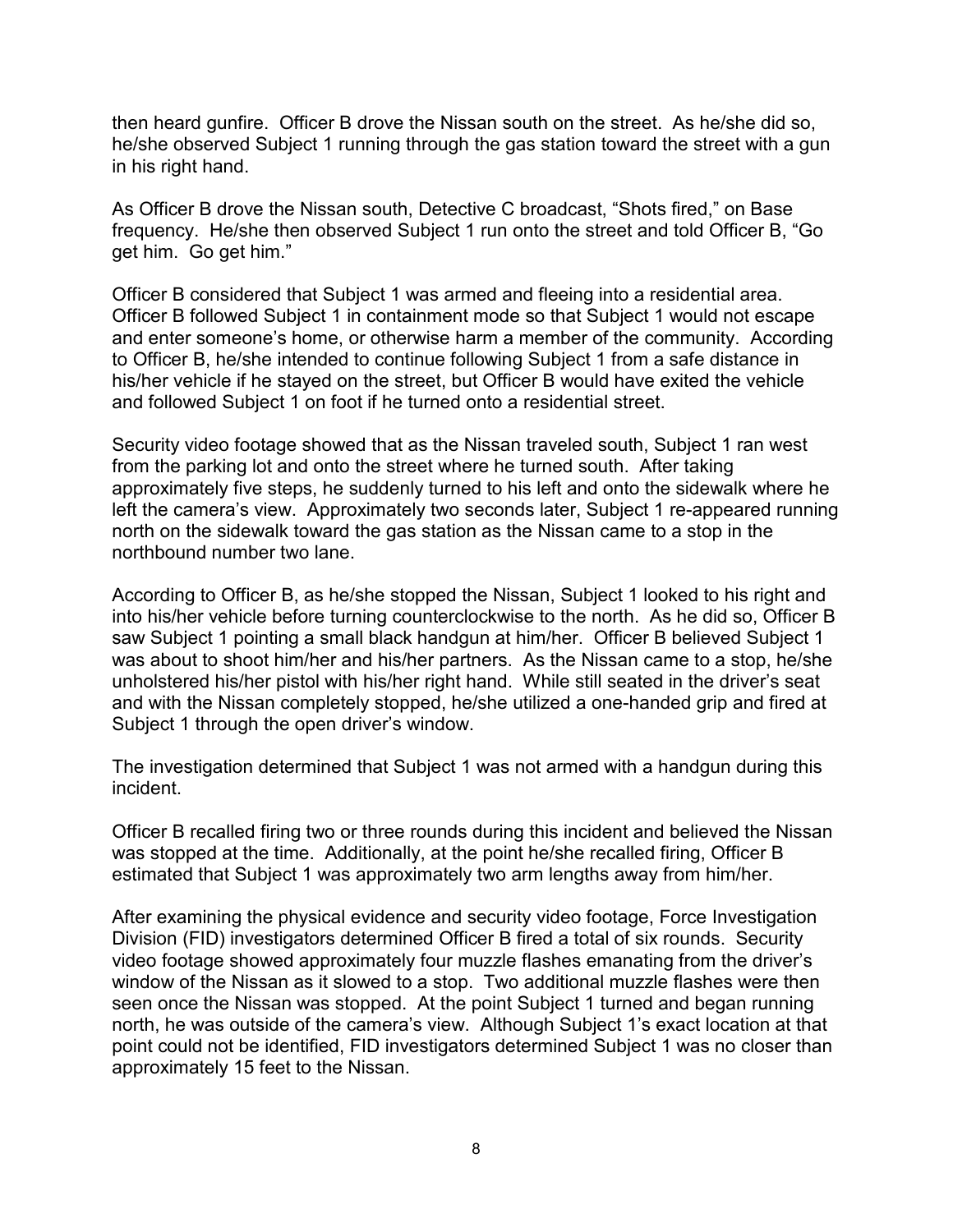then heard gunfire. Officer B drove the Nissan south on the street. As he/she did so, he/she observed Subject 1 running through the gas station toward the street with a gun in his right hand.

As Officer B drove the Nissan south, Detective C broadcast, "Shots fired," on Base frequency. He/she then observed Subject 1 run onto the street and told Officer B, "Go get him. Go get him."

Officer B considered that Subject 1 was armed and fleeing into a residential area. Officer B followed Subject 1 in containment mode so that Subject 1 would not escape and enter someone's home, or otherwise harm a member of the community. According to Officer B, he/she intended to continue following Subject 1 from a safe distance in his/her vehicle if he stayed on the street, but Officer B would have exited the vehicle and followed Subject 1 on foot if he turned onto a residential street.

Security video footage showed that as the Nissan traveled south, Subject 1 ran west from the parking lot and onto the street where he turned south. After taking approximately five steps, he suddenly turned to his left and onto the sidewalk where he left the camera's view. Approximately two seconds later, Subject 1 re-appeared running north on the sidewalk toward the gas station as the Nissan came to a stop in the northbound number two lane.

According to Officer B, as he/she stopped the Nissan, Subject 1 looked to his right and into his/her vehicle before turning counterclockwise to the north. As he did so, Officer B saw Subject 1 pointing a small black handgun at him/her. Officer B believed Subject 1 was about to shoot him/her and his/her partners. As the Nissan came to a stop, he/she unholstered his/her pistol with his/her right hand. While still seated in the driver's seat and with the Nissan completely stopped, he/she utilized a one-handed grip and fired at Subject 1 through the open driver's window.

The investigation determined that Subject 1 was not armed with a handgun during this incident.

Officer B recalled firing two or three rounds during this incident and believed the Nissan was stopped at the time. Additionally, at the point he/she recalled firing, Officer B estimated that Subject 1 was approximately two arm lengths away from him/her.

After examining the physical evidence and security video footage, Force Investigation Division (FID) investigators determined Officer B fired a total of six rounds. Security video footage showed approximately four muzzle flashes emanating from the driver's window of the Nissan as it slowed to a stop. Two additional muzzle flashes were then seen once the Nissan was stopped. At the point Subject 1 turned and began running north, he was outside of the camera's view. Although Subject 1's exact location at that point could not be identified, FID investigators determined Subject 1 was no closer than approximately 15 feet to the Nissan.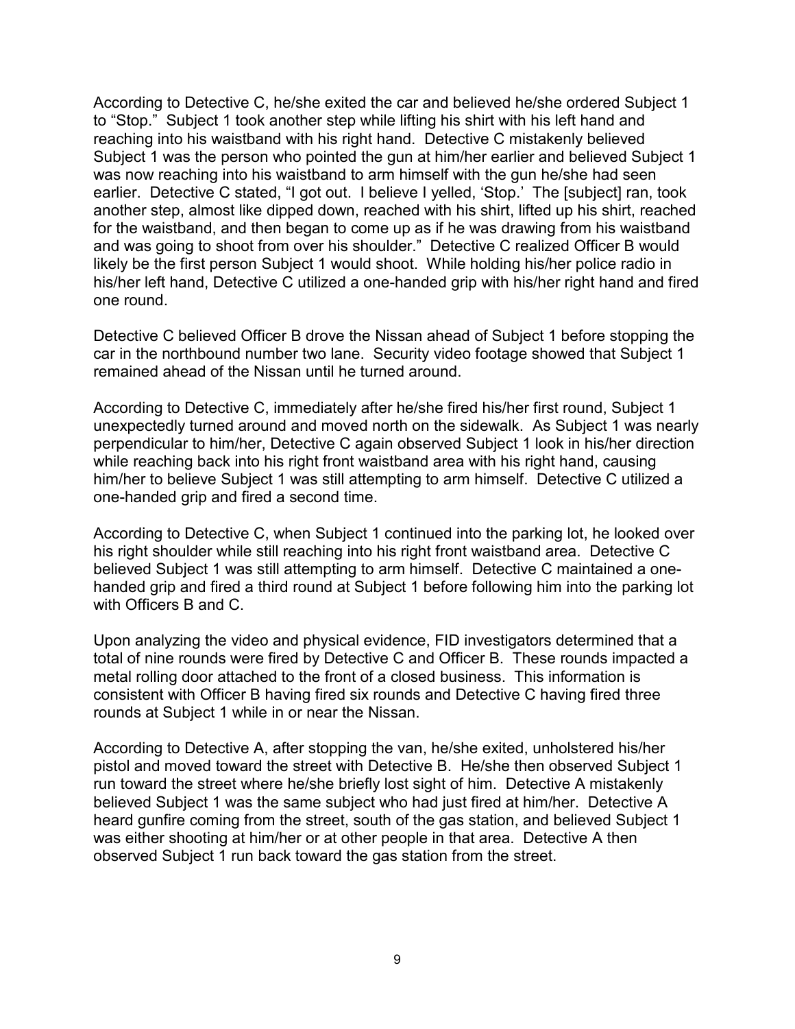According to Detective C, he/she exited the car and believed he/she ordered Subject 1 to "Stop." Subject 1 took another step while lifting his shirt with his left hand and reaching into his waistband with his right hand. Detective C mistakenly believed Subject 1 was the person who pointed the gun at him/her earlier and believed Subject 1 was now reaching into his waistband to arm himself with the gun he/she had seen earlier. Detective C stated, "I got out. I believe I yelled, 'Stop.' The [subject] ran, took another step, almost like dipped down, reached with his shirt, lifted up his shirt, reached for the waistband, and then began to come up as if he was drawing from his waistband and was going to shoot from over his shoulder." Detective C realized Officer B would likely be the first person Subject 1 would shoot. While holding his/her police radio in his/her left hand, Detective C utilized a one-handed grip with his/her right hand and fired one round.

Detective C believed Officer B drove the Nissan ahead of Subject 1 before stopping the car in the northbound number two lane. Security video footage showed that Subject 1 remained ahead of the Nissan until he turned around.

According to Detective C, immediately after he/she fired his/her first round, Subject 1 unexpectedly turned around and moved north on the sidewalk. As Subject 1 was nearly perpendicular to him/her, Detective C again observed Subject 1 look in his/her direction while reaching back into his right front waistband area with his right hand, causing him/her to believe Subject 1 was still attempting to arm himself. Detective C utilized a one-handed grip and fired a second time.

According to Detective C, when Subject 1 continued into the parking lot, he looked over his right shoulder while still reaching into his right front waistband area. Detective C believed Subject 1 was still attempting to arm himself. Detective C maintained a one-handed grip and fired a third round at Subject 1 before following him into the parking lot with Officers B and C.

Upon analyzing the video and physical evidence, FID investigators determined that a total of nine rounds were fired by Detective C and Officer B. These rounds impacted a metal rolling door attached to the front of a closed business. This information is consistent with Officer B having fired six rounds and Detective C having fired three rounds at Subject 1 while in or near the Nissan.

According to Detective A, after stopping the van, he/she exited, unholstered his/her pistol and moved toward the street with Detective B. He/she then observed Subject 1 run toward the street where he/she briefly lost sight of him. Detective A mistakenly believed Subject 1 was the same subject who had just fired at him/her. Detective A heard gunfire coming from the street, south of the gas station, and believed Subject 1 was either shooting at him/her or at other people in that area. Detective A then observed Subject 1 run back toward the gas station from the street.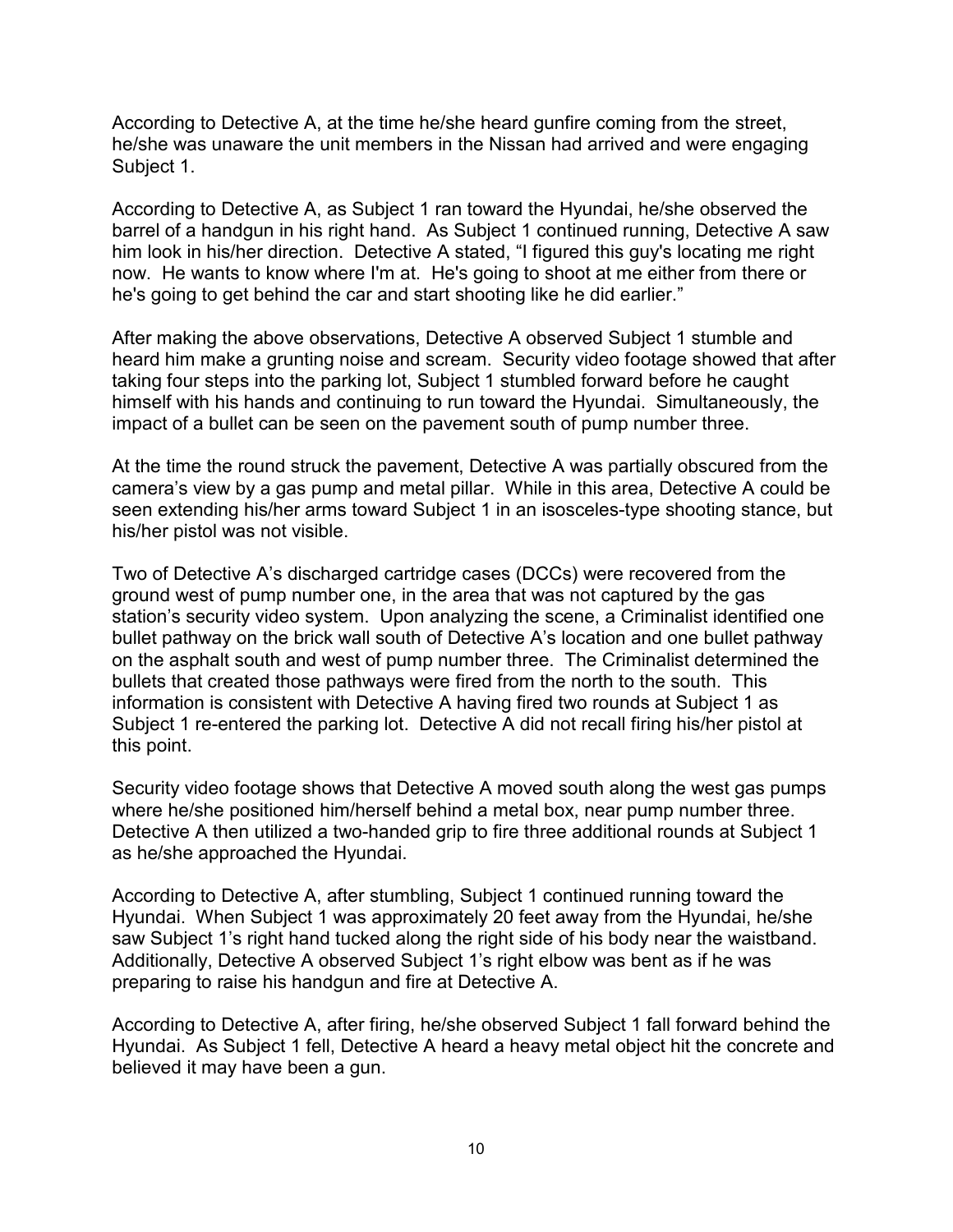According to Detective A, at the time he/she heard gunfire coming from the street, he/she was unaware the unit members in the Nissan had arrived and were engaging Subject 1.

According to Detective A, as Subject 1 ran toward the Hyundai, he/she observed the barrel of a handgun in his right hand. As Subject 1 continued running, Detective A saw him look in his/her direction. Detective A stated, "I figured this guy's locating me right now. He wants to know where I'm at. He's going to shoot at me either from there or he's going to get behind the car and start shooting like he did earlier."

After making the above observations, Detective A observed Subject 1 stumble and heard him make a grunting noise and scream. Security video footage showed that after taking four steps into the parking lot, Subject 1 stumbled forward before he caught himself with his hands and continuing to run toward the Hyundai. Simultaneously, the impact of a bullet can be seen on the pavement south of pump number three.

At the time the round struck the pavement, Detective A was partially obscured from the camera's view by a gas pump and metal pillar. While in this area, Detective A could be seen extending his/her arms toward Subject 1 in an isosceles-type shooting stance, but his/her pistol was not visible.

Two of Detective A's discharged cartridge cases (DCCs) were recovered from the ground west of pump number one, in the area that was not captured by the gas station's security video system. Upon analyzing the scene, a Criminalist identified one bullet pathway on the brick wall south of Detective A's location and one bullet pathway on the asphalt south and west of pump number three. The Criminalist determined the bullets that created those pathways were fired from the north to the south. This information is consistent with Detective A having fired two rounds at Subject 1 as Subject 1 re-entered the parking lot. Detective A did not recall firing his/her pistol at this point.

Security video footage shows that Detective A moved south along the west gas pumps where he/she positioned him/herself behind a metal box, near pump number three. Detective A then utilized a two-handed grip to fire three additional rounds at Subject 1 as he/she approached the Hyundai.

According to Detective A, after stumbling, Subject 1 continued running toward the Hyundai. When Subject 1 was approximately 20 feet away from the Hyundai, he/she saw Subject 1's right hand tucked along the right side of his body near the waistband. Additionally, Detective A observed Subject 1's right elbow was bent as if he was preparing to raise his handgun and fire at Detective A.

According to Detective A, after firing, he/she observed Subject 1 fall forward behind the Hyundai. As Subject 1 fell, Detective A heard a heavy metal object hit the concrete and believed it may have been a gun.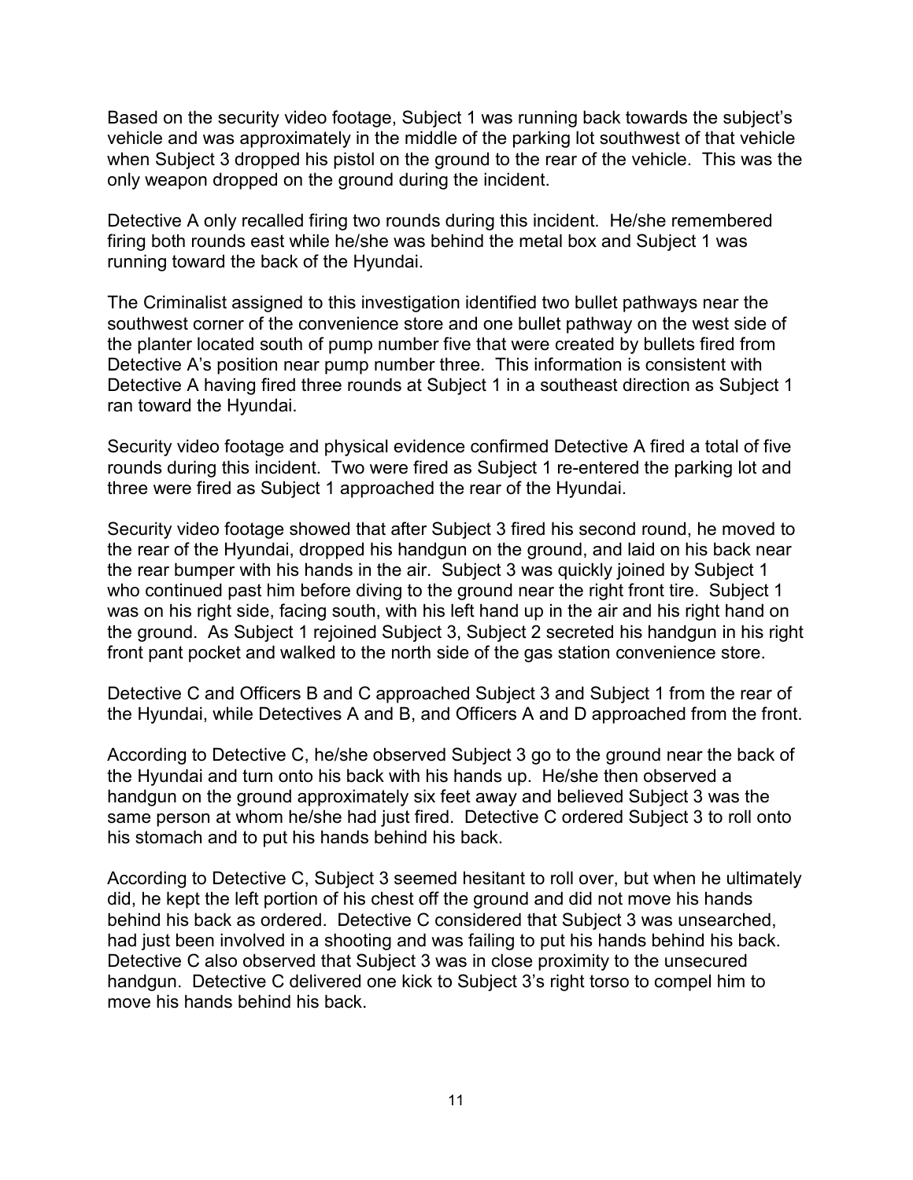Based on the security video footage, Subject 1 was running back towards the subject's vehicle and was approximately in the middle of the parking lot southwest of that vehicle when Subject 3 dropped his pistol on the ground to the rear of the vehicle. This was the only weapon dropped on the ground during the incident.

Detective A only recalled firing two rounds during this incident. He/she remembered firing both rounds east while he/she was behind the metal box and Subject 1 was running toward the back of the Hyundai.

The Criminalist assigned to this investigation identified two bullet pathways near the southwest corner of the convenience store and one bullet pathway on the west side of the planter located south of pump number five that were created by bullets fired from Detective A's position near pump number three. This information is consistent with Detective A having fired three rounds at Subject 1 in a southeast direction as Subject 1 ran toward the Hyundai.

Security video footage and physical evidence confirmed Detective A fired a total of five rounds during this incident. Two were fired as Subject 1 re-entered the parking lot and three were fired as Subject 1 approached the rear of the Hyundai.

Security video footage showed that after Subject 3 fired his second round, he moved to the rear of the Hyundai, dropped his handgun on the ground, and laid on his back near the rear bumper with his hands in the air. Subject 3 was quickly joined by Subject 1 who continued past him before diving to the ground near the right front tire. Subject 1 was on his right side, facing south, with his left hand up in the air and his right hand on the ground. As Subject 1 rejoined Subject 3, Subject 2 secreted his handgun in his right front pant pocket and walked to the north side of the gas station convenience store.

Detective C and Officers B and C approached Subject 3 and Subject 1 from the rear of the Hyundai, while Detectives A and B, and Officers A and D approached from the front.

According to Detective C, he/she observed Subject 3 go to the ground near the back of the Hyundai and turn onto his back with his hands up. He/she then observed a handgun on the ground approximately six feet away and believed Subject 3 was the same person at whom he/she had just fired. Detective C ordered Subject 3 to roll onto his stomach and to put his hands behind his back.

According to Detective C, Subject 3 seemed hesitant to roll over, but when he ultimately did, he kept the left portion of his chest off the ground and did not move his hands behind his back as ordered. Detective C considered that Subject 3 was unsearched, had just been involved in a shooting and was failing to put his hands behind his back. Detective C also observed that Subject 3 was in close proximity to the unsecured handgun. Detective C delivered one kick to Subject 3's right torso to compel him to move his hands behind his back.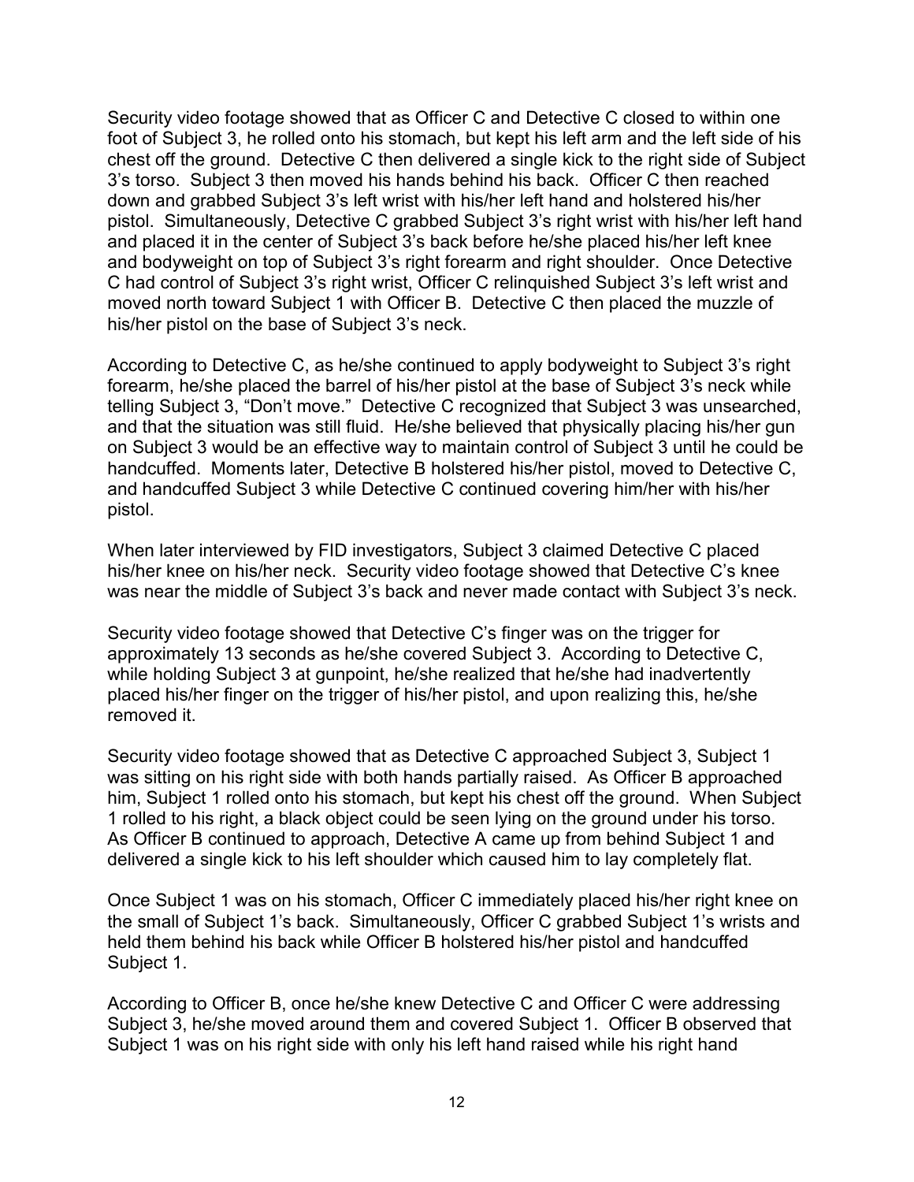Security video footage showed that as Officer C and Detective C closed to within one foot of Subject 3, he rolled onto his stomach, but kept his left arm and the left side of his chest off the ground. Detective C then delivered a single kick to the right side of Subject 3's torso. Subject 3 then moved his hands behind his back. Officer C then reached down and grabbed Subject 3's left wrist with his/her left hand and holstered his/her pistol. Simultaneously, Detective C grabbed Subject 3's right wrist with his/her left hand and placed it in the center of Subject 3's back before he/she placed his/her left knee and bodyweight on top of Subject 3's right forearm and right shoulder. Once Detective C had control of Subject 3's right wrist, Officer C relinquished Subject 3's left wrist and moved north toward Subject 1 with Officer B. Detective C then placed the muzzle of his/her pistol on the base of Subject 3's neck.

According to Detective C, as he/she continued to apply bodyweight to Subject 3's right forearm, he/she placed the barrel of his/her pistol at the base of Subject 3's neck while telling Subject 3, "Don't move." Detective C recognized that Subject 3 was unsearched, and that the situation was still fluid. He/she believed that physically placing his/her gun on Subject 3 would be an effective way to maintain control of Subject 3 until he could be handcuffed. Moments later, Detective B holstered his/her pistol, moved to Detective C, and handcuffed Subject 3 while Detective C continued covering him/her with his/her pistol.

When later interviewed by FID investigators, Subject 3 claimed Detective C placed his/her knee on his/her neck. Security video footage showed that Detective C's knee was near the middle of Subject 3's back and never made contact with Subject 3's neck.

Security video footage showed that Detective C's finger was on the trigger for approximately 13 seconds as he/she covered Subject 3. According to Detective C, while holding Subject 3 at gunpoint, he/she realized that he/she had inadvertently placed his/her finger on the trigger of his/her pistol, and upon realizing this, he/she removed it.

Security video footage showed that as Detective C approached Subject 3, Subject 1 was sitting on his right side with both hands partially raised. As Officer B approached him, Subject 1 rolled onto his stomach, but kept his chest off the ground. When Subject 1 rolled to his right, a black object could be seen lying on the ground under his torso. As Officer B continued to approach, Detective A came up from behind Subject 1 and delivered a single kick to his left shoulder which caused him to lay completely flat.

Once Subject 1 was on his stomach, Officer C immediately placed his/her right knee on the small of Subject 1's back. Simultaneously, Officer C grabbed Subject 1's wrists and held them behind his back while Officer B holstered his/her pistol and handcuffed Subject 1.

According to Officer B, once he/she knew Detective C and Officer C were addressing Subject 3, he/she moved around them and covered Subject 1. Officer B observed that Subject 1 was on his right side with only his left hand raised while his right hand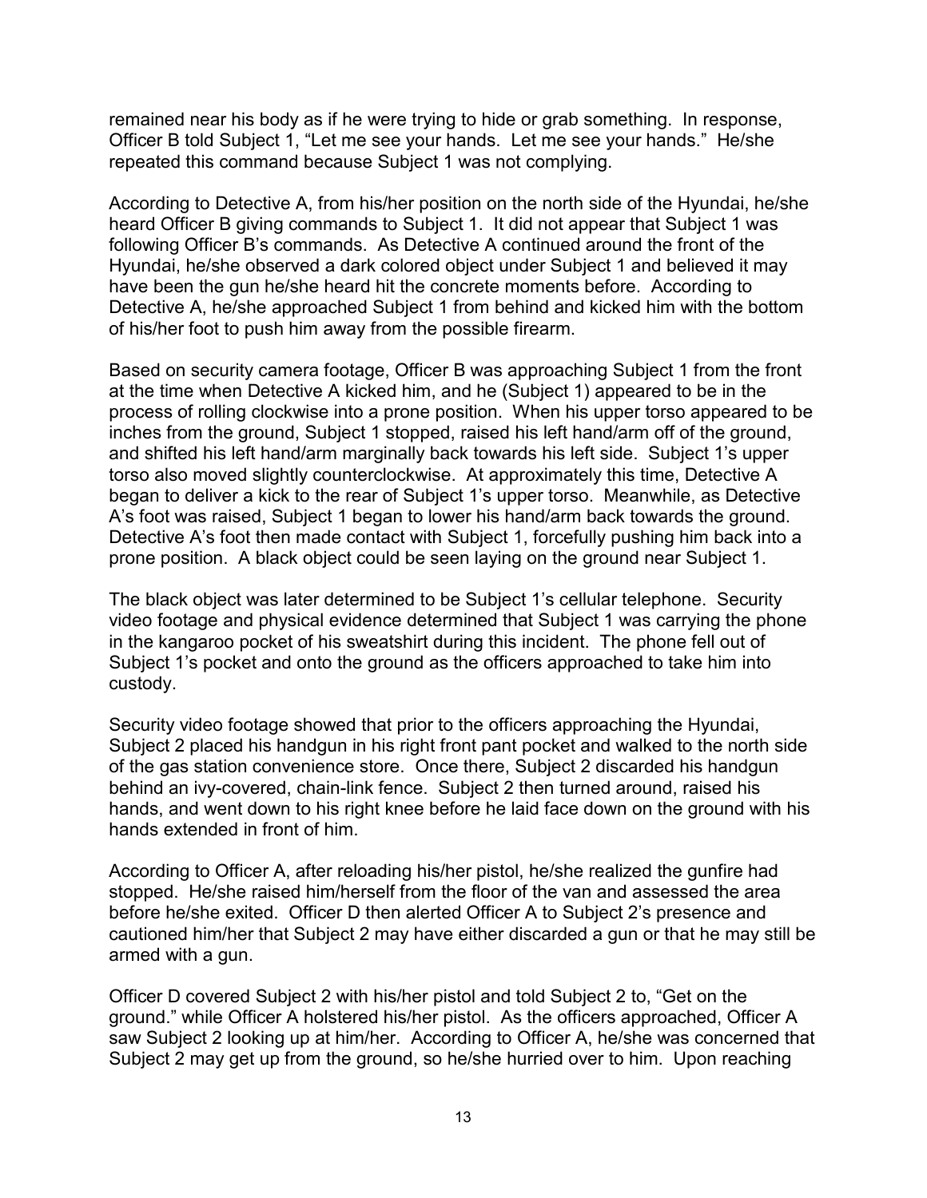remained near his body as if he were trying to hide or grab something. In response, Officer B told Subject 1, "Let me see your hands. Let me see your hands." He/she repeated this command because Subject 1 was not complying.

According to Detective A, from his/her position on the north side of the Hyundai, he/she heard Officer B giving commands to Subject 1. It did not appear that Subject 1 was following Officer B's commands. As Detective A continued around the front of the Hyundai, he/she observed a dark colored object under Subject 1 and believed it may have been the gun he/she heard hit the concrete moments before. According to Detective A, he/she approached Subject 1 from behind and kicked him with the bottom of his/her foot to push him away from the possible firearm.

Based on security camera footage, Officer B was approaching Subject 1 from the front at the time when Detective A kicked him, and he (Subject 1) appeared to be in the process of rolling clockwise into a prone position. When his upper torso appeared to be inches from the ground, Subject 1 stopped, raised his left hand/arm off of the ground, and shifted his left hand/arm marginally back towards his left side. Subject 1's upper torso also moved slightly counterclockwise. At approximately this time, Detective A began to deliver a kick to the rear of Subject 1's upper torso. Meanwhile, as Detective A's foot was raised, Subject 1 began to lower his hand/arm back towards the ground. Detective A's foot then made contact with Subject 1, forcefully pushing him back into a prone position. A black object could be seen laying on the ground near Subject 1.

The black object was later determined to be Subject 1's cellular telephone. Security video footage and physical evidence determined that Subject 1 was carrying the phone in the kangaroo pocket of his sweatshirt during this incident. The phone fell out of Subject 1's pocket and onto the ground as the officers approached to take him into custody.

Security video footage showed that prior to the officers approaching the Hyundai, Subject 2 placed his handgun in his right front pant pocket and walked to the north side of the gas station convenience store. Once there, Subject 2 discarded his handgun behind an ivy-covered, chain-link fence. Subject 2 then turned around, raised his hands, and went down to his right knee before he laid face down on the ground with his hands extended in front of him.

According to Officer A, after reloading his/her pistol, he/she realized the gunfire had stopped. He/she raised him/herself from the floor of the van and assessed the area before he/she exited. Officer D then alerted Officer A to Subject 2's presence and cautioned him/her that Subject 2 may have either discarded a gun or that he may still be armed with a gun.

Officer D covered Subject 2 with his/her pistol and told Subject 2 to, "Get on the ground." while Officer A holstered his/her pistol. As the officers approached, Officer A saw Subject 2 looking up at him/her. According to Officer A, he/she was concerned that Subject 2 may get up from the ground, so he/she hurried over to him. Upon reaching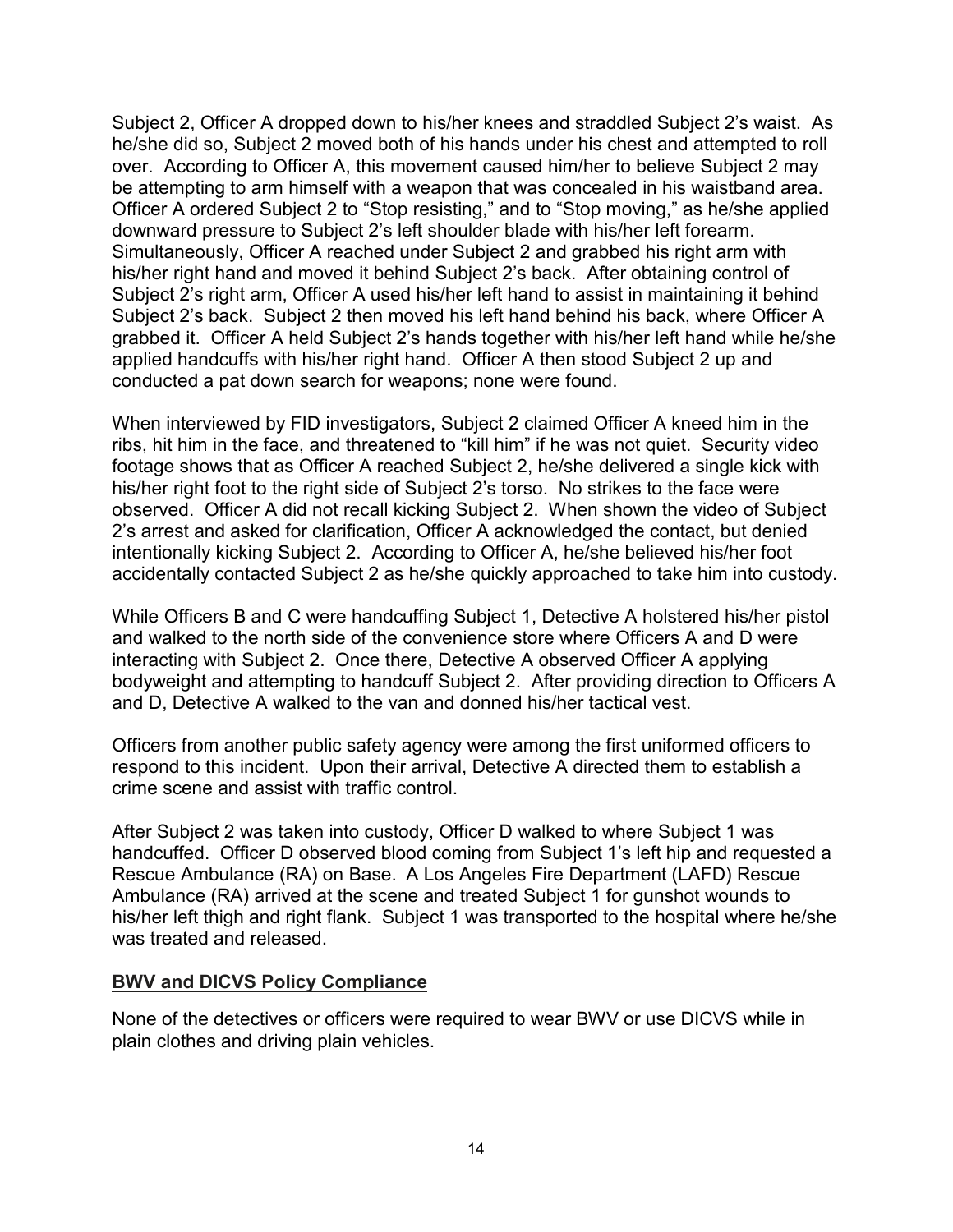Subject 2, Officer A dropped down to his/her knees and straddled Subject 2's waist. As he/she did so, Subject 2 moved both of his hands under his chest and attempted to roll over. According to Officer A, this movement caused him/her to believe Subject 2 may be attempting to arm himself with a weapon that was concealed in his waistband area. Officer A ordered Subject 2 to "Stop resisting," and to "Stop moving," as he/she applied downward pressure to Subject 2's left shoulder blade with his/her left forearm. Simultaneously, Officer A reached under Subject 2 and grabbed his right arm with his/her right hand and moved it behind Subject 2's back. After obtaining control of Subject 2's right arm, Officer A used his/her left hand to assist in maintaining it behind Subject 2's back. Subject 2 then moved his left hand behind his back, where Officer A grabbed it. Officer A held Subject 2's hands together with his/her left hand while he/she applied handcuffs with his/her right hand. Officer A then stood Subject 2 up and conducted a pat down search for weapons; none were found.

When interviewed by FID investigators, Subject 2 claimed Officer A kneed him in the ribs, hit him in the face, and threatened to "kill him" if he was not quiet. Security video footage shows that as Officer A reached Subject 2, he/she delivered a single kick with his/her right foot to the right side of Subject 2's torso. No strikes to the face were observed. Officer A did not recall kicking Subject 2. When shown the video of Subject 2's arrest and asked for clarification, Officer A acknowledged the contact, but denied intentionally kicking Subject 2. According to Officer A, he/she believed his/her foot accidentally contacted Subject 2 as he/she quickly approached to take him into custody.

While Officers B and C were handcuffing Subject 1, Detective A holstered his/her pistol and walked to the north side of the convenience store where Officers A and D were interacting with Subject 2. Once there, Detective A observed Officer A applying bodyweight and attempting to handcuff Subject 2. After providing direction to Officers A and D, Detective A walked to the van and donned his/her tactical vest.

Officers from another public safety agency were among the first uniformed officers to respond to this incident. Upon their arrival, Detective A directed them to establish a crime scene and assist with traffic control.

After Subject 2 was taken into custody, Officer D walked to where Subject 1 was handcuffed. Officer D observed blood coming from Subject 1's left hip and requested a Rescue Ambulance (RA) on Base. A Los Angeles Fire Department (LAFD) Rescue Ambulance (RA) arrived at the scene and treated Subject 1 for gunshot wounds to his/her left thigh and right flank. Subject 1 was transported to the hospital where he/she was treated and released.

**BWV and DICVS Policy Compliance**

None of the detectives or officers were required to wear BWV or use DICVS while in plain clothes and driving plain vehicles.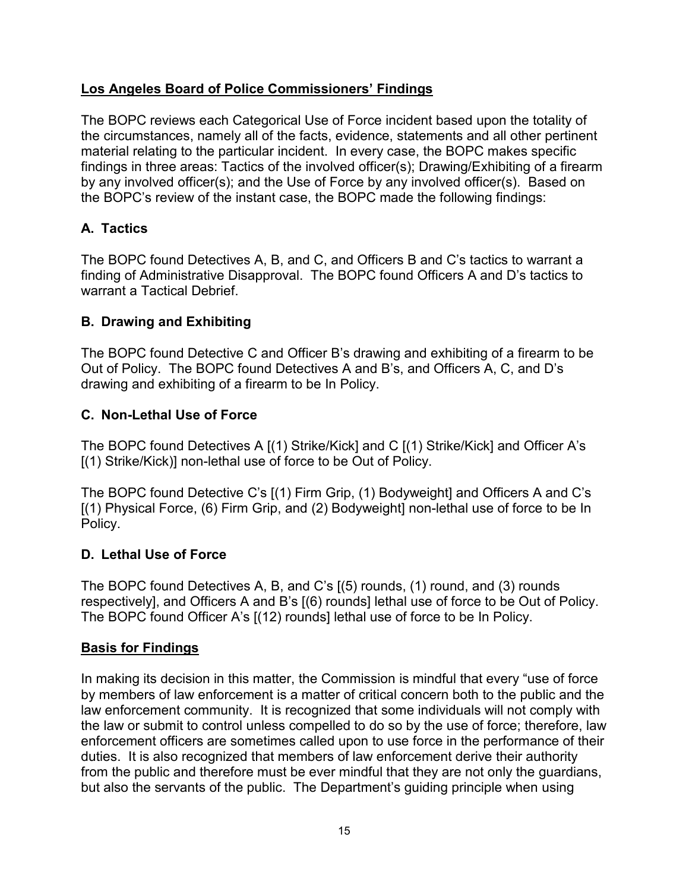## Los Angeles Board of Police Commissioners' Findings

The BOPC reviews each Categorical Use of Force incident based upon the totality of the circumstances, namely all of the facts, evidence, statements and all other pertinent material relating to the particular incident. In every case, the BOPC makes specific findings in three areas: Tactics of the involved officer(s); Drawing/Exhibiting of a firearm by any involved officer(s); and the Use of Force by any involved officer(s). Based on the BOPC's review of the instant case, the BOPC made the following findings:

### A. Tactics

The BOPC found Detectives A, B, and C, and Officers B and C's tactics to warrant a finding of Administrative Disapproval. The BOPC found Officers A and D's tactics to warrant a Tactical Debrief.

### B. Drawing and Exhibiting

The BOPC found Detective C and Officer B's drawing and exhibiting of a firearm to be Out of Policy. The BOPC found Detectives A and B's, and Officers A, C, and D's drawing and exhibiting of a firearm to be In Policy.

### C. Non-Lethal Use of Force

The BOPC found Detectives A [(1) Strike/Kick] and C [(1) Strike/Kick] and Officer A's [(1) Strike/Kick)] non-lethal use of force to be Out of Policy.

The BOPC found Detective C's [(1) Firm Grip, (1) Bodyweight] and Officers A and C's [(1) Physical Force, (6) Firm Grip, and (2) Bodyweight] non-lethal use of force to be In Policy.

### D. Lethal Use of Force

The BOPC found Detectives A, B, and C's [(5) rounds, (1) round, and (3) rounds respectively], and Officers A and B's [(6) rounds] lethal use of force to be Out of Policy. The BOPC found Officer A's [(12) rounds] lethal use of force to be In Policy.

## Basis for Findings

In making its decision in this matter, the Commission is mindful that every "use of force by members of law enforcement is a matter of critical concern both to the public and the law enforcement community. It is recognized that some individuals will not comply with the law or submit to control unless compelled to do so by the use of force; therefore, law enforcement officers are sometimes called upon to use force in the performance of their duties. It is also recognized that members of law enforcement derive their authority from the public and therefore must be ever mindful that they are not only the guardians, but also the servants of the public. The Department's guiding principle when using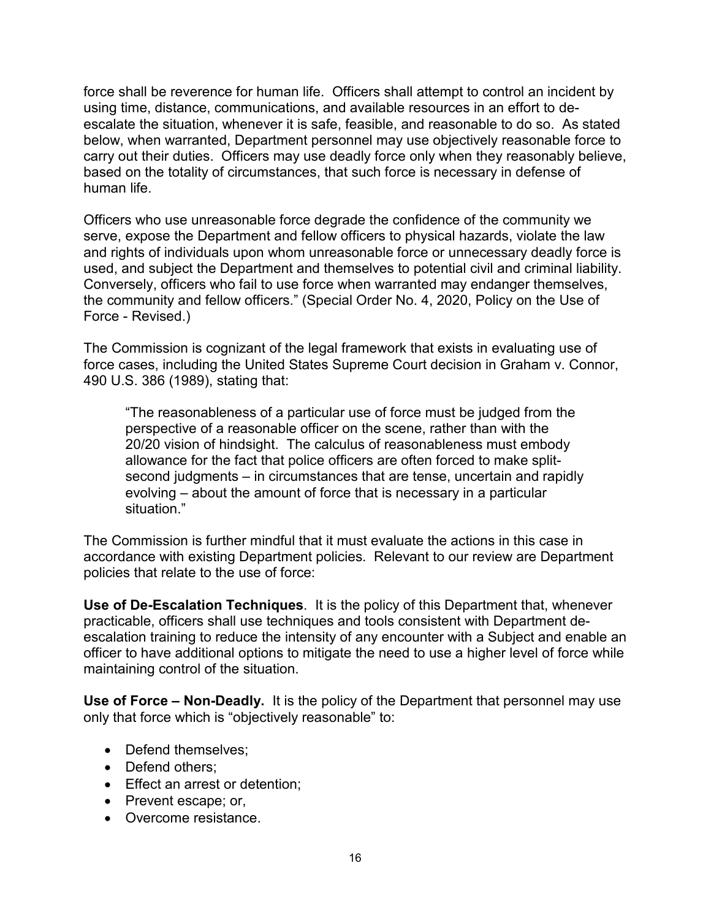force shall be reverence for human life. Officers shall attempt to control an incident by using time, distance, communications, and available resources in an effort to de-escalate the situation, whenever it is safe, feasible, and reasonable to do so. As stated below, when warranted, Department personnel may use objectively reasonable force to carry out their duties. Officers may use deadly force only when they reasonably believe, based on the totality of circumstances, that such force is necessary in defense of human life.

Officers who use unreasonable force degrade the confidence of the community we serve, expose the Department and fellow officers to physical hazards, violate the law and rights of individuals upon whom unreasonable force or unnecessary deadly force is used, and subject the Department and themselves to potential civil and criminal liability. Conversely, officers who fail to use force when warranted may endanger themselves, the community and fellow officers." (Special Order No. 4, 2020, Policy on the Use of Force - Revised.)

The Commission is cognizant of the legal framework that exists in evaluating use of force cases, including the United States Supreme Court decision in Graham v. Connor, 490 U.S. 386 (1989), stating that:

> "The reasonableness of a particular use of force must be judged from the perspective of a reasonable officer on the scene, rather than with the 20/20 vision of hindsight. The calculus of reasonableness must embody allowance for the fact that police officers are often forced to make split-second judgments – in circumstances that are tense, uncertain and rapidly evolving – about the amount of force that is necessary in a particular situation."

The Commission is further mindful that it must evaluate the actions in this case in accordance with existing Department policies. Relevant to our review are Department policies that relate to the use of force:

**Use of De-Escalation Techniques**. It is the policy of this Department that, whenever practicable, officers shall use techniques and tools consistent with Department de-escalation training to reduce the intensity of any encounter with a Subject and enable an officer to have additional options to mitigate the need to use a higher level of force while maintaining control of the situation.

**Use of Force – Non-Deadly.** It is the policy of the Department that personnel may use only that force which is "objectively reasonable" to:

- Defend themselves;
- Defend others;
- Effect an arrest or detention;
- Prevent escape; or,
- Overcome resistance.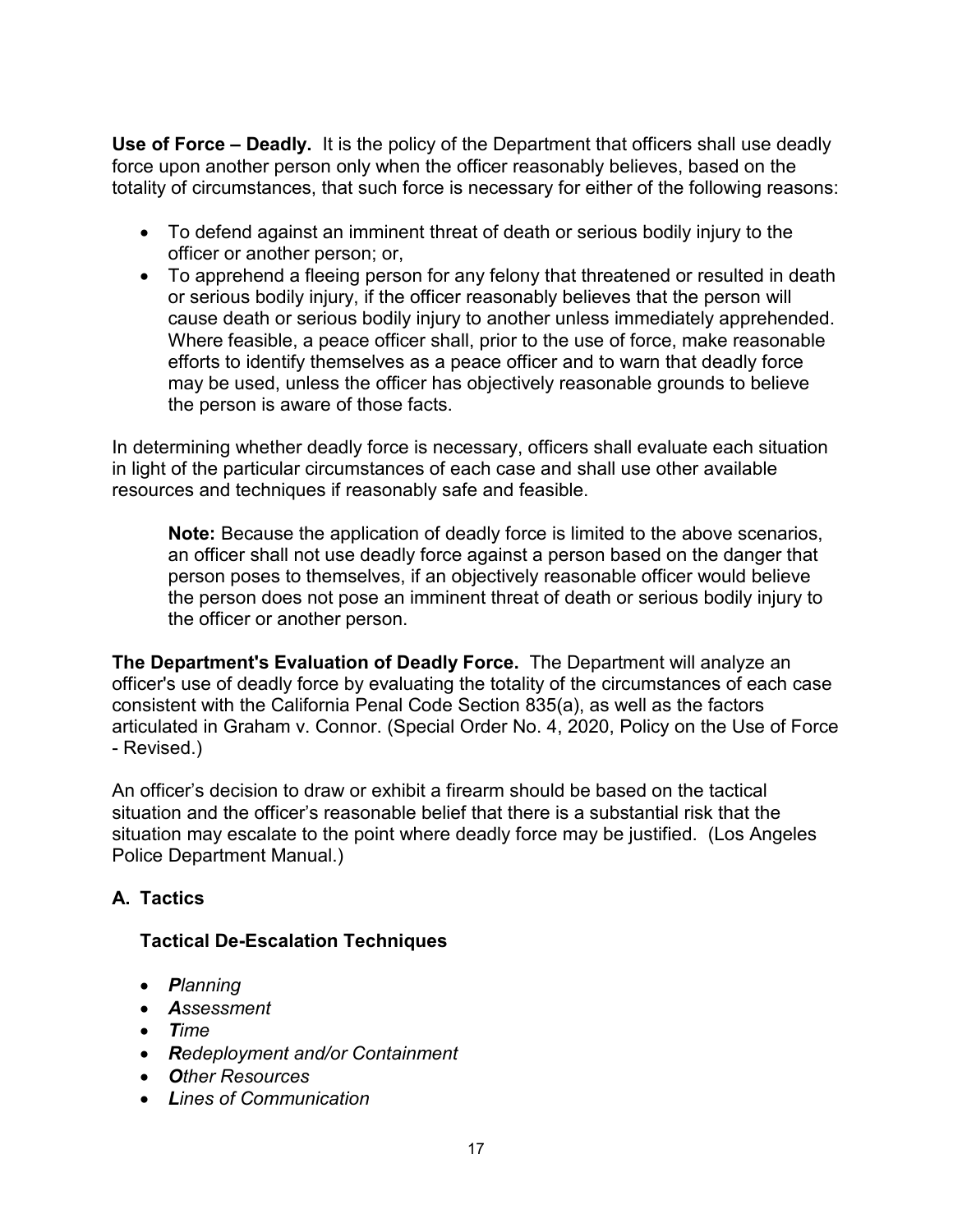**Use of Force – Deadly.** It is the policy of the Department that officers shall use deadly force upon another person only when the officer reasonably believes, based on the totality of circumstances, that such force is necessary for either of the following reasons:

- To defend against an imminent threat of death or serious bodily injury to the officer or another person; or,
- To apprehend a fleeing person for any felony that threatened or resulted in death or serious bodily injury, if the officer reasonably believes that the person will cause death or serious bodily injury to another unless immediately apprehended. Where feasible, a peace officer shall, prior to the use of force, make reasonable efforts to identify themselves as a peace officer and to warn that deadly force may be used, unless the officer has objectively reasonable grounds to believe the person is aware of those facts.

In determining whether deadly force is necessary, officers shall evaluate each situation in light of the particular circumstances of each case and shall use other available resources and techniques if reasonably safe and feasible.

> **Note:** Because the application of deadly force is limited to the above scenarios, an officer shall not use deadly force against a person based on the danger that person poses to themselves, if an objectively reasonable officer would believe the person does not pose an imminent threat of death or serious bodily injury to the officer or another person.

**The Department's Evaluation of Deadly Force.** The Department will analyze an officer's use of deadly force by evaluating the totality of the circumstances of each case consistent with the California Penal Code Section 835(a), as well as the factors articulated in Graham v. Connor. (Special Order No. 4, 2020, Policy on the Use of Force - Revised.)

An officer's decision to draw or exhibit a firearm should be based on the tactical situation and the officer's reasonable belief that there is a substantial risk that the situation may escalate to the point where deadly force may be justified. (Los Angeles Police Department Manual.)

## A. Tactics

### Tactical De-Escalation Techniques

- ***P****lanning*
- ***A****ssessment*
- ***T****ime*
- ***R****edeployment and/or Containment*
- ***O****ther Resources*
- ***L****ines of Communication*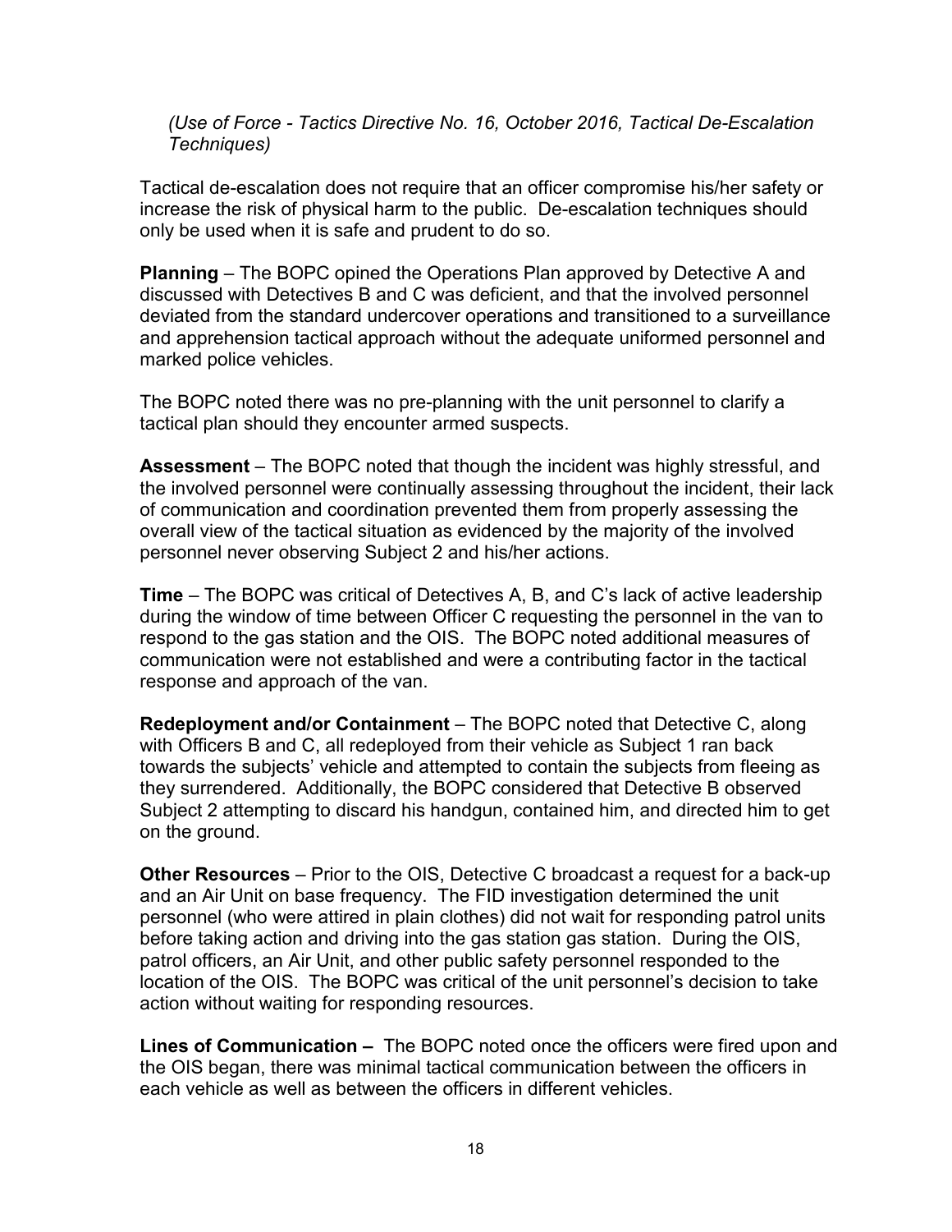*(Use of Force - Tactics Directive No. 16, October 2016, Tactical De-Escalation Techniques)*

Tactical de-escalation does not require that an officer compromise his/her safety or increase the risk of physical harm to the public. De-escalation techniques should only be used when it is safe and prudent to do so.

**Planning** – The BOPC opined the Operations Plan approved by Detective A and discussed with Detectives B and C was deficient, and that the involved personnel deviated from the standard undercover operations and transitioned to a surveillance and apprehension tactical approach without the adequate uniformed personnel and marked police vehicles.

The BOPC noted there was no pre-planning with the unit personnel to clarify a tactical plan should they encounter armed suspects.

**Assessment** – The BOPC noted that though the incident was highly stressful, and the involved personnel were continually assessing throughout the incident, their lack of communication and coordination prevented them from properly assessing the overall view of the tactical situation as evidenced by the majority of the involved personnel never observing Subject 2 and his/her actions.

**Time** – The BOPC was critical of Detectives A, B, and C's lack of active leadership during the window of time between Officer C requesting the personnel in the van to respond to the gas station and the OIS. The BOPC noted additional measures of communication were not established and were a contributing factor in the tactical response and approach of the van.

**Redeployment and/or Containment** – The BOPC noted that Detective C, along with Officers B and C, all redeployed from their vehicle as Subject 1 ran back towards the subjects' vehicle and attempted to contain the subjects from fleeing as they surrendered. Additionally, the BOPC considered that Detective B observed Subject 2 attempting to discard his handgun, contained him, and directed him to get on the ground.

**Other Resources** – Prior to the OIS, Detective C broadcast a request for a back-up and an Air Unit on base frequency. The FID investigation determined the unit personnel (who were attired in plain clothes) did not wait for responding patrol units before taking action and driving into the gas station gas station. During the OIS, patrol officers, an Air Unit, and other public safety personnel responded to the location of the OIS. The BOPC was critical of the unit personnel's decision to take action without waiting for responding resources.

**Lines of Communication –** The BOPC noted once the officers were fired upon and the OIS began, there was minimal tactical communication between the officers in each vehicle as well as between the officers in different vehicles.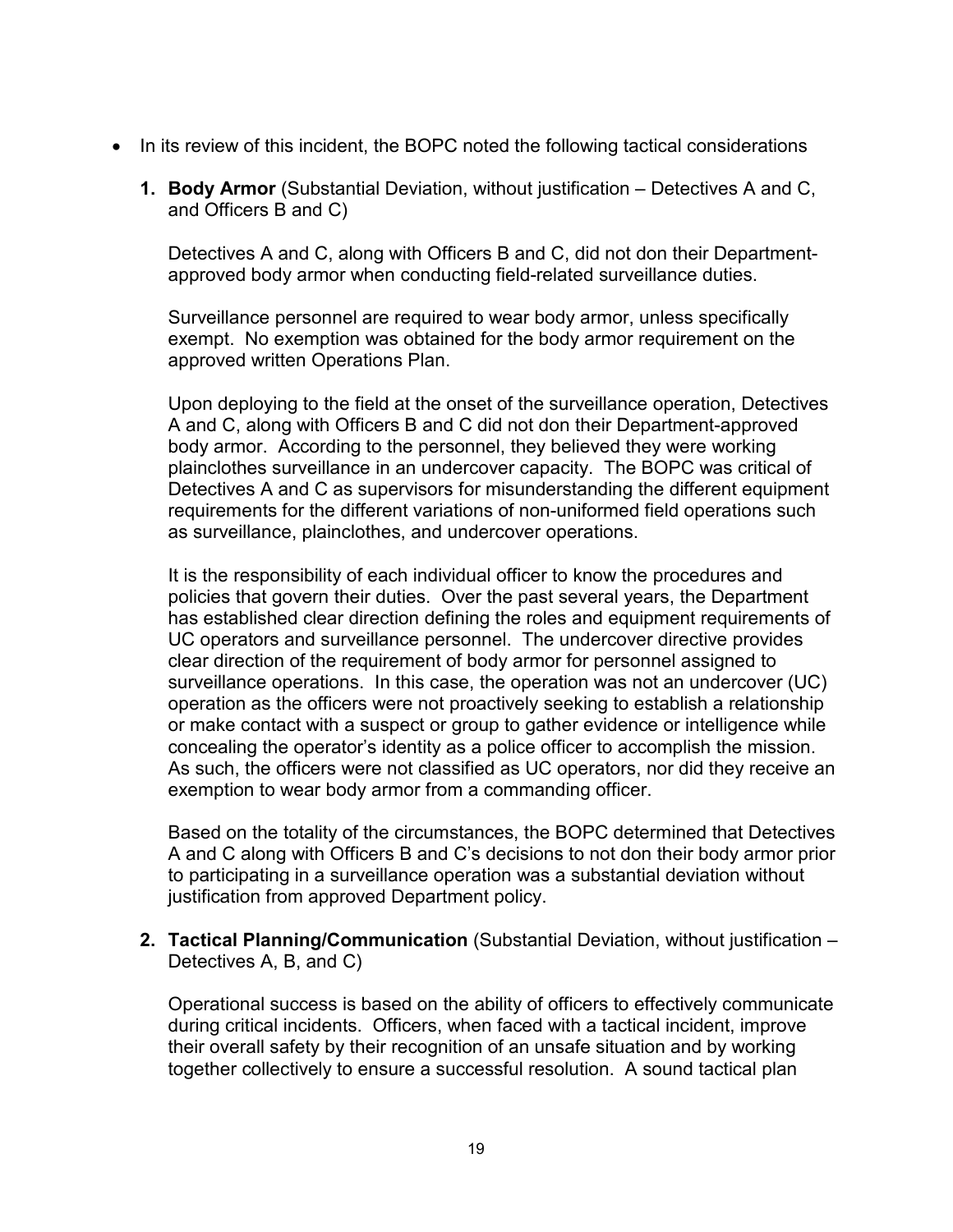- In its review of this incident, the BOPC noted the following tactical considerations

  1. **Body Armor** (Substantial Deviation, without justification – Detectives A and C, and Officers B and C)

     Detectives A and C, along with Officers B and C, did not don their Department-approved body armor when conducting field-related surveillance duties.

     Surveillance personnel are required to wear body armor, unless specifically exempt. No exemption was obtained for the body armor requirement on the approved written Operations Plan.

     Upon deploying to the field at the onset of the surveillance operation, Detectives A and C, along with Officers B and C did not don their Department-approved body armor. According to the personnel, they believed they were working plainclothes surveillance in an undercover capacity. The BOPC was critical of Detectives A and C as supervisors for misunderstanding the different equipment requirements for the different variations of non-uniformed field operations such as surveillance, plainclothes, and undercover operations.

     It is the responsibility of each individual officer to know the procedures and policies that govern their duties. Over the past several years, the Department has established clear direction defining the roles and equipment requirements of UC operators and surveillance personnel. The undercover directive provides clear direction of the requirement of body armor for personnel assigned to surveillance operations. In this case, the operation was not an undercover (UC) operation as the officers were not proactively seeking to establish a relationship or make contact with a suspect or group to gather evidence or intelligence while concealing the operator's identity as a police officer to accomplish the mission. As such, the officers were not classified as UC operators, nor did they receive an exemption to wear body armor from a commanding officer.

     Based on the totality of the circumstances, the BOPC determined that Detectives A and C along with Officers B and C's decisions to not don their body armor prior to participating in a surveillance operation was a substantial deviation without justification from approved Department policy.

  2. **Tactical Planning/Communication** (Substantial Deviation, without justification – Detectives A, B, and C)

     Operational success is based on the ability of officers to effectively communicate during critical incidents. Officers, when faced with a tactical incident, improve their overall safety by their recognition of an unsafe situation and by working together collectively to ensure a successful resolution. A sound tactical plan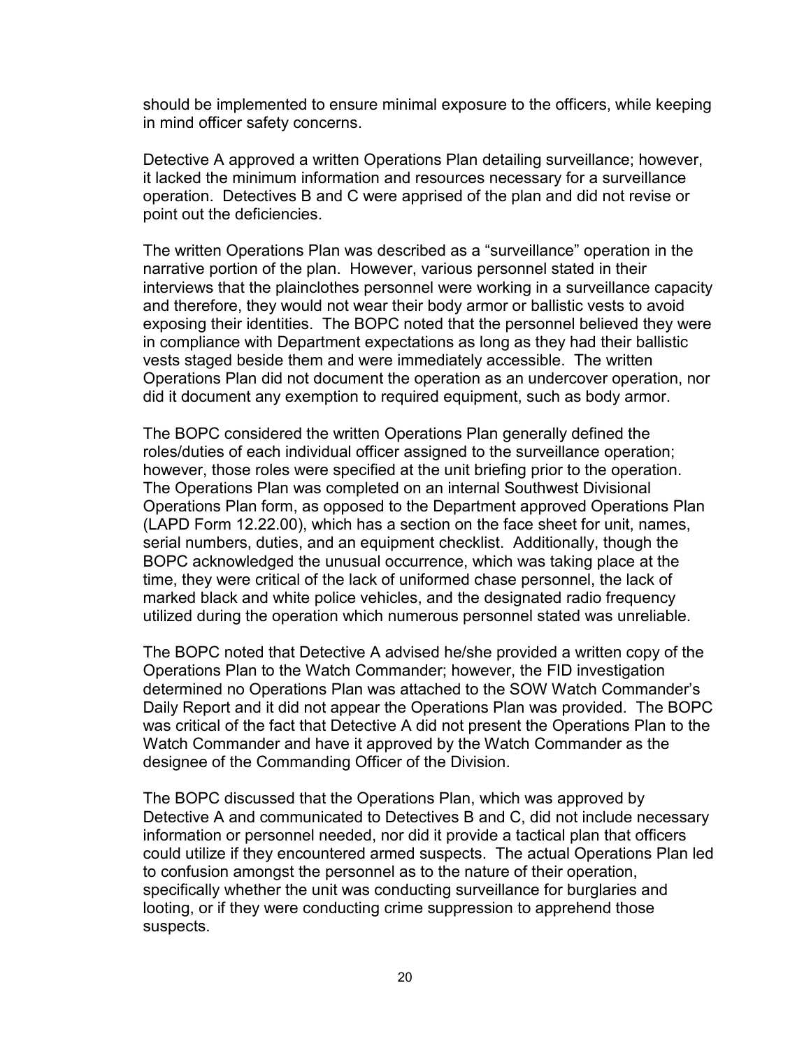should be implemented to ensure minimal exposure to the officers, while keeping in mind officer safety concerns.

Detective A approved a written Operations Plan detailing surveillance; however, it lacked the minimum information and resources necessary for a surveillance operation. Detectives B and C were apprised of the plan and did not revise or point out the deficiencies.

The written Operations Plan was described as a "surveillance" operation in the narrative portion of the plan. However, various personnel stated in their interviews that the plainclothes personnel were working in a surveillance capacity and therefore, they would not wear their body armor or ballistic vests to avoid exposing their identities. The BOPC noted that the personnel believed they were in compliance with Department expectations as long as they had their ballistic vests staged beside them and were immediately accessible. The written Operations Plan did not document the operation as an undercover operation, nor did it document any exemption to required equipment, such as body armor.

The BOPC considered the written Operations Plan generally defined the roles/duties of each individual officer assigned to the surveillance operation; however, those roles were specified at the unit briefing prior to the operation. The Operations Plan was completed on an internal Southwest Divisional Operations Plan form, as opposed to the Department approved Operations Plan (LAPD Form 12.22.00), which has a section on the face sheet for unit, names, serial numbers, duties, and an equipment checklist. Additionally, though the BOPC acknowledged the unusual occurrence, which was taking place at the time, they were critical of the lack of uniformed chase personnel, the lack of marked black and white police vehicles, and the designated radio frequency utilized during the operation which numerous personnel stated was unreliable.

The BOPC noted that Detective A advised he/she provided a written copy of the Operations Plan to the Watch Commander; however, the FID investigation determined no Operations Plan was attached to the SOW Watch Commander's Daily Report and it did not appear the Operations Plan was provided. The BOPC was critical of the fact that Detective A did not present the Operations Plan to the Watch Commander and have it approved by the Watch Commander as the designee of the Commanding Officer of the Division.

The BOPC discussed that the Operations Plan, which was approved by Detective A and communicated to Detectives B and C, did not include necessary information or personnel needed, nor did it provide a tactical plan that officers could utilize if they encountered armed suspects. The actual Operations Plan led to confusion amongst the personnel as to the nature of their operation, specifically whether the unit was conducting surveillance for burglaries and looting, or if they were conducting crime suppression to apprehend those suspects.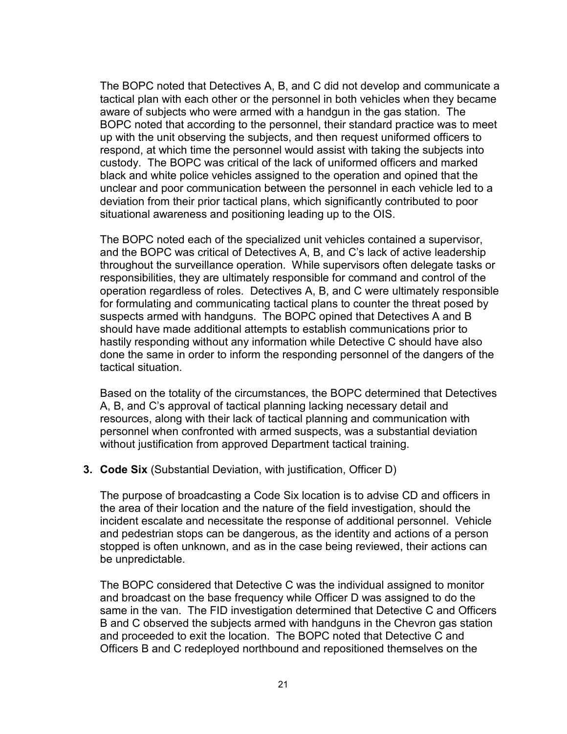The BOPC noted that Detectives A, B, and C did not develop and communicate a tactical plan with each other or the personnel in both vehicles when they became aware of subjects who were armed with a handgun in the gas station. The BOPC noted that according to the personnel, their standard practice was to meet up with the unit observing the subjects, and then request uniformed officers to respond, at which time the personnel would assist with taking the subjects into custody. The BOPC was critical of the lack of uniformed officers and marked black and white police vehicles assigned to the operation and opined that the unclear and poor communication between the personnel in each vehicle led to a deviation from their prior tactical plans, which significantly contributed to poor situational awareness and positioning leading up to the OIS.

The BOPC noted each of the specialized unit vehicles contained a supervisor, and the BOPC was critical of Detectives A, B, and C's lack of active leadership throughout the surveillance operation. While supervisors often delegate tasks or responsibilities, they are ultimately responsible for command and control of the operation regardless of roles. Detectives A, B, and C were ultimately responsible for formulating and communicating tactical plans to counter the threat posed by suspects armed with handguns. The BOPC opined that Detectives A and B should have made additional attempts to establish communications prior to hastily responding without any information while Detective C should have also done the same in order to inform the responding personnel of the dangers of the tactical situation.

Based on the totality of the circumstances, the BOPC determined that Detectives A, B, and C's approval of tactical planning lacking necessary detail and resources, along with their lack of tactical planning and communication with personnel when confronted with armed suspects, was a substantial deviation without justification from approved Department tactical training.

3. **Code Six** (Substantial Deviation, with justification, Officer D)

The purpose of broadcasting a Code Six location is to advise CD and officers in the area of their location and the nature of the field investigation, should the incident escalate and necessitate the response of additional personnel. Vehicle and pedestrian stops can be dangerous, as the identity and actions of a person stopped is often unknown, and as in the case being reviewed, their actions can be unpredictable.

The BOPC considered that Detective C was the individual assigned to monitor and broadcast on the base frequency while Officer D was assigned to do the same in the van. The FID investigation determined that Detective C and Officers B and C observed the subjects armed with handguns in the Chevron gas station and proceeded to exit the location. The BOPC noted that Detective C and Officers B and C redeployed northbound and repositioned themselves on the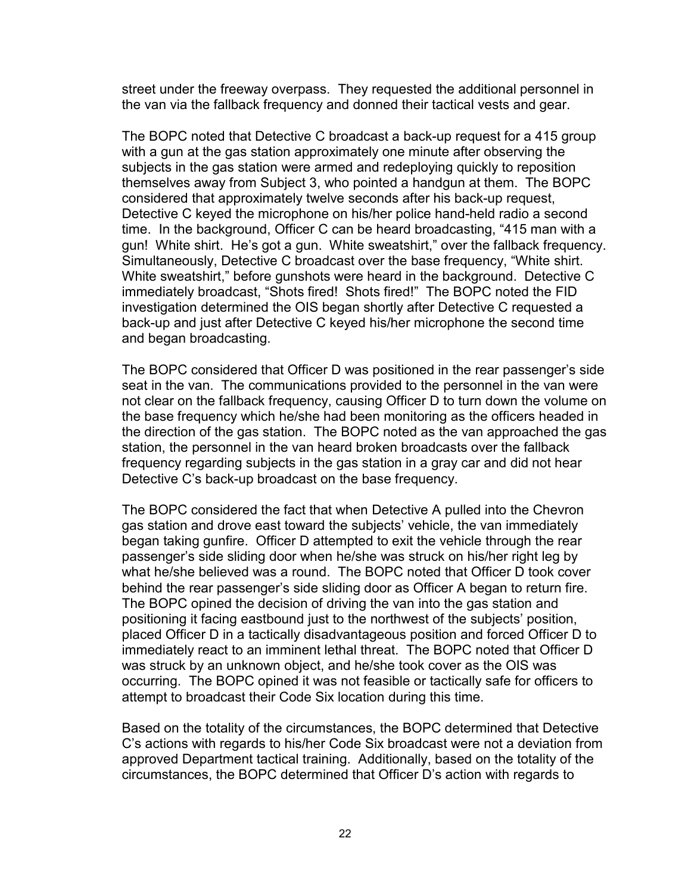street under the freeway overpass. They requested the additional personnel in the van via the fallback frequency and donned their tactical vests and gear.

The BOPC noted that Detective C broadcast a back-up request for a 415 group with a gun at the gas station approximately one minute after observing the subjects in the gas station were armed and redeploying quickly to reposition themselves away from Subject 3, who pointed a handgun at them. The BOPC considered that approximately twelve seconds after his back-up request, Detective C keyed the microphone on his/her police hand-held radio a second time. In the background, Officer C can be heard broadcasting, "415 man with a gun! White shirt. He's got a gun. White sweatshirt," over the fallback frequency. Simultaneously, Detective C broadcast over the base frequency, "White shirt. White sweatshirt," before gunshots were heard in the background. Detective C immediately broadcast, "Shots fired! Shots fired!" The BOPC noted the FID investigation determined the OIS began shortly after Detective C requested a back-up and just after Detective C keyed his/her microphone the second time and began broadcasting.

The BOPC considered that Officer D was positioned in the rear passenger's side seat in the van. The communications provided to the personnel in the van were not clear on the fallback frequency, causing Officer D to turn down the volume on the base frequency which he/she had been monitoring as the officers headed in the direction of the gas station. The BOPC noted as the van approached the gas station, the personnel in the van heard broken broadcasts over the fallback frequency regarding subjects in the gas station in a gray car and did not hear Detective C's back-up broadcast on the base frequency.

The BOPC considered the fact that when Detective A pulled into the Chevron gas station and drove east toward the subjects' vehicle, the van immediately began taking gunfire. Officer D attempted to exit the vehicle through the rear passenger's side sliding door when he/she was struck on his/her right leg by what he/she believed was a round. The BOPC noted that Officer D took cover behind the rear passenger's side sliding door as Officer A began to return fire. The BOPC opined the decision of driving the van into the gas station and positioning it facing eastbound just to the northwest of the subjects' position, placed Officer D in a tactically disadvantageous position and forced Officer D to immediately react to an imminent lethal threat. The BOPC noted that Officer D was struck by an unknown object, and he/she took cover as the OIS was occurring. The BOPC opined it was not feasible or tactically safe for officers to attempt to broadcast their Code Six location during this time.

Based on the totality of the circumstances, the BOPC determined that Detective C's actions with regards to his/her Code Six broadcast were not a deviation from approved Department tactical training. Additionally, based on the totality of the circumstances, the BOPC determined that Officer D's action with regards to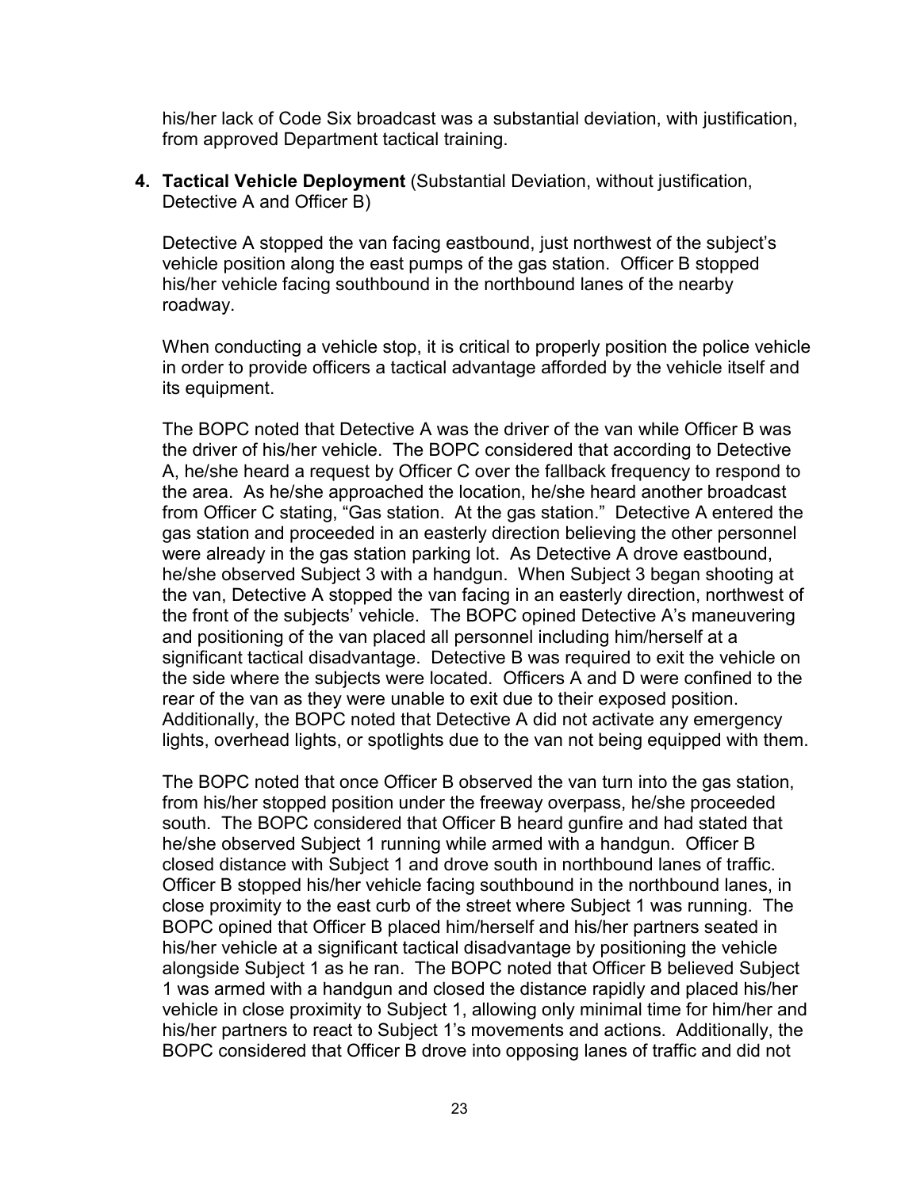his/her lack of Code Six broadcast was a substantial deviation, with justification, from approved Department tactical training.

4. **Tactical Vehicle Deployment** (Substantial Deviation, without justification, Detective A and Officer B)

   Detective A stopped the van facing eastbound, just northwest of the subject's vehicle position along the east pumps of the gas station. Officer B stopped his/her vehicle facing southbound in the northbound lanes of the nearby roadway.

   When conducting a vehicle stop, it is critical to properly position the police vehicle in order to provide officers a tactical advantage afforded by the vehicle itself and its equipment.

   The BOPC noted that Detective A was the driver of the van while Officer B was the driver of his/her vehicle. The BOPC considered that according to Detective A, he/she heard a request by Officer C over the fallback frequency to respond to the area. As he/she approached the location, he/she heard another broadcast from Officer C stating, "Gas station. At the gas station." Detective A entered the gas station and proceeded in an easterly direction believing the other personnel were already in the gas station parking lot. As Detective A drove eastbound, he/she observed Subject 3 with a handgun. When Subject 3 began shooting at the van, Detective A stopped the van facing in an easterly direction, northwest of the front of the subjects' vehicle. The BOPC opined Detective A's maneuvering and positioning of the van placed all personnel including him/herself at a significant tactical disadvantage. Detective B was required to exit the vehicle on the side where the subjects were located. Officers A and D were confined to the rear of the van as they were unable to exit due to their exposed position. Additionally, the BOPC noted that Detective A did not activate any emergency lights, overhead lights, or spotlights due to the van not being equipped with them.

   The BOPC noted that once Officer B observed the van turn into the gas station, from his/her stopped position under the freeway overpass, he/she proceeded south. The BOPC considered that Officer B heard gunfire and had stated that he/she observed Subject 1 running while armed with a handgun. Officer B closed distance with Subject 1 and drove south in northbound lanes of traffic. Officer B stopped his/her vehicle facing southbound in the northbound lanes, in close proximity to the east curb of the street where Subject 1 was running. The BOPC opined that Officer B placed him/herself and his/her partners seated in his/her vehicle at a significant tactical disadvantage by positioning the vehicle alongside Subject 1 as he ran. The BOPC noted that Officer B believed Subject 1 was armed with a handgun and closed the distance rapidly and placed his/her vehicle in close proximity to Subject 1, allowing only minimal time for him/her and his/her partners to react to Subject 1's movements and actions. Additionally, the BOPC considered that Officer B drove into opposing lanes of traffic and did not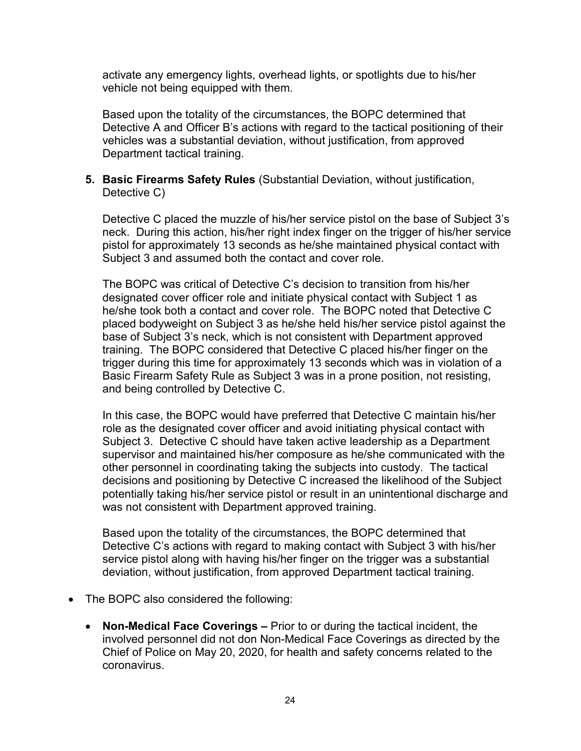activate any emergency lights, overhead lights, or spotlights due to his/her vehicle not being equipped with them.

Based upon the totality of the circumstances, the BOPC determined that Detective A and Officer B's actions with regard to the tactical positioning of their vehicles was a substantial deviation, without justification, from approved Department tactical training.

5. **Basic Firearms Safety Rules** (Substantial Deviation, without justification, Detective C)

   Detective C placed the muzzle of his/her service pistol on the base of Subject 3's neck. During this action, his/her right index finger on the trigger of his/her service pistol for approximately 13 seconds as he/she maintained physical contact with Subject 3 and assumed both the contact and cover role.

   The BOPC was critical of Detective C's decision to transition from his/her designated cover officer role and initiate physical contact with Subject 1 as he/she took both a contact and cover role. The BOPC noted that Detective C placed bodyweight on Subject 3 as he/she held his/her service pistol against the base of Subject 3's neck, which is not consistent with Department approved training. The BOPC considered that Detective C placed his/her finger on the trigger during this time for approximately 13 seconds which was in violation of a Basic Firearm Safety Rule as Subject 3 was in a prone position, not resisting, and being controlled by Detective C.

   In this case, the BOPC would have preferred that Detective C maintain his/her role as the designated cover officer and avoid initiating physical contact with Subject 3. Detective C should have taken active leadership as a Department supervisor and maintained his/her composure as he/she communicated with the other personnel in coordinating taking the subjects into custody. The tactical decisions and positioning by Detective C increased the likelihood of the Subject potentially taking his/her service pistol or result in an unintentional discharge and was not consistent with Department approved training.

   Based upon the totality of the circumstances, the BOPC determined that Detective C's actions with regard to making contact with Subject 3 with his/her service pistol along with having his/her finger on the trigger was a substantial deviation, without justification, from approved Department tactical training.

- The BOPC also considered the following:

  - **Non-Medical Face Coverings –** Prior to or during the tactical incident, the involved personnel did not don Non-Medical Face Coverings as directed by the Chief of Police on May 20, 2020, for health and safety concerns related to the coronavirus.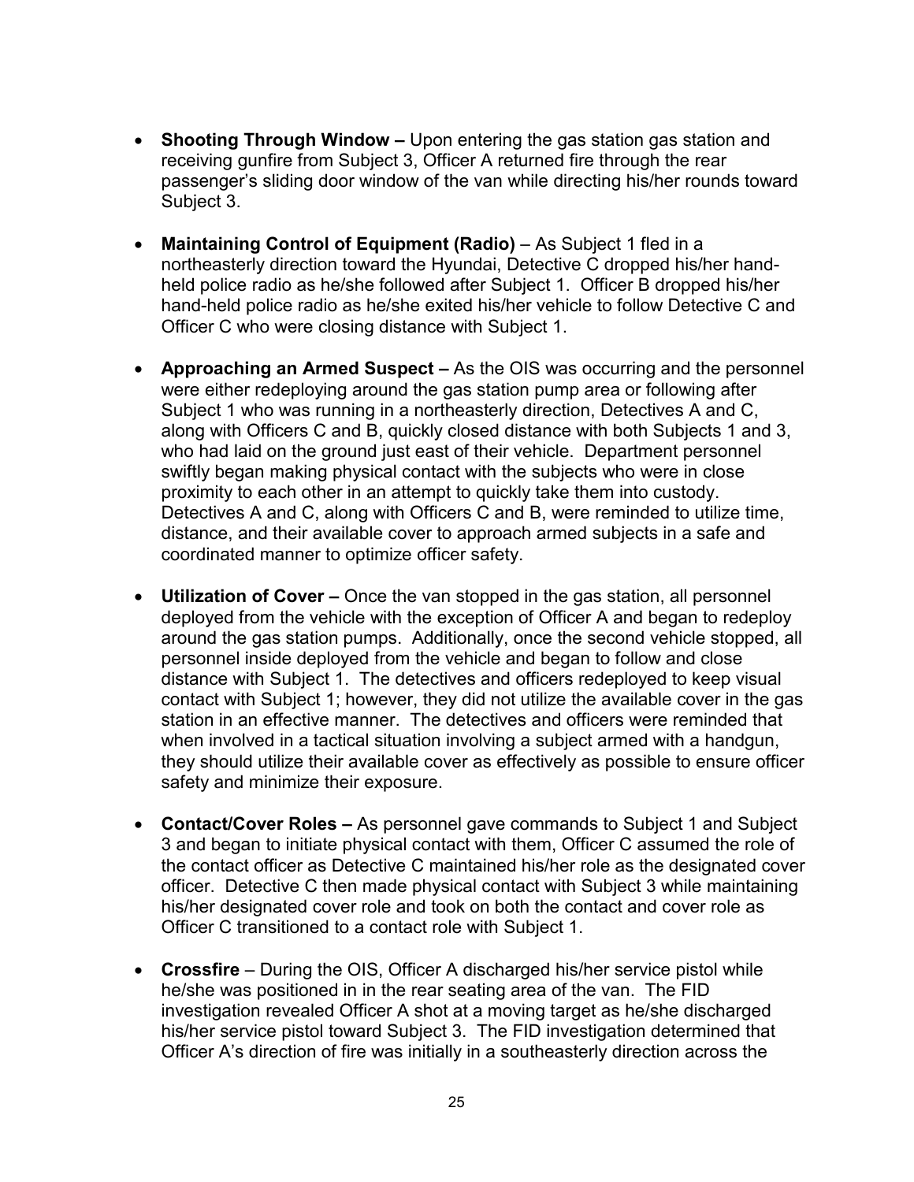- **Shooting Through Window –** Upon entering the gas station gas station and receiving gunfire from Subject 3, Officer A returned fire through the rear passenger's sliding door window of the van while directing his/her rounds toward Subject 3.

- **Maintaining Control of Equipment (Radio)** – As Subject 1 fled in a northeasterly direction toward the Hyundai, Detective C dropped his/her hand-held police radio as he/she followed after Subject 1. Officer B dropped his/her hand-held police radio as he/she exited his/her vehicle to follow Detective C and Officer C who were closing distance with Subject 1.

- **Approaching an Armed Suspect –** As the OIS was occurring and the personnel were either redeploying around the gas station pump area or following after Subject 1 who was running in a northeasterly direction, Detectives A and C, along with Officers C and B, quickly closed distance with both Subjects 1 and 3, who had laid on the ground just east of their vehicle. Department personnel swiftly began making physical contact with the subjects who were in close proximity to each other in an attempt to quickly take them into custody. Detectives A and C, along with Officers C and B, were reminded to utilize time, distance, and their available cover to approach armed subjects in a safe and coordinated manner to optimize officer safety.

- **Utilization of Cover –** Once the van stopped in the gas station, all personnel deployed from the vehicle with the exception of Officer A and began to redeploy around the gas station pumps. Additionally, once the second vehicle stopped, all personnel inside deployed from the vehicle and began to follow and close distance with Subject 1. The detectives and officers redeployed to keep visual contact with Subject 1; however, they did not utilize the available cover in the gas station in an effective manner. The detectives and officers were reminded that when involved in a tactical situation involving a subject armed with a handgun, they should utilize their available cover as effectively as possible to ensure officer safety and minimize their exposure.

- **Contact/Cover Roles –** As personnel gave commands to Subject 1 and Subject 3 and began to initiate physical contact with them, Officer C assumed the role of the contact officer as Detective C maintained his/her role as the designated cover officer. Detective C then made physical contact with Subject 3 while maintaining his/her designated cover role and took on both the contact and cover role as Officer C transitioned to a contact role with Subject 1.

- **Crossfire** – During the OIS, Officer A discharged his/her service pistol while he/she was positioned in in the rear seating area of the van. The FID investigation revealed Officer A shot at a moving target as he/she discharged his/her service pistol toward Subject 3. The FID investigation determined that Officer A's direction of fire was initially in a southeasterly direction across the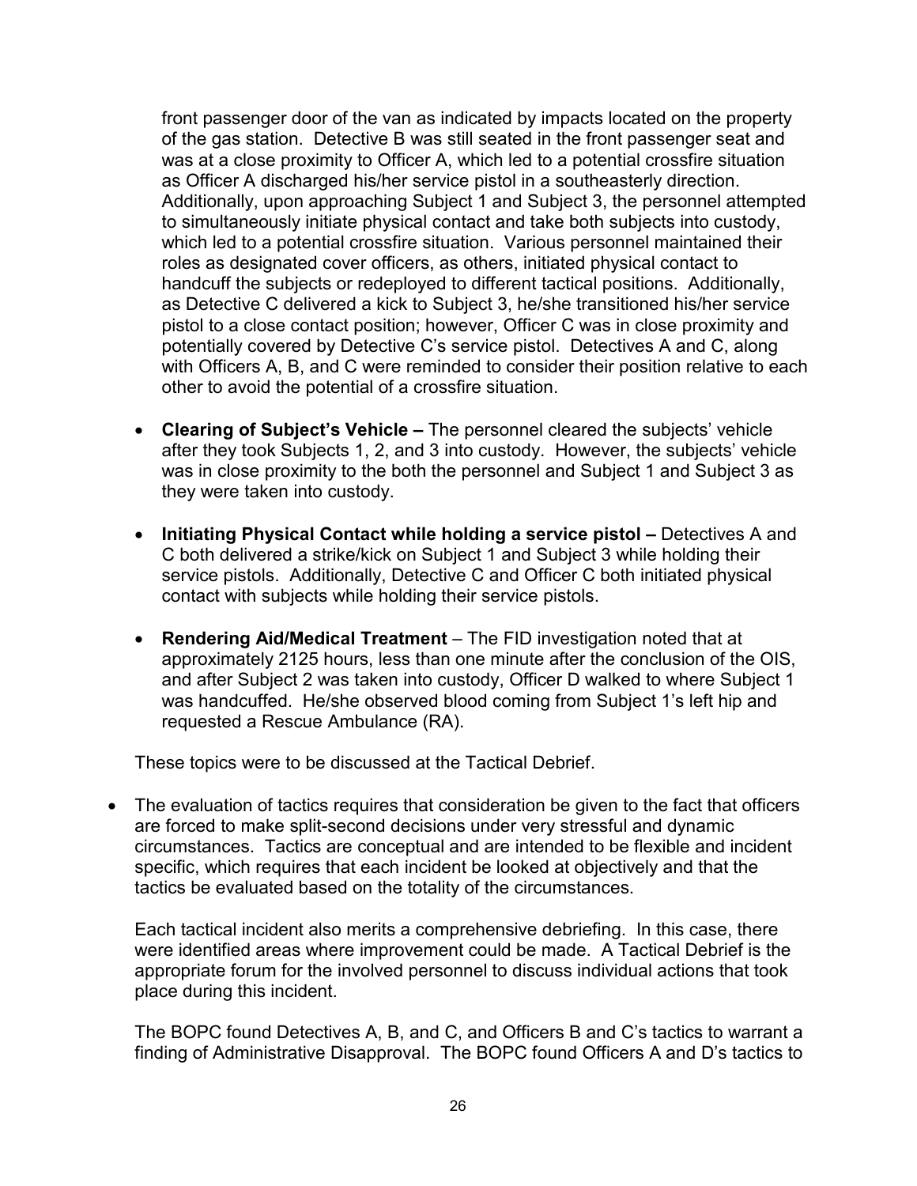front passenger door of the van as indicated by impacts located on the property of the gas station. Detective B was still seated in the front passenger seat and was at a close proximity to Officer A, which led to a potential crossfire situation as Officer A discharged his/her service pistol in a southeasterly direction. Additionally, upon approaching Subject 1 and Subject 3, the personnel attempted to simultaneously initiate physical contact and take both subjects into custody, which led to a potential crossfire situation. Various personnel maintained their roles as designated cover officers, as others, initiated physical contact to handcuff the subjects or redeployed to different tactical positions. Additionally, as Detective C delivered a kick to Subject 3, he/she transitioned his/her service pistol to a close contact position; however, Officer C was in close proximity and potentially covered by Detective C's service pistol. Detectives A and C, along with Officers A, B, and C were reminded to consider their position relative to each other to avoid the potential of a crossfire situation.

- **Clearing of Subject's Vehicle –** The personnel cleared the subjects' vehicle after they took Subjects 1, 2, and 3 into custody. However, the subjects' vehicle was in close proximity to the both the personnel and Subject 1 and Subject 3 as they were taken into custody.

- **Initiating Physical Contact while holding a service pistol –** Detectives A and C both delivered a strike/kick on Subject 1 and Subject 3 while holding their service pistols. Additionally, Detective C and Officer C both initiated physical contact with subjects while holding their service pistols.

- **Rendering Aid/Medical Treatment** – The FID investigation noted that at approximately 2125 hours, less than one minute after the conclusion of the OIS, and after Subject 2 was taken into custody, Officer D walked to where Subject 1 was handcuffed. He/she observed blood coming from Subject 1's left hip and requested a Rescue Ambulance (RA).

These topics were to be discussed at the Tactical Debrief.

- The evaluation of tactics requires that consideration be given to the fact that officers are forced to make split-second decisions under very stressful and dynamic circumstances. Tactics are conceptual and are intended to be flexible and incident specific, which requires that each incident be looked at objectively and that the tactics be evaluated based on the totality of the circumstances.

  Each tactical incident also merits a comprehensive debriefing. In this case, there were identified areas where improvement could be made. A Tactical Debrief is the appropriate forum for the involved personnel to discuss individual actions that took place during this incident.

  The BOPC found Detectives A, B, and C, and Officers B and C's tactics to warrant a finding of Administrative Disapproval. The BOPC found Officers A and D's tactics to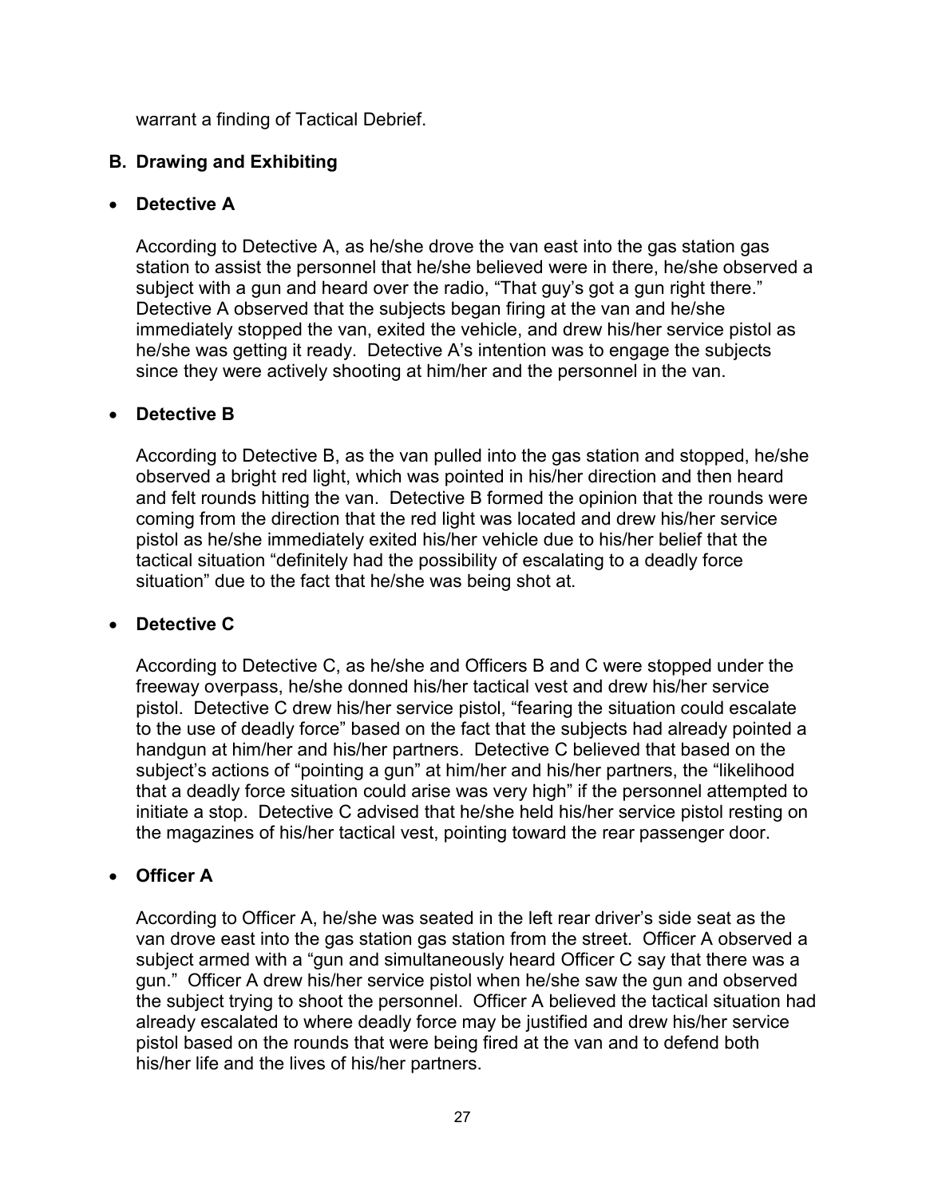warrant a finding of Tactical Debrief.

## B. Drawing and Exhibiting

- **Detective A**

  According to Detective A, as he/she drove the van east into the gas station gas station to assist the personnel that he/she believed were in there, he/she observed a subject with a gun and heard over the radio, "That guy's got a gun right there." Detective A observed that the subjects began firing at the van and he/she immediately stopped the van, exited the vehicle, and drew his/her service pistol as he/she was getting it ready. Detective A's intention was to engage the subjects since they were actively shooting at him/her and the personnel in the van.

- **Detective B**

  According to Detective B, as the van pulled into the gas station and stopped, he/she observed a bright red light, which was pointed in his/her direction and then heard and felt rounds hitting the van. Detective B formed the opinion that the rounds were coming from the direction that the red light was located and drew his/her service pistol as he/she immediately exited his/her vehicle due to his/her belief that the tactical situation "definitely had the possibility of escalating to a deadly force situation" due to the fact that he/she was being shot at.

- **Detective C**

  According to Detective C, as he/she and Officers B and C were stopped under the freeway overpass, he/she donned his/her tactical vest and drew his/her service pistol. Detective C drew his/her service pistol, "fearing the situation could escalate to the use of deadly force" based on the fact that the subjects had already pointed a handgun at him/her and his/her partners. Detective C believed that based on the subject's actions of "pointing a gun" at him/her and his/her partners, the "likelihood that a deadly force situation could arise was very high" if the personnel attempted to initiate a stop. Detective C advised that he/she held his/her service pistol resting on the magazines of his/her tactical vest, pointing toward the rear passenger door.

- **Officer A**

  According to Officer A, he/she was seated in the left rear driver's side seat as the van drove east into the gas station gas station from the street. Officer A observed a subject armed with a "gun and simultaneously heard Officer C say that there was a gun." Officer A drew his/her service pistol when he/she saw the gun and observed the subject trying to shoot the personnel. Officer A believed the tactical situation had already escalated to where deadly force may be justified and drew his/her service pistol based on the rounds that were being fired at the van and to defend both his/her life and the lives of his/her partners.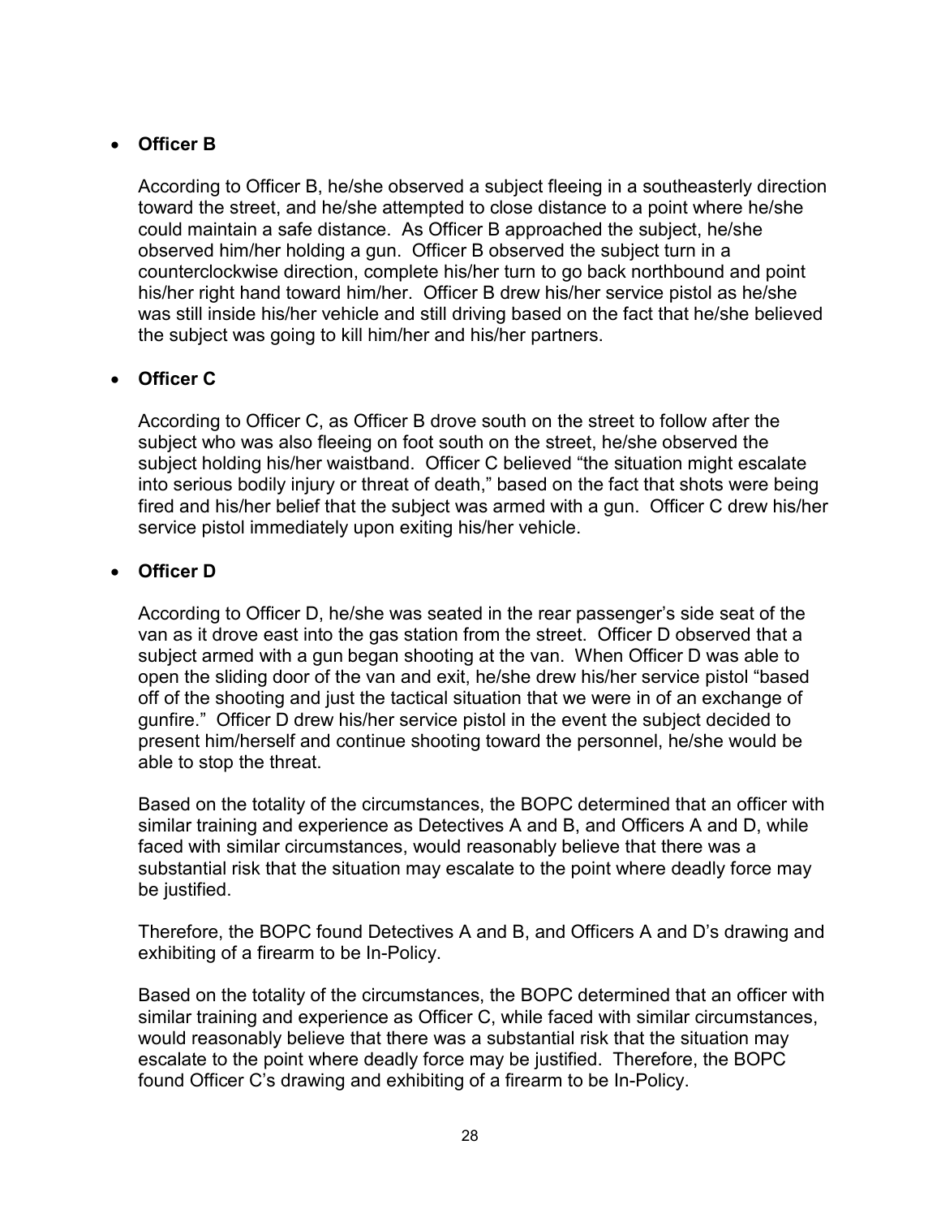- **Officer B**

  According to Officer B, he/she observed a subject fleeing in a southeasterly direction toward the street, and he/she attempted to close distance to a point where he/she could maintain a safe distance. As Officer B approached the subject, he/she observed him/her holding a gun. Officer B observed the subject turn in a counterclockwise direction, complete his/her turn to go back northbound and point his/her right hand toward him/her. Officer B drew his/her service pistol as he/she was still inside his/her vehicle and still driving based on the fact that he/she believed the subject was going to kill him/her and his/her partners.

- **Officer C**

  According to Officer C, as Officer B drove south on the street to follow after the subject who was also fleeing on foot south on the street, he/she observed the subject holding his/her waistband. Officer C believed "the situation might escalate into serious bodily injury or threat of death," based on the fact that shots were being fired and his/her belief that the subject was armed with a gun. Officer C drew his/her service pistol immediately upon exiting his/her vehicle.

- **Officer D**

  According to Officer D, he/she was seated in the rear passenger's side seat of the van as it drove east into the gas station from the street. Officer D observed that a subject armed with a gun began shooting at the van. When Officer D was able to open the sliding door of the van and exit, he/she drew his/her service pistol "based off of the shooting and just the tactical situation that we were in of an exchange of gunfire." Officer D drew his/her service pistol in the event the subject decided to present him/herself and continue shooting toward the personnel, he/she would be able to stop the threat.

  Based on the totality of the circumstances, the BOPC determined that an officer with similar training and experience as Detectives A and B, and Officers A and D, while faced with similar circumstances, would reasonably believe that there was a substantial risk that the situation may escalate to the point where deadly force may be justified.

  Therefore, the BOPC found Detectives A and B, and Officers A and D's drawing and exhibiting of a firearm to be In-Policy.

  Based on the totality of the circumstances, the BOPC determined that an officer with similar training and experience as Officer C, while faced with similar circumstances, would reasonably believe that there was a substantial risk that the situation may escalate to the point where deadly force may be justified. Therefore, the BOPC found Officer C's drawing and exhibiting of a firearm to be In-Policy.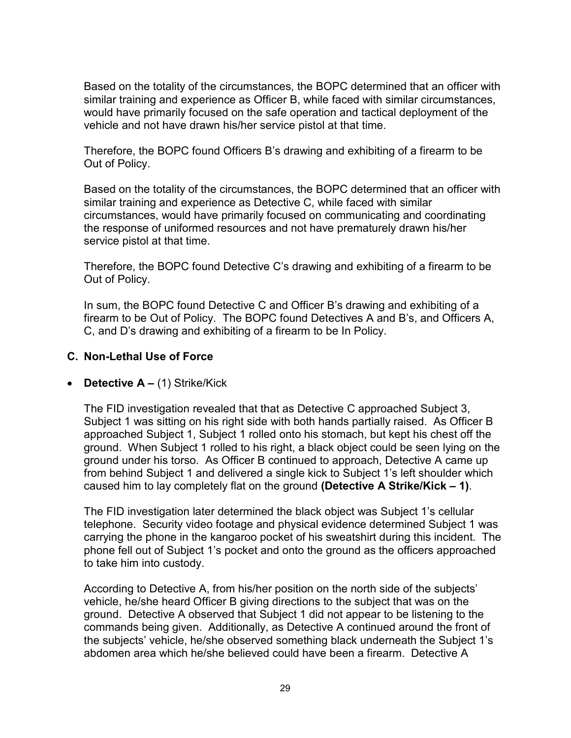Based on the totality of the circumstances, the BOPC determined that an officer with similar training and experience as Officer B, while faced with similar circumstances, would have primarily focused on the safe operation and tactical deployment of the vehicle and not have drawn his/her service pistol at that time.

Therefore, the BOPC found Officers B's drawing and exhibiting of a firearm to be Out of Policy.

Based on the totality of the circumstances, the BOPC determined that an officer with similar training and experience as Detective C, while faced with similar circumstances, would have primarily focused on communicating and coordinating the response of uniformed resources and not have prematurely drawn his/her service pistol at that time.

Therefore, the BOPC found Detective C's drawing and exhibiting of a firearm to be Out of Policy.

In sum, the BOPC found Detective C and Officer B's drawing and exhibiting of a firearm to be Out of Policy. The BOPC found Detectives A and B's, and Officers A, C, and D's drawing and exhibiting of a firearm to be In Policy.

### C. Non-Lethal Use of Force

- **Detective A –** (1) Strike/Kick

  The FID investigation revealed that that as Detective C approached Subject 3, Subject 1 was sitting on his right side with both hands partially raised. As Officer B approached Subject 1, Subject 1 rolled onto his stomach, but kept his chest off the ground. When Subject 1 rolled to his right, a black object could be seen lying on the ground under his torso. As Officer B continued to approach, Detective A came up from behind Subject 1 and delivered a single kick to Subject 1's left shoulder which caused him to lay completely flat on the ground **(Detective A Strike/Kick – 1)**.

  The FID investigation later determined the black object was Subject 1's cellular telephone. Security video footage and physical evidence determined Subject 1 was carrying the phone in the kangaroo pocket of his sweatshirt during this incident. The phone fell out of Subject 1's pocket and onto the ground as the officers approached to take him into custody.

  According to Detective A, from his/her position on the north side of the subjects' vehicle, he/she heard Officer B giving directions to the subject that was on the ground. Detective A observed that Subject 1 did not appear to be listening to the commands being given. Additionally, as Detective A continued around the front of the subjects' vehicle, he/she observed something black underneath the Subject 1's abdomen area which he/she believed could have been a firearm. Detective A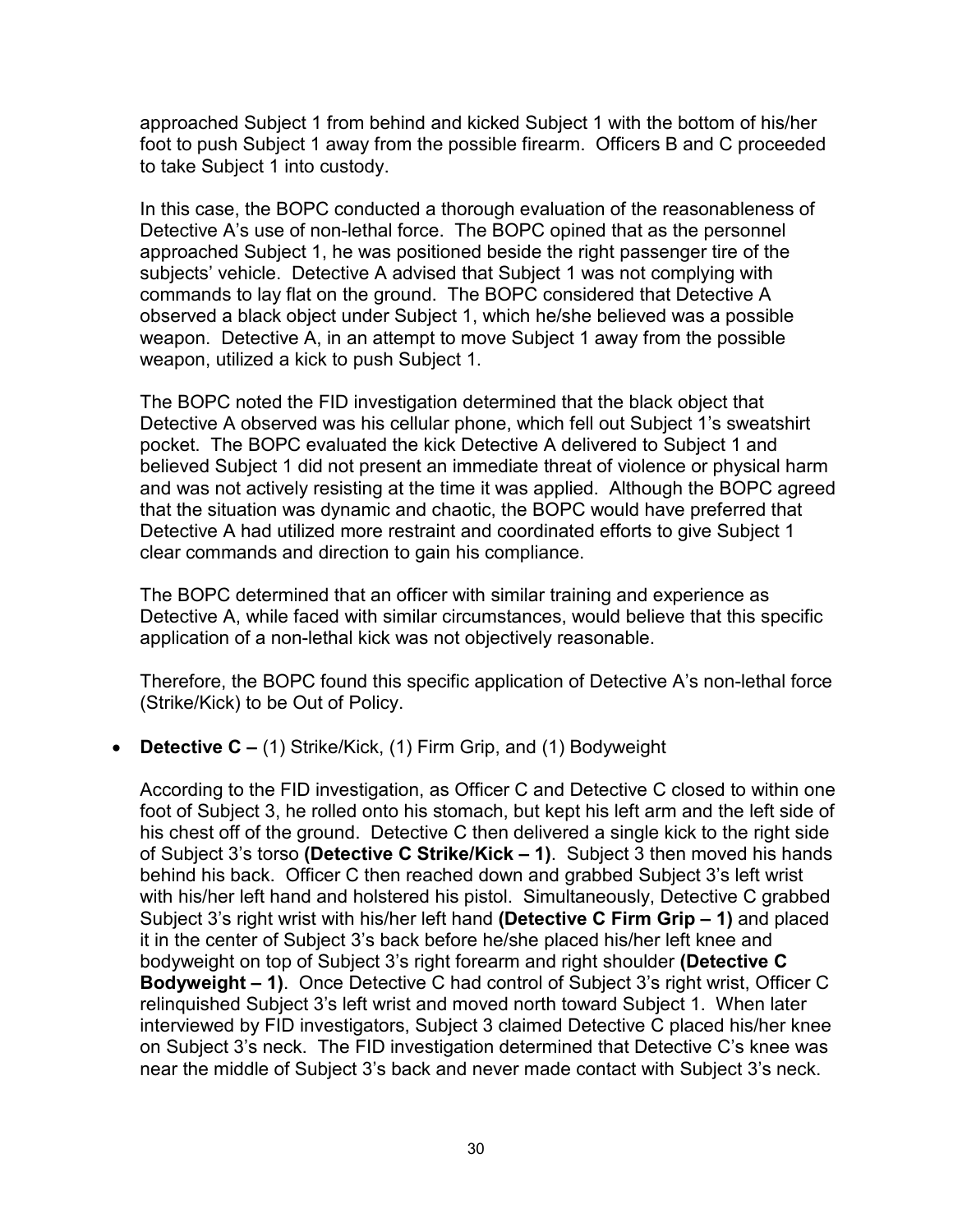approached Subject 1 from behind and kicked Subject 1 with the bottom of his/her foot to push Subject 1 away from the possible firearm. Officers B and C proceeded to take Subject 1 into custody.

In this case, the BOPC conducted a thorough evaluation of the reasonableness of Detective A's use of non-lethal force. The BOPC opined that as the personnel approached Subject 1, he was positioned beside the right passenger tire of the subjects' vehicle. Detective A advised that Subject 1 was not complying with commands to lay flat on the ground. The BOPC considered that Detective A observed a black object under Subject 1, which he/she believed was a possible weapon. Detective A, in an attempt to move Subject 1 away from the possible weapon, utilized a kick to push Subject 1.

The BOPC noted the FID investigation determined that the black object that Detective A observed was his cellular phone, which fell out Subject 1's sweatshirt pocket. The BOPC evaluated the kick Detective A delivered to Subject 1 and believed Subject 1 did not present an immediate threat of violence or physical harm and was not actively resisting at the time it was applied. Although the BOPC agreed that the situation was dynamic and chaotic, the BOPC would have preferred that Detective A had utilized more restraint and coordinated efforts to give Subject 1 clear commands and direction to gain his compliance.

The BOPC determined that an officer with similar training and experience as Detective A, while faced with similar circumstances, would believe that this specific application of a non-lethal kick was not objectively reasonable.

Therefore, the BOPC found this specific application of Detective A's non-lethal force (Strike/Kick) to be Out of Policy.

- **Detective C –** (1) Strike/Kick, (1) Firm Grip, and (1) Bodyweight

  According to the FID investigation, as Officer C and Detective C closed to within one foot of Subject 3, he rolled onto his stomach, but kept his left arm and the left side of his chest off of the ground. Detective C then delivered a single kick to the right side of Subject 3's torso **(Detective C Strike/Kick – 1)**. Subject 3 then moved his hands behind his back. Officer C then reached down and grabbed Subject 3's left wrist with his/her left hand and holstered his pistol. Simultaneously, Detective C grabbed Subject 3's right wrist with his/her left hand **(Detective C Firm Grip – 1)** and placed it in the center of Subject 3's back before he/she placed his/her left knee and bodyweight on top of Subject 3's right forearm and right shoulder **(Detective C Bodyweight – 1)**. Once Detective C had control of Subject 3's right wrist, Officer C relinquished Subject 3's left wrist and moved north toward Subject 1. When later interviewed by FID investigators, Subject 3 claimed Detective C placed his/her knee on Subject 3's neck. The FID investigation determined that Detective C's knee was near the middle of Subject 3's back and never made contact with Subject 3's neck.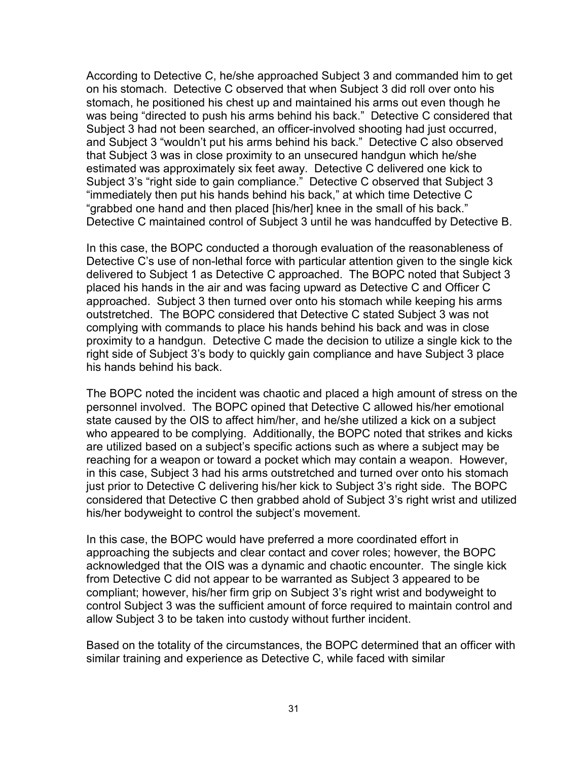According to Detective C, he/she approached Subject 3 and commanded him to get on his stomach. Detective C observed that when Subject 3 did roll over onto his stomach, he positioned his chest up and maintained his arms out even though he was being "directed to push his arms behind his back." Detective C considered that Subject 3 had not been searched, an officer-involved shooting had just occurred, and Subject 3 "wouldn't put his arms behind his back." Detective C also observed that Subject 3 was in close proximity to an unsecured handgun which he/she estimated was approximately six feet away. Detective C delivered one kick to Subject 3's "right side to gain compliance." Detective C observed that Subject 3 "immediately then put his hands behind his back," at which time Detective C "grabbed one hand and then placed [his/her] knee in the small of his back." Detective C maintained control of Subject 3 until he was handcuffed by Detective B.

In this case, the BOPC conducted a thorough evaluation of the reasonableness of Detective C's use of non-lethal force with particular attention given to the single kick delivered to Subject 1 as Detective C approached. The BOPC noted that Subject 3 placed his hands in the air and was facing upward as Detective C and Officer C approached. Subject 3 then turned over onto his stomach while keeping his arms outstretched. The BOPC considered that Detective C stated Subject 3 was not complying with commands to place his hands behind his back and was in close proximity to a handgun. Detective C made the decision to utilize a single kick to the right side of Subject 3's body to quickly gain compliance and have Subject 3 place his hands behind his back.

The BOPC noted the incident was chaotic and placed a high amount of stress on the personnel involved. The BOPC opined that Detective C allowed his/her emotional state caused by the OIS to affect him/her, and he/she utilized a kick on a subject who appeared to be complying. Additionally, the BOPC noted that strikes and kicks are utilized based on a subject's specific actions such as where a subject may be reaching for a weapon or toward a pocket which may contain a weapon. However, in this case, Subject 3 had his arms outstretched and turned over onto his stomach just prior to Detective C delivering his/her kick to Subject 3's right side. The BOPC considered that Detective C then grabbed ahold of Subject 3's right wrist and utilized his/her bodyweight to control the subject's movement.

In this case, the BOPC would have preferred a more coordinated effort in approaching the subjects and clear contact and cover roles; however, the BOPC acknowledged that the OIS was a dynamic and chaotic encounter. The single kick from Detective C did not appear to be warranted as Subject 3 appeared to be compliant; however, his/her firm grip on Subject 3's right wrist and bodyweight to control Subject 3 was the sufficient amount of force required to maintain control and allow Subject 3 to be taken into custody without further incident.

Based on the totality of the circumstances, the BOPC determined that an officer with similar training and experience as Detective C, while faced with similar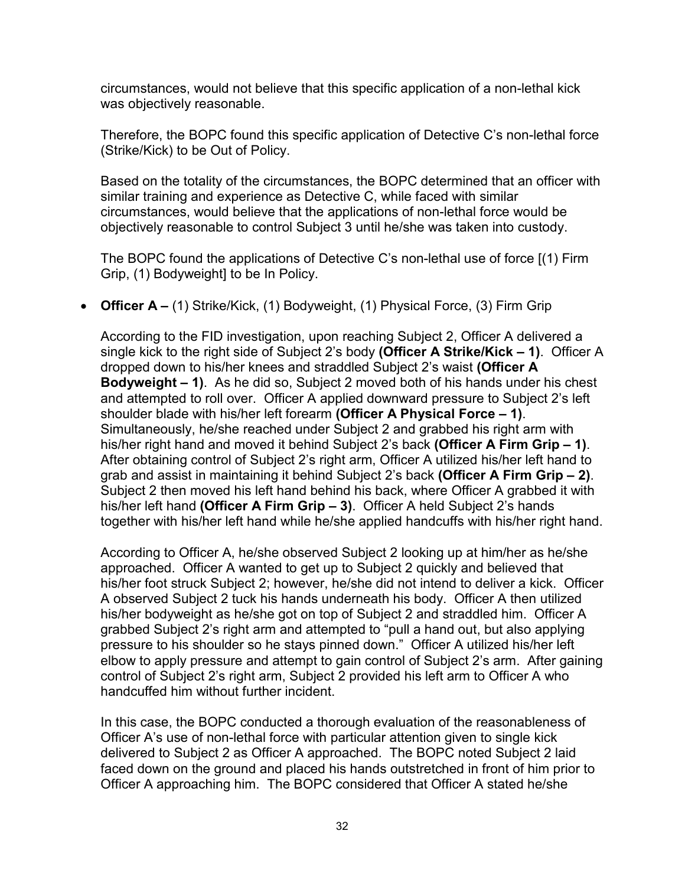circumstances, would not believe that this specific application of a non-lethal kick was objectively reasonable.

Therefore, the BOPC found this specific application of Detective C's non-lethal force (Strike/Kick) to be Out of Policy.

Based on the totality of the circumstances, the BOPC determined that an officer with similar training and experience as Detective C, while faced with similar circumstances, would believe that the applications of non-lethal force would be objectively reasonable to control Subject 3 until he/she was taken into custody.

The BOPC found the applications of Detective C's non-lethal use of force [(1) Firm Grip, (1) Bodyweight] to be In Policy.

- **Officer A –** (1) Strike/Kick, (1) Bodyweight, (1) Physical Force, (3) Firm Grip

  According to the FID investigation, upon reaching Subject 2, Officer A delivered a single kick to the right side of Subject 2's body **(Officer A Strike/Kick – 1)**. Officer A dropped down to his/her knees and straddled Subject 2's waist **(Officer A Bodyweight – 1)**. As he did so, Subject 2 moved both of his hands under his chest and attempted to roll over. Officer A applied downward pressure to Subject 2's left shoulder blade with his/her left forearm **(Officer A Physical Force – 1)**. Simultaneously, he/she reached under Subject 2 and grabbed his right arm with his/her right hand and moved it behind Subject 2's back **(Officer A Firm Grip – 1)**. After obtaining control of Subject 2's right arm, Officer A utilized his/her left hand to grab and assist in maintaining it behind Subject 2's back **(Officer A Firm Grip – 2)**. Subject 2 then moved his left hand behind his back, where Officer A grabbed it with his/her left hand **(Officer A Firm Grip – 3)**. Officer A held Subject 2's hands together with his/her left hand while he/she applied handcuffs with his/her right hand.

  According to Officer A, he/she observed Subject 2 looking up at him/her as he/she approached. Officer A wanted to get up to Subject 2 quickly and believed that his/her foot struck Subject 2; however, he/she did not intend to deliver a kick. Officer A observed Subject 2 tuck his hands underneath his body. Officer A then utilized his/her bodyweight as he/she got on top of Subject 2 and straddled him. Officer A grabbed Subject 2's right arm and attempted to "pull a hand out, but also applying pressure to his shoulder so he stays pinned down." Officer A utilized his/her left elbow to apply pressure and attempt to gain control of Subject 2's arm. After gaining control of Subject 2's right arm, Subject 2 provided his left arm to Officer A who handcuffed him without further incident.

  In this case, the BOPC conducted a thorough evaluation of the reasonableness of Officer A's use of non-lethal force with particular attention given to single kick delivered to Subject 2 as Officer A approached. The BOPC noted Subject 2 laid faced down on the ground and placed his hands outstretched in front of him prior to Officer A approaching him. The BOPC considered that Officer A stated he/she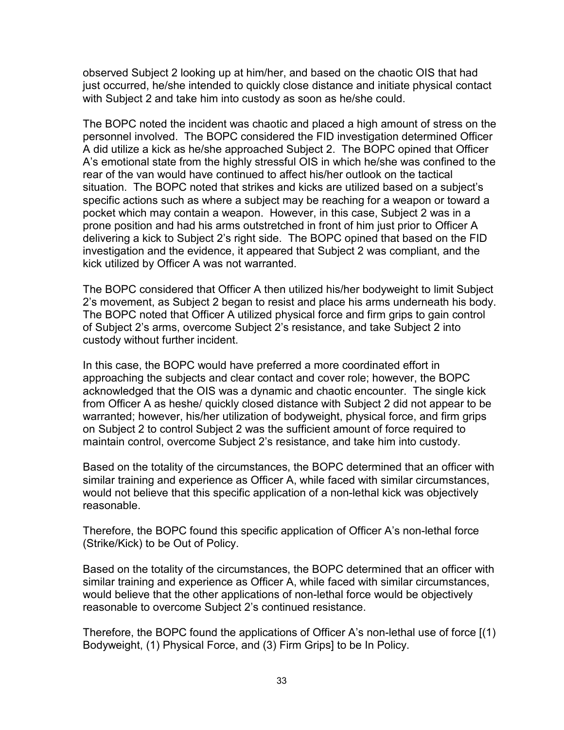observed Subject 2 looking up at him/her, and based on the chaotic OIS that had just occurred, he/she intended to quickly close distance and initiate physical contact with Subject 2 and take him into custody as soon as he/she could.

The BOPC noted the incident was chaotic and placed a high amount of stress on the personnel involved. The BOPC considered the FID investigation determined Officer A did utilize a kick as he/she approached Subject 2. The BOPC opined that Officer A's emotional state from the highly stressful OIS in which he/she was confined to the rear of the van would have continued to affect his/her outlook on the tactical situation. The BOPC noted that strikes and kicks are utilized based on a subject's specific actions such as where a subject may be reaching for a weapon or toward a pocket which may contain a weapon. However, in this case, Subject 2 was in a prone position and had his arms outstretched in front of him just prior to Officer A delivering a kick to Subject 2's right side. The BOPC opined that based on the FID investigation and the evidence, it appeared that Subject 2 was compliant, and the kick utilized by Officer A was not warranted.

The BOPC considered that Officer A then utilized his/her bodyweight to limit Subject 2's movement, as Subject 2 began to resist and place his arms underneath his body. The BOPC noted that Officer A utilized physical force and firm grips to gain control of Subject 2's arms, overcome Subject 2's resistance, and take Subject 2 into custody without further incident.

In this case, the BOPC would have preferred a more coordinated effort in approaching the subjects and clear contact and cover role; however, the BOPC acknowledged that the OIS was a dynamic and chaotic encounter. The single kick from Officer A as heshe/ quickly closed distance with Subject 2 did not appear to be warranted; however, his/her utilization of bodyweight, physical force, and firm grips on Subject 2 to control Subject 2 was the sufficient amount of force required to maintain control, overcome Subject 2's resistance, and take him into custody.

Based on the totality of the circumstances, the BOPC determined that an officer with similar training and experience as Officer A, while faced with similar circumstances, would not believe that this specific application of a non-lethal kick was objectively reasonable.

Therefore, the BOPC found this specific application of Officer A's non-lethal force (Strike/Kick) to be Out of Policy.

Based on the totality of the circumstances, the BOPC determined that an officer with similar training and experience as Officer A, while faced with similar circumstances, would believe that the other applications of non-lethal force would be objectively reasonable to overcome Subject 2's continued resistance.

Therefore, the BOPC found the applications of Officer A's non-lethal use of force [(1) Bodyweight, (1) Physical Force, and (3) Firm Grips] to be In Policy.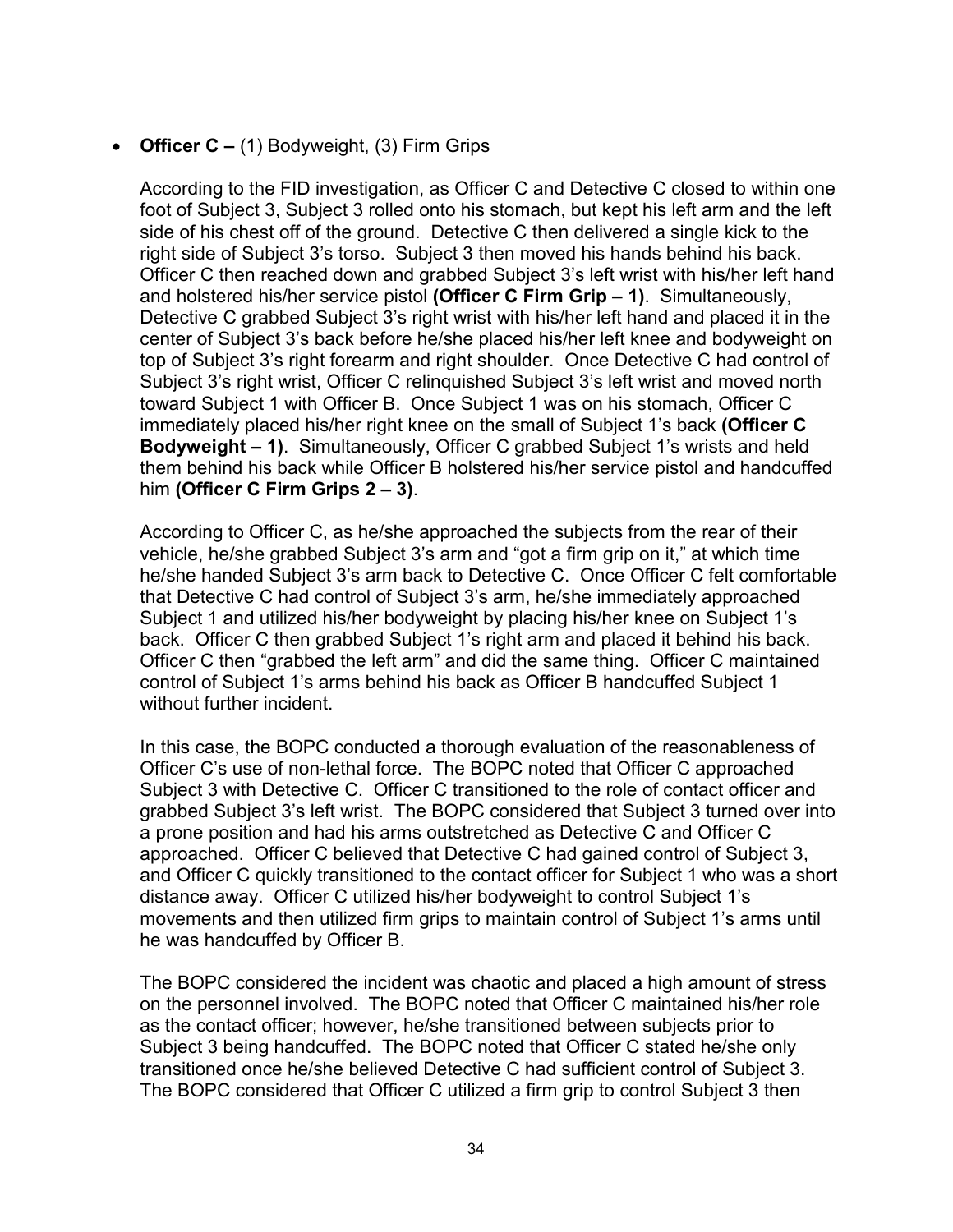- **Officer C –** (1) Bodyweight, (3) Firm Grips

  According to the FID investigation, as Officer C and Detective C closed to within one foot of Subject 3, Subject 3 rolled onto his stomach, but kept his left arm and the left side of his chest off of the ground. Detective C then delivered a single kick to the right side of Subject 3's torso. Subject 3 then moved his hands behind his back. Officer C then reached down and grabbed Subject 3's left wrist with his/her left hand and holstered his/her service pistol **(Officer C Firm Grip – 1)**. Simultaneously, Detective C grabbed Subject 3's right wrist with his/her left hand and placed it in the center of Subject 3's back before he/she placed his/her left knee and bodyweight on top of Subject 3's right forearm and right shoulder. Once Detective C had control of Subject 3's right wrist, Officer C relinquished Subject 3's left wrist and moved north toward Subject 1 with Officer B. Once Subject 1 was on his stomach, Officer C immediately placed his/her right knee on the small of Subject 1's back **(Officer C Bodyweight – 1)**. Simultaneously, Officer C grabbed Subject 1's wrists and held them behind his back while Officer B holstered his/her service pistol and handcuffed him **(Officer C Firm Grips 2 – 3)**.

  According to Officer C, as he/she approached the subjects from the rear of their vehicle, he/she grabbed Subject 3's arm and "got a firm grip on it," at which time he/she handed Subject 3's arm back to Detective C. Once Officer C felt comfortable that Detective C had control of Subject 3's arm, he/she immediately approached Subject 1 and utilized his/her bodyweight by placing his/her knee on Subject 1's back. Officer C then grabbed Subject 1's right arm and placed it behind his back. Officer C then "grabbed the left arm" and did the same thing. Officer C maintained control of Subject 1's arms behind his back as Officer B handcuffed Subject 1 without further incident.

  In this case, the BOPC conducted a thorough evaluation of the reasonableness of Officer C's use of non-lethal force. The BOPC noted that Officer C approached Subject 3 with Detective C. Officer C transitioned to the role of contact officer and grabbed Subject 3's left wrist. The BOPC considered that Subject 3 turned over into a prone position and had his arms outstretched as Detective C and Officer C approached. Officer C believed that Detective C had gained control of Subject 3, and Officer C quickly transitioned to the contact officer for Subject 1 who was a short distance away. Officer C utilized his/her bodyweight to control Subject 1's movements and then utilized firm grips to maintain control of Subject 1's arms until he was handcuffed by Officer B.

  The BOPC considered the incident was chaotic and placed a high amount of stress on the personnel involved. The BOPC noted that Officer C maintained his/her role as the contact officer; however, he/she transitioned between subjects prior to Subject 3 being handcuffed. The BOPC noted that Officer C stated he/she only transitioned once he/she believed Detective C had sufficient control of Subject 3. The BOPC considered that Officer C utilized a firm grip to control Subject 3 then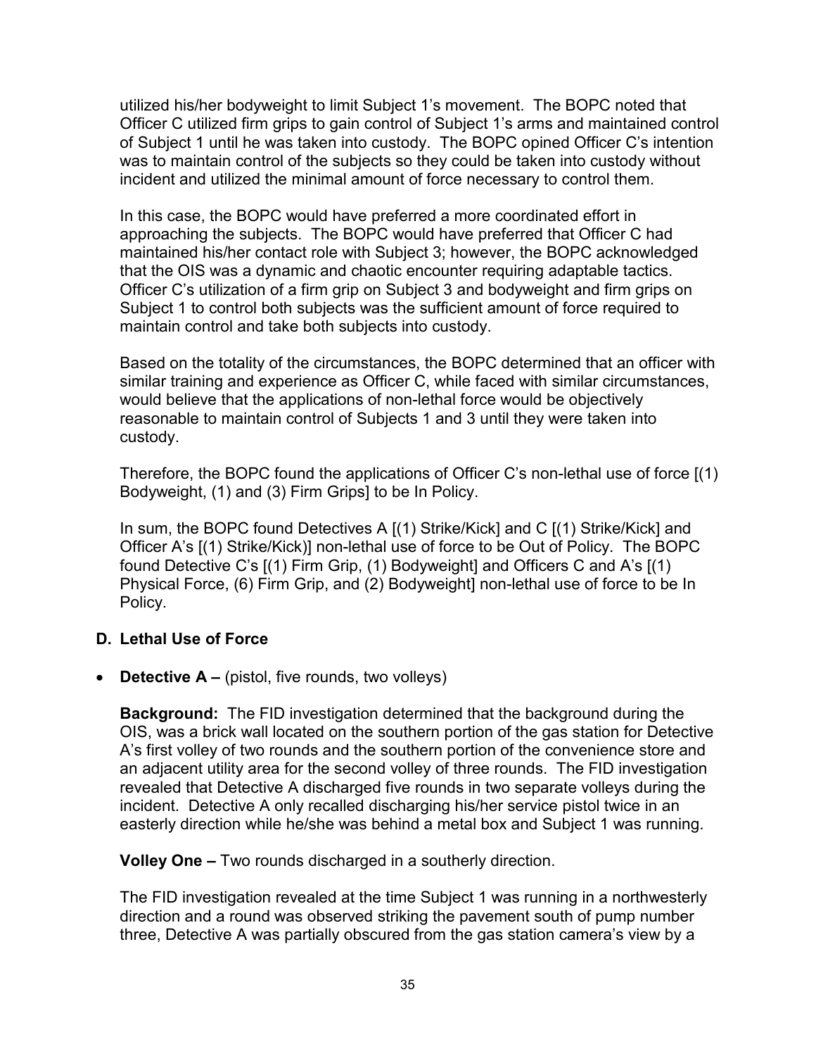utilized his/her bodyweight to limit Subject 1's movement. The BOPC noted that Officer C utilized firm grips to gain control of Subject 1's arms and maintained control of Subject 1 until he was taken into custody. The BOPC opined Officer C's intention was to maintain control of the subjects so they could be taken into custody without incident and utilized the minimal amount of force necessary to control them.

In this case, the BOPC would have preferred a more coordinated effort in approaching the subjects. The BOPC would have preferred that Officer C had maintained his/her contact role with Subject 3; however, the BOPC acknowledged that the OIS was a dynamic and chaotic encounter requiring adaptable tactics. Officer C's utilization of a firm grip on Subject 3 and bodyweight and firm grips on Subject 1 to control both subjects was the sufficient amount of force required to maintain control and take both subjects into custody.

Based on the totality of the circumstances, the BOPC determined that an officer with similar training and experience as Officer C, while faced with similar circumstances, would believe that the applications of non-lethal force would be objectively reasonable to maintain control of Subjects 1 and 3 until they were taken into custody.

Therefore, the BOPC found the applications of Officer C's non-lethal use of force [(1) Bodyweight, (1) and (3) Firm Grips] to be In Policy.

In sum, the BOPC found Detectives A [(1) Strike/Kick] and C [(1) Strike/Kick] and Officer A's [(1) Strike/Kick)] non-lethal use of force to be Out of Policy. The BOPC found Detective C's [(1) Firm Grip, (1) Bodyweight] and Officers C and A's [(1) Physical Force, (6) Firm Grip, and (2) Bodyweight] non-lethal use of force to be In Policy.

## D. Lethal Use of Force

- **Detective A –** (pistol, five rounds, two volleys)

  **Background:** The FID investigation determined that the background during the OIS, was a brick wall located on the southern portion of the gas station for Detective A's first volley of two rounds and the southern portion of the convenience store and an adjacent utility area for the second volley of three rounds. The FID investigation revealed that Detective A discharged five rounds in two separate volleys during the incident. Detective A only recalled discharging his/her service pistol twice in an easterly direction while he/she was behind a metal box and Subject 1 was running.

  **Volley One –** Two rounds discharged in a southerly direction.

  The FID investigation revealed at the time Subject 1 was running in a northwesterly direction and a round was observed striking the pavement south of pump number three, Detective A was partially obscured from the gas station camera's view by a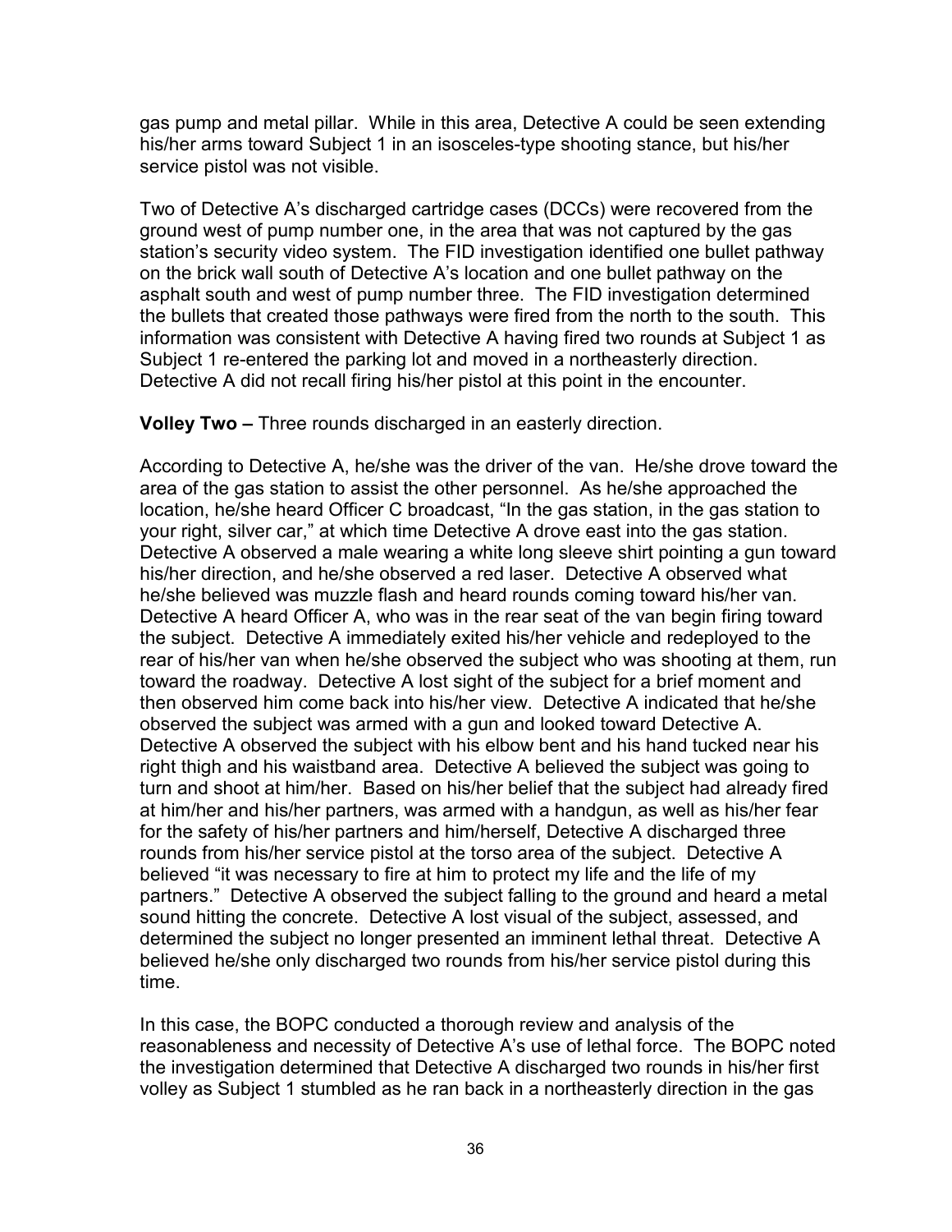gas pump and metal pillar. While in this area, Detective A could be seen extending his/her arms toward Subject 1 in an isosceles-type shooting stance, but his/her service pistol was not visible.

Two of Detective A's discharged cartridge cases (DCCs) were recovered from the ground west of pump number one, in the area that was not captured by the gas station's security video system. The FID investigation identified one bullet pathway on the brick wall south of Detective A's location and one bullet pathway on the asphalt south and west of pump number three. The FID investigation determined the bullets that created those pathways were fired from the north to the south. This information was consistent with Detective A having fired two rounds at Subject 1 as Subject 1 re-entered the parking lot and moved in a northeasterly direction. Detective A did not recall firing his/her pistol at this point in the encounter.

**Volley Two –** Three rounds discharged in an easterly direction.

According to Detective A, he/she was the driver of the van. He/she drove toward the area of the gas station to assist the other personnel. As he/she approached the location, he/she heard Officer C broadcast, "In the gas station, in the gas station to your right, silver car," at which time Detective A drove east into the gas station. Detective A observed a male wearing a white long sleeve shirt pointing a gun toward his/her direction, and he/she observed a red laser. Detective A observed what he/she believed was muzzle flash and heard rounds coming toward his/her van. Detective A heard Officer A, who was in the rear seat of the van begin firing toward the subject. Detective A immediately exited his/her vehicle and redeployed to the rear of his/her van when he/she observed the subject who was shooting at them, run toward the roadway. Detective A lost sight of the subject for a brief moment and then observed him come back into his/her view. Detective A indicated that he/she observed the subject was armed with a gun and looked toward Detective A. Detective A observed the subject with his elbow bent and his hand tucked near his right thigh and his waistband area. Detective A believed the subject was going to turn and shoot at him/her. Based on his/her belief that the subject had already fired at him/her and his/her partners, was armed with a handgun, as well as his/her fear for the safety of his/her partners and him/herself, Detective A discharged three rounds from his/her service pistol at the torso area of the subject. Detective A believed "it was necessary to fire at him to protect my life and the life of my partners." Detective A observed the subject falling to the ground and heard a metal sound hitting the concrete. Detective A lost visual of the subject, assessed, and determined the subject no longer presented an imminent lethal threat. Detective A believed he/she only discharged two rounds from his/her service pistol during this time.

In this case, the BOPC conducted a thorough review and analysis of the reasonableness and necessity of Detective A's use of lethal force. The BOPC noted the investigation determined that Detective A discharged two rounds in his/her first volley as Subject 1 stumbled as he ran back in a northeasterly direction in the gas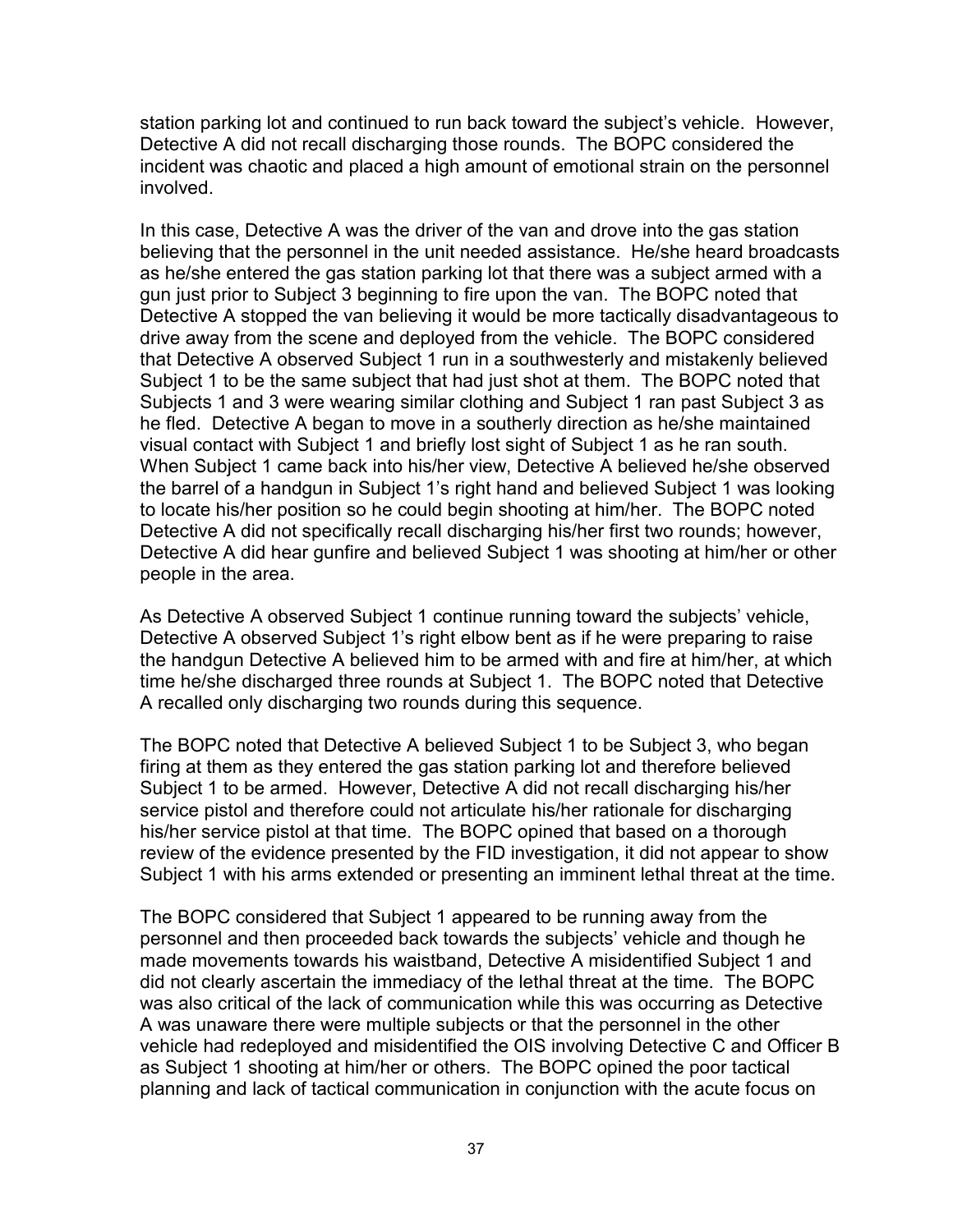station parking lot and continued to run back toward the subject's vehicle. However, Detective A did not recall discharging those rounds. The BOPC considered the incident was chaotic and placed a high amount of emotional strain on the personnel involved.

In this case, Detective A was the driver of the van and drove into the gas station believing that the personnel in the unit needed assistance. He/she heard broadcasts as he/she entered the gas station parking lot that there was a subject armed with a gun just prior to Subject 3 beginning to fire upon the van. The BOPC noted that Detective A stopped the van believing it would be more tactically disadvantageous to drive away from the scene and deployed from the vehicle. The BOPC considered that Detective A observed Subject 1 run in a southwesterly and mistakenly believed Subject 1 to be the same subject that had just shot at them. The BOPC noted that Subjects 1 and 3 were wearing similar clothing and Subject 1 ran past Subject 3 as he fled. Detective A began to move in a southerly direction as he/she maintained visual contact with Subject 1 and briefly lost sight of Subject 1 as he ran south. When Subject 1 came back into his/her view, Detective A believed he/she observed the barrel of a handgun in Subject 1's right hand and believed Subject 1 was looking to locate his/her position so he could begin shooting at him/her. The BOPC noted Detective A did not specifically recall discharging his/her first two rounds; however, Detective A did hear gunfire and believed Subject 1 was shooting at him/her or other people in the area.

As Detective A observed Subject 1 continue running toward the subjects' vehicle, Detective A observed Subject 1's right elbow bent as if he were preparing to raise the handgun Detective A believed him to be armed with and fire at him/her, at which time he/she discharged three rounds at Subject 1. The BOPC noted that Detective A recalled only discharging two rounds during this sequence.

The BOPC noted that Detective A believed Subject 1 to be Subject 3, who began firing at them as they entered the gas station parking lot and therefore believed Subject 1 to be armed. However, Detective A did not recall discharging his/her service pistol and therefore could not articulate his/her rationale for discharging his/her service pistol at that time. The BOPC opined that based on a thorough review of the evidence presented by the FID investigation, it did not appear to show Subject 1 with his arms extended or presenting an imminent lethal threat at the time.

The BOPC considered that Subject 1 appeared to be running away from the personnel and then proceeded back towards the subjects' vehicle and though he made movements towards his waistband, Detective A misidentified Subject 1 and did not clearly ascertain the immediacy of the lethal threat at the time. The BOPC was also critical of the lack of communication while this was occurring as Detective A was unaware there were multiple subjects or that the personnel in the other vehicle had redeployed and misidentified the OIS involving Detective C and Officer B as Subject 1 shooting at him/her or others. The BOPC opined the poor tactical planning and lack of tactical communication in conjunction with the acute focus on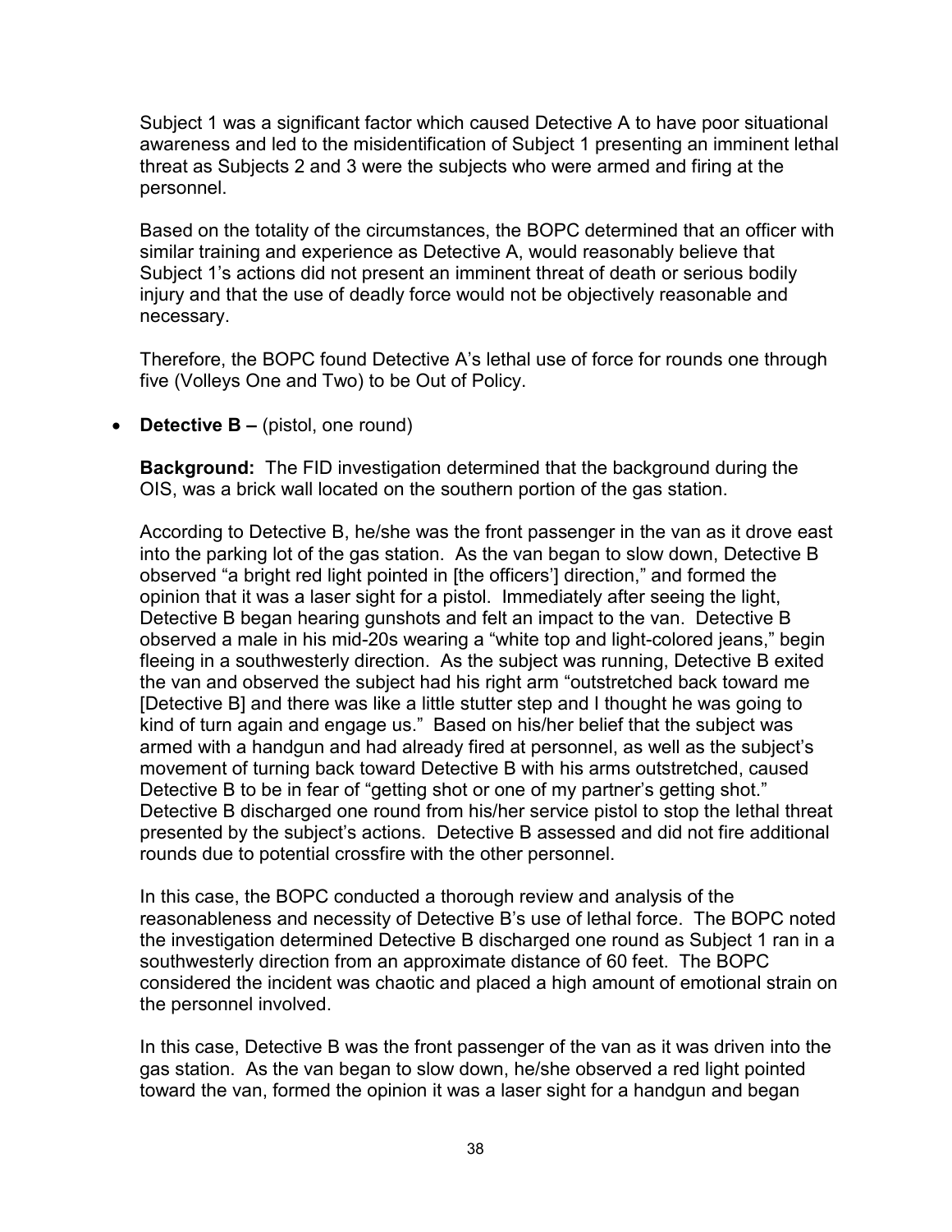Subject 1 was a significant factor which caused Detective A to have poor situational awareness and led to the misidentification of Subject 1 presenting an imminent lethal threat as Subjects 2 and 3 were the subjects who were armed and firing at the personnel.

Based on the totality of the circumstances, the BOPC determined that an officer with similar training and experience as Detective A, would reasonably believe that Subject 1's actions did not present an imminent threat of death or serious bodily injury and that the use of deadly force would not be objectively reasonable and necessary.

Therefore, the BOPC found Detective A's lethal use of force for rounds one through five (Volleys One and Two) to be Out of Policy.

- **Detective B –** (pistol, one round)

  **Background:** The FID investigation determined that the background during the OIS, was a brick wall located on the southern portion of the gas station.

  According to Detective B, he/she was the front passenger in the van as it drove east into the parking lot of the gas station. As the van began to slow down, Detective B observed "a bright red light pointed in [the officers'] direction," and formed the opinion that it was a laser sight for a pistol. Immediately after seeing the light, Detective B began hearing gunshots and felt an impact to the van. Detective B observed a male in his mid-20s wearing a "white top and light-colored jeans," begin fleeing in a southwesterly direction. As the subject was running, Detective B exited the van and observed the subject had his right arm "outstretched back toward me [Detective B] and there was like a little stutter step and I thought he was going to kind of turn again and engage us." Based on his/her belief that the subject was armed with a handgun and had already fired at personnel, as well as the subject's movement of turning back toward Detective B with his arms outstretched, caused Detective B to be in fear of "getting shot or one of my partner's getting shot." Detective B discharged one round from his/her service pistol to stop the lethal threat presented by the subject's actions. Detective B assessed and did not fire additional rounds due to potential crossfire with the other personnel.

  In this case, the BOPC conducted a thorough review and analysis of the reasonableness and necessity of Detective B's use of lethal force. The BOPC noted the investigation determined Detective B discharged one round as Subject 1 ran in a southwesterly direction from an approximate distance of 60 feet. The BOPC considered the incident was chaotic and placed a high amount of emotional strain on the personnel involved.

  In this case, Detective B was the front passenger of the van as it was driven into the gas station. As the van began to slow down, he/she observed a red light pointed toward the van, formed the opinion it was a laser sight for a handgun and began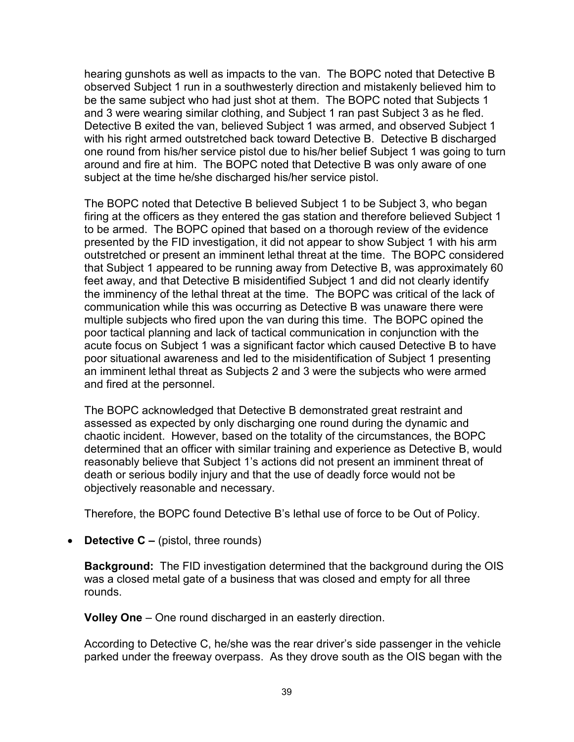hearing gunshots as well as impacts to the van. The BOPC noted that Detective B observed Subject 1 run in a southwesterly direction and mistakenly believed him to be the same subject who had just shot at them. The BOPC noted that Subjects 1 and 3 were wearing similar clothing, and Subject 1 ran past Subject 3 as he fled. Detective B exited the van, believed Subject 1 was armed, and observed Subject 1 with his right armed outstretched back toward Detective B. Detective B discharged one round from his/her service pistol due to his/her belief Subject 1 was going to turn around and fire at him. The BOPC noted that Detective B was only aware of one subject at the time he/she discharged his/her service pistol.

The BOPC noted that Detective B believed Subject 1 to be Subject 3, who began firing at the officers as they entered the gas station and therefore believed Subject 1 to be armed. The BOPC opined that based on a thorough review of the evidence presented by the FID investigation, it did not appear to show Subject 1 with his arm outstretched or present an imminent lethal threat at the time. The BOPC considered that Subject 1 appeared to be running away from Detective B, was approximately 60 feet away, and that Detective B misidentified Subject 1 and did not clearly identify the imminency of the lethal threat at the time. The BOPC was critical of the lack of communication while this was occurring as Detective B was unaware there were multiple subjects who fired upon the van during this time. The BOPC opined the poor tactical planning and lack of tactical communication in conjunction with the acute focus on Subject 1 was a significant factor which caused Detective B to have poor situational awareness and led to the misidentification of Subject 1 presenting an imminent lethal threat as Subjects 2 and 3 were the subjects who were armed and fired at the personnel.

The BOPC acknowledged that Detective B demonstrated great restraint and assessed as expected by only discharging one round during the dynamic and chaotic incident. However, based on the totality of the circumstances, the BOPC determined that an officer with similar training and experience as Detective B, would reasonably believe that Subject 1's actions did not present an imminent threat of death or serious bodily injury and that the use of deadly force would not be objectively reasonable and necessary.

Therefore, the BOPC found Detective B's lethal use of force to be Out of Policy.

- **Detective C –** (pistol, three rounds)

  **Background:** The FID investigation determined that the background during the OIS was a closed metal gate of a business that was closed and empty for all three rounds.

  **Volley One** – One round discharged in an easterly direction.

  According to Detective C, he/she was the rear driver's side passenger in the vehicle parked under the freeway overpass. As they drove south as the OIS began with the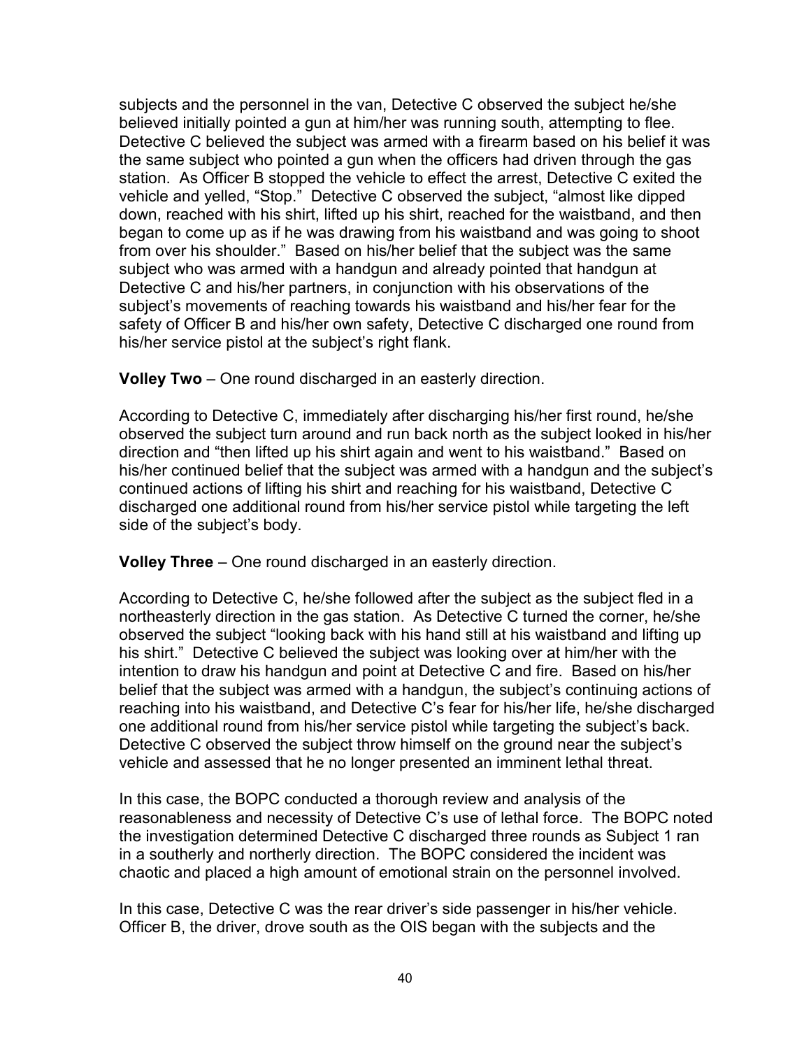subjects and the personnel in the van, Detective C observed the subject he/she believed initially pointed a gun at him/her was running south, attempting to flee. Detective C believed the subject was armed with a firearm based on his belief it was the same subject who pointed a gun when the officers had driven through the gas station. As Officer B stopped the vehicle to effect the arrest, Detective C exited the vehicle and yelled, "Stop." Detective C observed the subject, "almost like dipped down, reached with his shirt, lifted up his shirt, reached for the waistband, and then began to come up as if he was drawing from his waistband and was going to shoot from over his shoulder." Based on his/her belief that the subject was the same subject who was armed with a handgun and already pointed that handgun at Detective C and his/her partners, in conjunction with his observations of the subject's movements of reaching towards his waistband and his/her fear for the safety of Officer B and his/her own safety, Detective C discharged one round from his/her service pistol at the subject's right flank.

**Volley Two** – One round discharged in an easterly direction.

According to Detective C, immediately after discharging his/her first round, he/she observed the subject turn around and run back north as the subject looked in his/her direction and "then lifted up his shirt again and went to his waistband." Based on his/her continued belief that the subject was armed with a handgun and the subject's continued actions of lifting his shirt and reaching for his waistband, Detective C discharged one additional round from his/her service pistol while targeting the left side of the subject's body.

**Volley Three** – One round discharged in an easterly direction.

According to Detective C, he/she followed after the subject as the subject fled in a northeasterly direction in the gas station. As Detective C turned the corner, he/she observed the subject "looking back with his hand still at his waistband and lifting up his shirt." Detective C believed the subject was looking over at him/her with the intention to draw his handgun and point at Detective C and fire. Based on his/her belief that the subject was armed with a handgun, the subject's continuing actions of reaching into his waistband, and Detective C's fear for his/her life, he/she discharged one additional round from his/her service pistol while targeting the subject's back. Detective C observed the subject throw himself on the ground near the subject's vehicle and assessed that he no longer presented an imminent lethal threat.

In this case, the BOPC conducted a thorough review and analysis of the reasonableness and necessity of Detective C's use of lethal force. The BOPC noted the investigation determined Detective C discharged three rounds as Subject 1 ran in a southerly and northerly direction. The BOPC considered the incident was chaotic and placed a high amount of emotional strain on the personnel involved.

In this case, Detective C was the rear driver's side passenger in his/her vehicle. Officer B, the driver, drove south as the OIS began with the subjects and the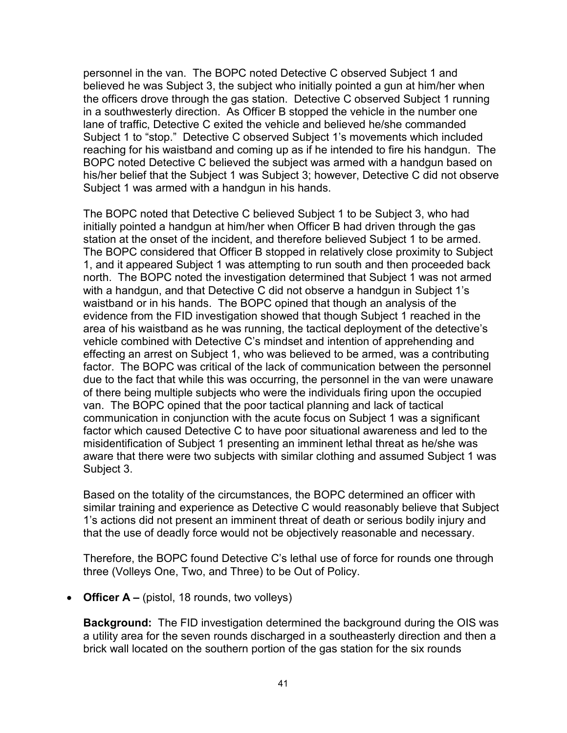personnel in the van. The BOPC noted Detective C observed Subject 1 and believed he was Subject 3, the subject who initially pointed a gun at him/her when the officers drove through the gas station. Detective C observed Subject 1 running in a southwesterly direction. As Officer B stopped the vehicle in the number one lane of traffic, Detective C exited the vehicle and believed he/she commanded Subject 1 to "stop." Detective C observed Subject 1's movements which included reaching for his waistband and coming up as if he intended to fire his handgun. The BOPC noted Detective C believed the subject was armed with a handgun based on his/her belief that the Subject 1 was Subject 3; however, Detective C did not observe Subject 1 was armed with a handgun in his hands.

The BOPC noted that Detective C believed Subject 1 to be Subject 3, who had initially pointed a handgun at him/her when Officer B had driven through the gas station at the onset of the incident, and therefore believed Subject 1 to be armed. The BOPC considered that Officer B stopped in relatively close proximity to Subject 1, and it appeared Subject 1 was attempting to run south and then proceeded back north. The BOPC noted the investigation determined that Subject 1 was not armed with a handgun, and that Detective C did not observe a handgun in Subject 1's waistband or in his hands. The BOPC opined that though an analysis of the evidence from the FID investigation showed that though Subject 1 reached in the area of his waistband as he was running, the tactical deployment of the detective's vehicle combined with Detective C's mindset and intention of apprehending and effecting an arrest on Subject 1, who was believed to be armed, was a contributing factor. The BOPC was critical of the lack of communication between the personnel due to the fact that while this was occurring, the personnel in the van were unaware of there being multiple subjects who were the individuals firing upon the occupied van. The BOPC opined that the poor tactical planning and lack of tactical communication in conjunction with the acute focus on Subject 1 was a significant factor which caused Detective C to have poor situational awareness and led to the misidentification of Subject 1 presenting an imminent lethal threat as he/she was aware that there were two subjects with similar clothing and assumed Subject 1 was Subject 3.

Based on the totality of the circumstances, the BOPC determined an officer with similar training and experience as Detective C would reasonably believe that Subject 1's actions did not present an imminent threat of death or serious bodily injury and that the use of deadly force would not be objectively reasonable and necessary.

Therefore, the BOPC found Detective C's lethal use of force for rounds one through three (Volleys One, Two, and Three) to be Out of Policy.

- **Officer A –** (pistol, 18 rounds, two volleys)

  **Background:** The FID investigation determined the background during the OIS was a utility area for the seven rounds discharged in a southeasterly direction and then a brick wall located on the southern portion of the gas station for the six rounds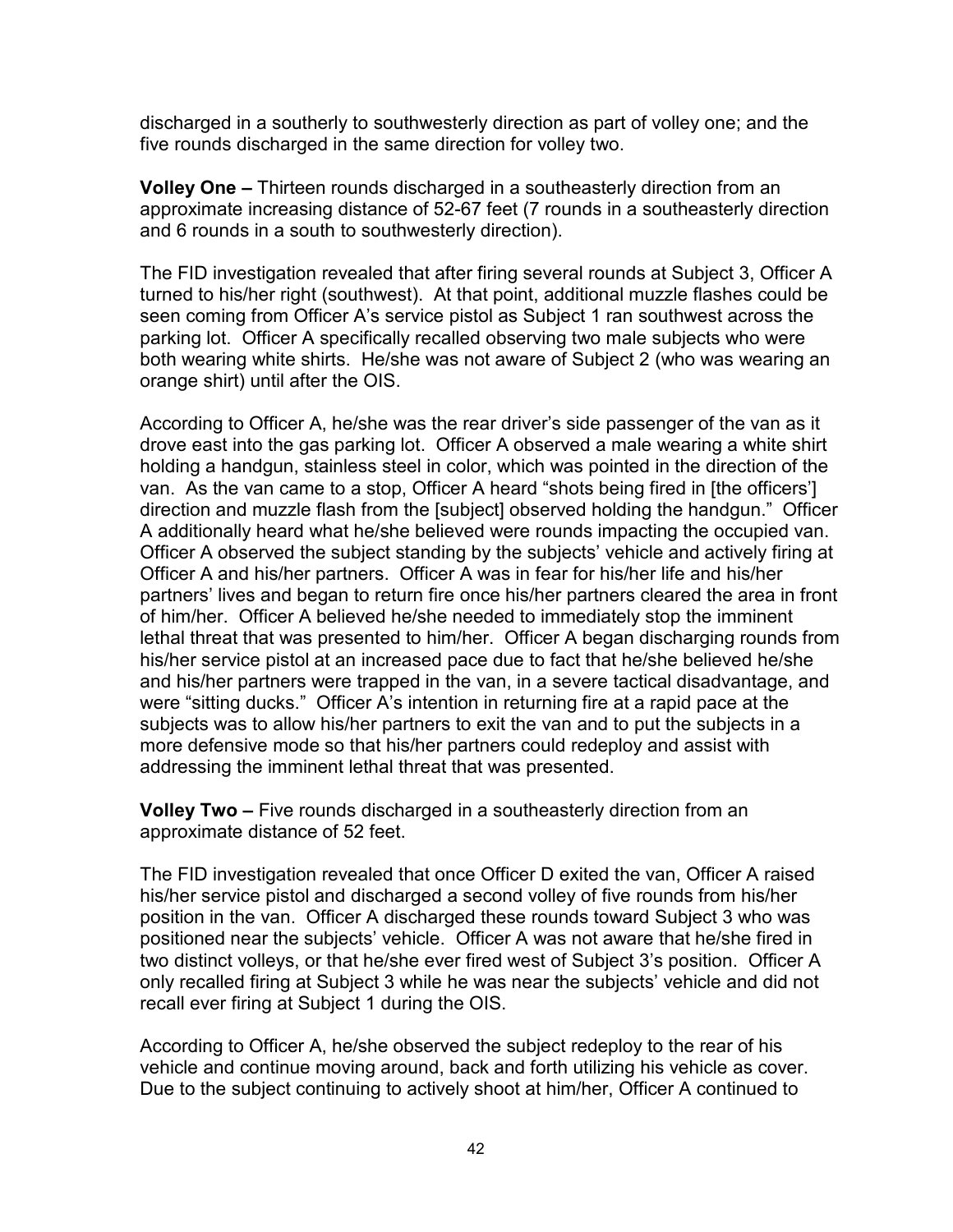discharged in a southerly to southwesterly direction as part of volley one; and the five rounds discharged in the same direction for volley two.

**Volley One –** Thirteen rounds discharged in a southeasterly direction from an approximate increasing distance of 52-67 feet (7 rounds in a southeasterly direction and 6 rounds in a south to southwesterly direction).

The FID investigation revealed that after firing several rounds at Subject 3, Officer A turned to his/her right (southwest). At that point, additional muzzle flashes could be seen coming from Officer A's service pistol as Subject 1 ran southwest across the parking lot. Officer A specifically recalled observing two male subjects who were both wearing white shirts. He/she was not aware of Subject 2 (who was wearing an orange shirt) until after the OIS.

According to Officer A, he/she was the rear driver's side passenger of the van as it drove east into the gas parking lot. Officer A observed a male wearing a white shirt holding a handgun, stainless steel in color, which was pointed in the direction of the van. As the van came to a stop, Officer A heard "shots being fired in [the officers'] direction and muzzle flash from the [subject] observed holding the handgun." Officer A additionally heard what he/she believed were rounds impacting the occupied van. Officer A observed the subject standing by the subjects' vehicle and actively firing at Officer A and his/her partners. Officer A was in fear for his/her life and his/her partners' lives and began to return fire once his/her partners cleared the area in front of him/her. Officer A believed he/she needed to immediately stop the imminent lethal threat that was presented to him/her. Officer A began discharging rounds from his/her service pistol at an increased pace due to fact that he/she believed he/she and his/her partners were trapped in the van, in a severe tactical disadvantage, and were "sitting ducks." Officer A's intention in returning fire at a rapid pace at the subjects was to allow his/her partners to exit the van and to put the subjects in a more defensive mode so that his/her partners could redeploy and assist with addressing the imminent lethal threat that was presented.

**Volley Two –** Five rounds discharged in a southeasterly direction from an approximate distance of 52 feet.

The FID investigation revealed that once Officer D exited the van, Officer A raised his/her service pistol and discharged a second volley of five rounds from his/her position in the van. Officer A discharged these rounds toward Subject 3 who was positioned near the subjects' vehicle. Officer A was not aware that he/she fired in two distinct volleys, or that he/she ever fired west of Subject 3's position. Officer A only recalled firing at Subject 3 while he was near the subjects' vehicle and did not recall ever firing at Subject 1 during the OIS.

According to Officer A, he/she observed the subject redeploy to the rear of his vehicle and continue moving around, back and forth utilizing his vehicle as cover. Due to the subject continuing to actively shoot at him/her, Officer A continued to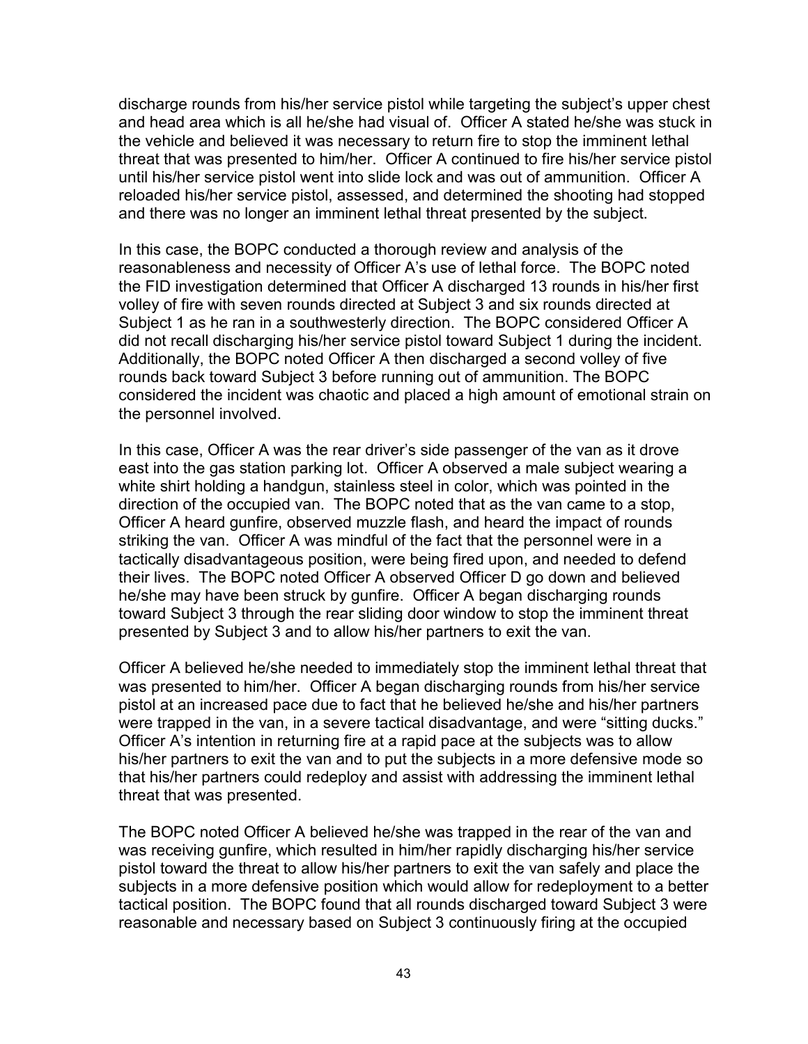discharge rounds from his/her service pistol while targeting the subject's upper chest and head area which is all he/she had visual of. Officer A stated he/she was stuck in the vehicle and believed it was necessary to return fire to stop the imminent lethal threat that was presented to him/her. Officer A continued to fire his/her service pistol until his/her service pistol went into slide lock and was out of ammunition. Officer A reloaded his/her service pistol, assessed, and determined the shooting had stopped and there was no longer an imminent lethal threat presented by the subject.

In this case, the BOPC conducted a thorough review and analysis of the reasonableness and necessity of Officer A's use of lethal force. The BOPC noted the FID investigation determined that Officer A discharged 13 rounds in his/her first volley of fire with seven rounds directed at Subject 3 and six rounds directed at Subject 1 as he ran in a southwesterly direction. The BOPC considered Officer A did not recall discharging his/her service pistol toward Subject 1 during the incident. Additionally, the BOPC noted Officer A then discharged a second volley of five rounds back toward Subject 3 before running out of ammunition. The BOPC considered the incident was chaotic and placed a high amount of emotional strain on the personnel involved.

In this case, Officer A was the rear driver's side passenger of the van as it drove east into the gas station parking lot. Officer A observed a male subject wearing a white shirt holding a handgun, stainless steel in color, which was pointed in the direction of the occupied van. The BOPC noted that as the van came to a stop, Officer A heard gunfire, observed muzzle flash, and heard the impact of rounds striking the van. Officer A was mindful of the fact that the personnel were in a tactically disadvantageous position, were being fired upon, and needed to defend their lives. The BOPC noted Officer A observed Officer D go down and believed he/she may have been struck by gunfire. Officer A began discharging rounds toward Subject 3 through the rear sliding door window to stop the imminent threat presented by Subject 3 and to allow his/her partners to exit the van.

Officer A believed he/she needed to immediately stop the imminent lethal threat that was presented to him/her. Officer A began discharging rounds from his/her service pistol at an increased pace due to fact that he believed he/she and his/her partners were trapped in the van, in a severe tactical disadvantage, and were "sitting ducks." Officer A's intention in returning fire at a rapid pace at the subjects was to allow his/her partners to exit the van and to put the subjects in a more defensive mode so that his/her partners could redeploy and assist with addressing the imminent lethal threat that was presented.

The BOPC noted Officer A believed he/she was trapped in the rear of the van and was receiving gunfire, which resulted in him/her rapidly discharging his/her service pistol toward the threat to allow his/her partners to exit the van safely and place the subjects in a more defensive position which would allow for redeployment to a better tactical position. The BOPC found that all rounds discharged toward Subject 3 were reasonable and necessary based on Subject 3 continuously firing at the occupied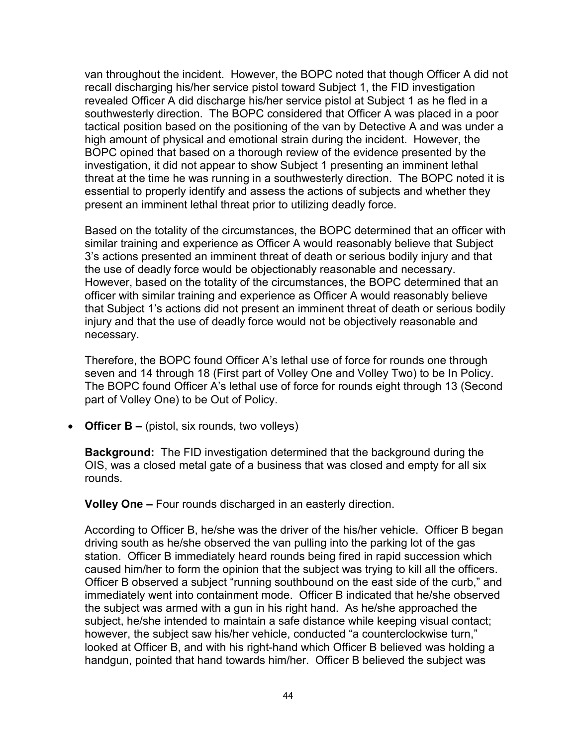van throughout the incident. However, the BOPC noted that though Officer A did not recall discharging his/her service pistol toward Subject 1, the FID investigation revealed Officer A did discharge his/her service pistol at Subject 1 as he fled in a southwesterly direction. The BOPC considered that Officer A was placed in a poor tactical position based on the positioning of the van by Detective A and was under a high amount of physical and emotional strain during the incident. However, the BOPC opined that based on a thorough review of the evidence presented by the investigation, it did not appear to show Subject 1 presenting an imminent lethal threat at the time he was running in a southwesterly direction. The BOPC noted it is essential to properly identify and assess the actions of subjects and whether they present an imminent lethal threat prior to utilizing deadly force.

Based on the totality of the circumstances, the BOPC determined that an officer with similar training and experience as Officer A would reasonably believe that Subject 3's actions presented an imminent threat of death or serious bodily injury and that the use of deadly force would be objectionably reasonable and necessary. However, based on the totality of the circumstances, the BOPC determined that an officer with similar training and experience as Officer A would reasonably believe that Subject 1's actions did not present an imminent threat of death or serious bodily injury and that the use of deadly force would not be objectively reasonable and necessary.

Therefore, the BOPC found Officer A's lethal use of force for rounds one through seven and 14 through 18 (First part of Volley One and Volley Two) to be In Policy. The BOPC found Officer A's lethal use of force for rounds eight through 13 (Second part of Volley One) to be Out of Policy.

- **Officer B –** (pistol, six rounds, two volleys)

  **Background:** The FID investigation determined that the background during the OIS, was a closed metal gate of a business that was closed and empty for all six rounds.

  **Volley One –** Four rounds discharged in an easterly direction.

  According to Officer B, he/she was the driver of the his/her vehicle. Officer B began driving south as he/she observed the van pulling into the parking lot of the gas station. Officer B immediately heard rounds being fired in rapid succession which caused him/her to form the opinion that the subject was trying to kill all the officers. Officer B observed a subject "running southbound on the east side of the curb," and immediately went into containment mode. Officer B indicated that he/she observed the subject was armed with a gun in his right hand. As he/she approached the subject, he/she intended to maintain a safe distance while keeping visual contact; however, the subject saw his/her vehicle, conducted "a counterclockwise turn," looked at Officer B, and with his right-hand which Officer B believed was holding a handgun, pointed that hand towards him/her. Officer B believed the subject was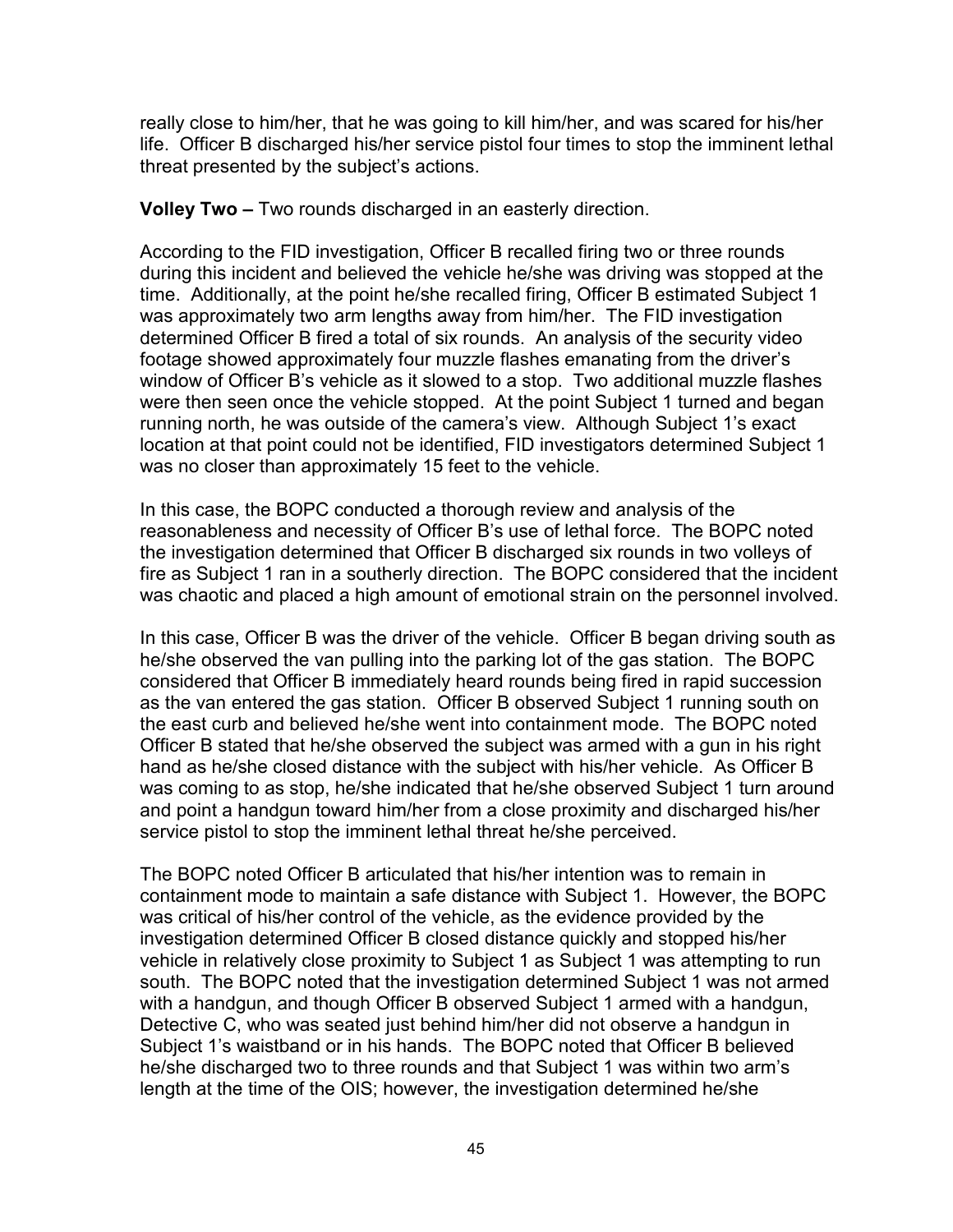really close to him/her, that he was going to kill him/her, and was scared for his/her life. Officer B discharged his/her service pistol four times to stop the imminent lethal threat presented by the subject's actions.

**Volley Two –** Two rounds discharged in an easterly direction.

According to the FID investigation, Officer B recalled firing two or three rounds during this incident and believed the vehicle he/she was driving was stopped at the time. Additionally, at the point he/she recalled firing, Officer B estimated Subject 1 was approximately two arm lengths away from him/her. The FID investigation determined Officer B fired a total of six rounds. An analysis of the security video footage showed approximately four muzzle flashes emanating from the driver's window of Officer B's vehicle as it slowed to a stop. Two additional muzzle flashes were then seen once the vehicle stopped. At the point Subject 1 turned and began running north, he was outside of the camera's view. Although Subject 1's exact location at that point could not be identified, FID investigators determined Subject 1 was no closer than approximately 15 feet to the vehicle.

In this case, the BOPC conducted a thorough review and analysis of the reasonableness and necessity of Officer B's use of lethal force. The BOPC noted the investigation determined that Officer B discharged six rounds in two volleys of fire as Subject 1 ran in a southerly direction. The BOPC considered that the incident was chaotic and placed a high amount of emotional strain on the personnel involved.

In this case, Officer B was the driver of the vehicle. Officer B began driving south as he/she observed the van pulling into the parking lot of the gas station. The BOPC considered that Officer B immediately heard rounds being fired in rapid succession as the van entered the gas station. Officer B observed Subject 1 running south on the east curb and believed he/she went into containment mode. The BOPC noted Officer B stated that he/she observed the subject was armed with a gun in his right hand as he/she closed distance with the subject with his/her vehicle. As Officer B was coming to as stop, he/she indicated that he/she observed Subject 1 turn around and point a handgun toward him/her from a close proximity and discharged his/her service pistol to stop the imminent lethal threat he/she perceived.

The BOPC noted Officer B articulated that his/her intention was to remain in containment mode to maintain a safe distance with Subject 1. However, the BOPC was critical of his/her control of the vehicle, as the evidence provided by the investigation determined Officer B closed distance quickly and stopped his/her vehicle in relatively close proximity to Subject 1 as Subject 1 was attempting to run south. The BOPC noted that the investigation determined Subject 1 was not armed with a handgun, and though Officer B observed Subject 1 armed with a handgun, Detective C, who was seated just behind him/her did not observe a handgun in Subject 1's waistband or in his hands. The BOPC noted that Officer B believed he/she discharged two to three rounds and that Subject 1 was within two arm's length at the time of the OIS; however, the investigation determined he/she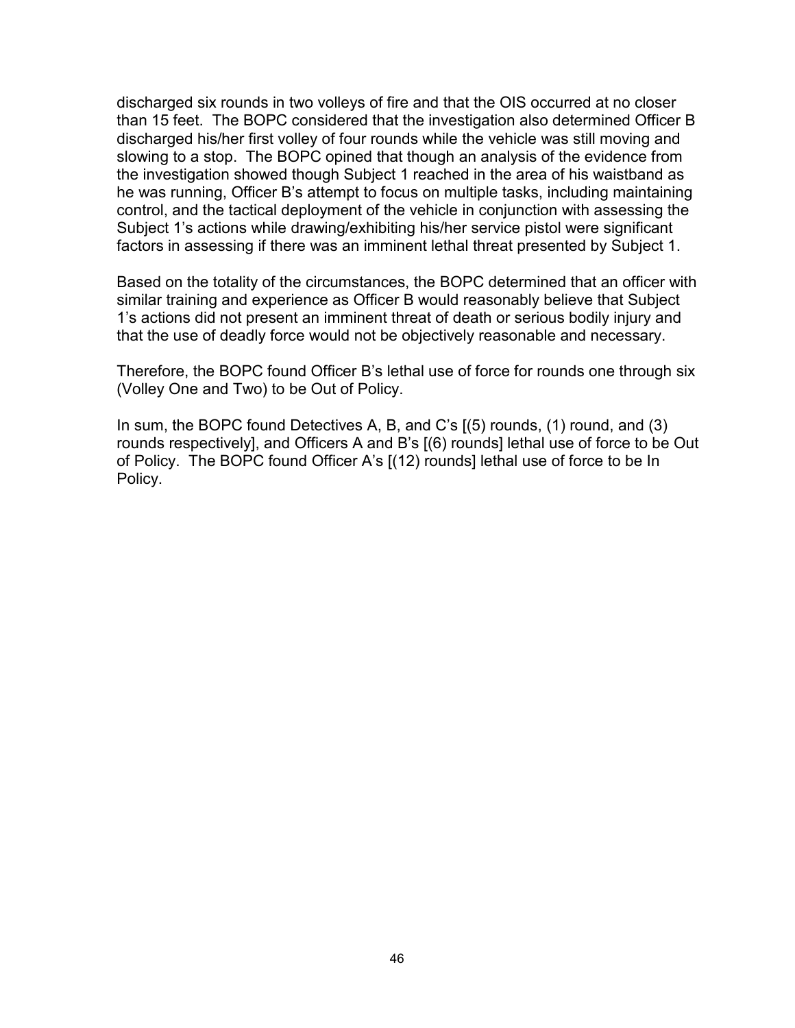discharged six rounds in two volleys of fire and that the OIS occurred at no closer than 15 feet. The BOPC considered that the investigation also determined Officer B discharged his/her first volley of four rounds while the vehicle was still moving and slowing to a stop. The BOPC opined that though an analysis of the evidence from the investigation showed though Subject 1 reached in the area of his waistband as he was running, Officer B's attempt to focus on multiple tasks, including maintaining control, and the tactical deployment of the vehicle in conjunction with assessing the Subject 1's actions while drawing/exhibiting his/her service pistol were significant factors in assessing if there was an imminent lethal threat presented by Subject 1.

Based on the totality of the circumstances, the BOPC determined that an officer with similar training and experience as Officer B would reasonably believe that Subject 1's actions did not present an imminent threat of death or serious bodily injury and that the use of deadly force would not be objectively reasonable and necessary.

Therefore, the BOPC found Officer B's lethal use of force for rounds one through six (Volley One and Two) to be Out of Policy.

In sum, the BOPC found Detectives A, B, and C's [(5) rounds, (1) round, and (3) rounds respectively], and Officers A and B's [(6) rounds] lethal use of force to be Out of Policy. The BOPC found Officer A's [(12) rounds] lethal use of force to be In Policy.